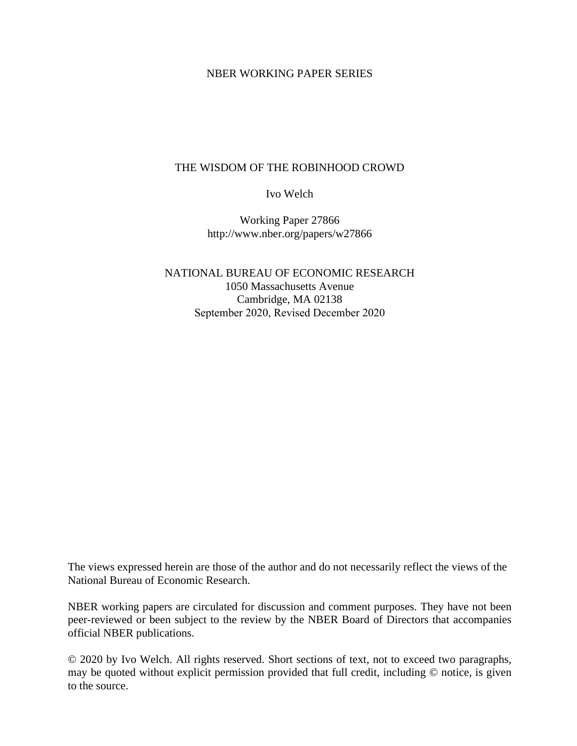NBER WORKING PAPER SERIES

# THE WISDOM OF THE ROBINHOOD CROWD

Ivo Welch

Working Paper 27866
http://www.nber.org/papers/w27866

NATIONAL BUREAU OF ECONOMIC RESEARCH
1050 Massachusetts Avenue
Cambridge, MA 02138
September 2020, Revised December 2020

The views expressed herein are those of the author and do not necessarily reflect the views of the National Bureau of Economic Research.

NBER working papers are circulated for discussion and comment purposes. They have not been peer-reviewed or been subject to the review by the NBER Board of Directors that accompanies official NBER publications.

© 2020 by Ivo Welch. All rights reserved. Short sections of text, not to exceed two paragraphs, may be quoted without explicit permission provided that full credit, including © notice, is given to the source.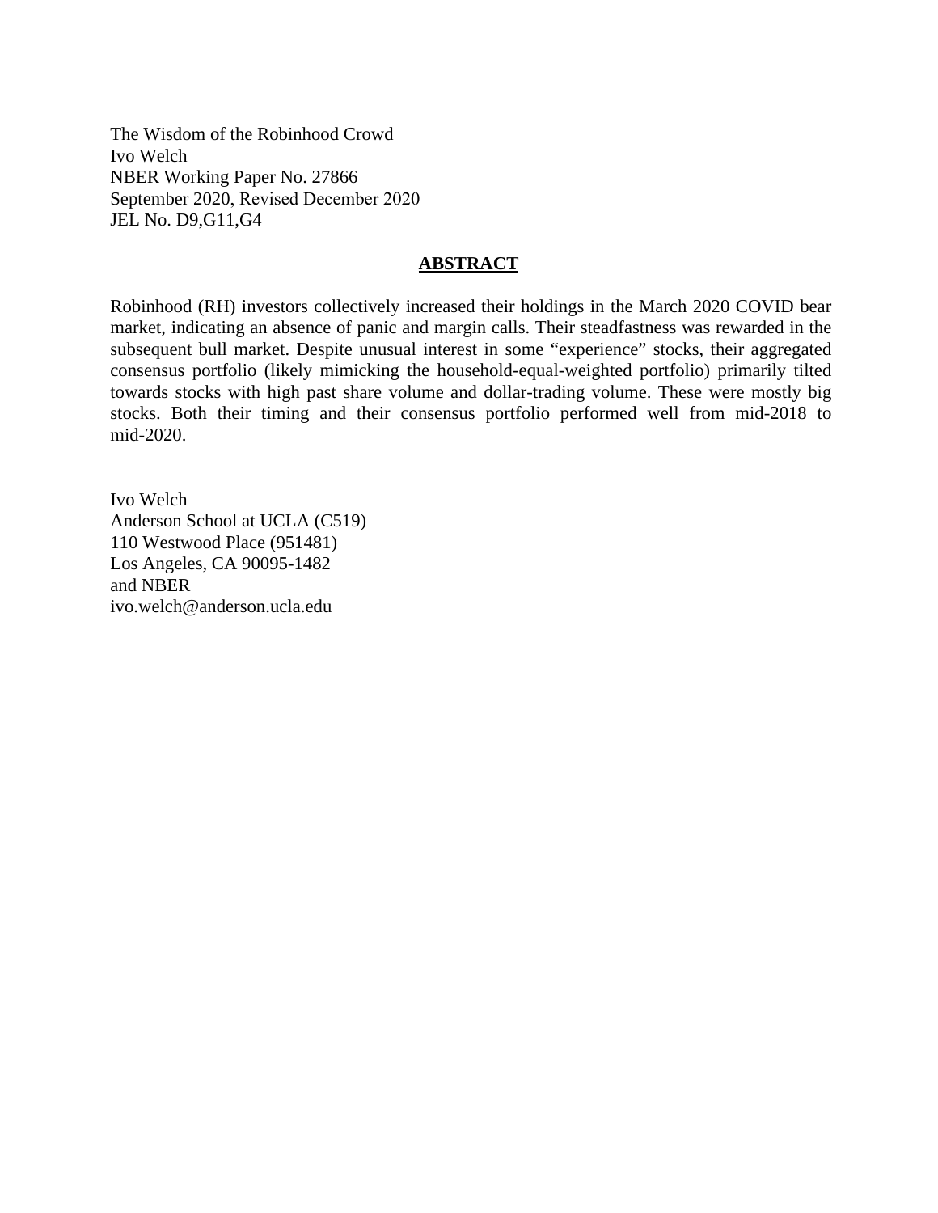The Wisdom of the Robinhood Crowd
Ivo Welch
NBER Working Paper No. 27866
September 2020, Revised December 2020
JEL No. D9,G11,G4

## ABSTRACT

Robinhood (RH) investors collectively increased their holdings in the March 2020 COVID bear market, indicating an absence of panic and margin calls. Their steadfastness was rewarded in the subsequent bull market. Despite unusual interest in some "experience" stocks, their aggregated consensus portfolio (likely mimicking the household-equal-weighted portfolio) primarily tilted towards stocks with high past share volume and dollar-trading volume. These were mostly big stocks. Both their timing and their consensus portfolio performed well from mid-2018 to mid-2020.

Ivo Welch
Anderson School at UCLA (C519)
110 Westwood Place (951481)
Los Angeles, CA 90095-1482
and NBER
ivo.welch@anderson.ucla.edu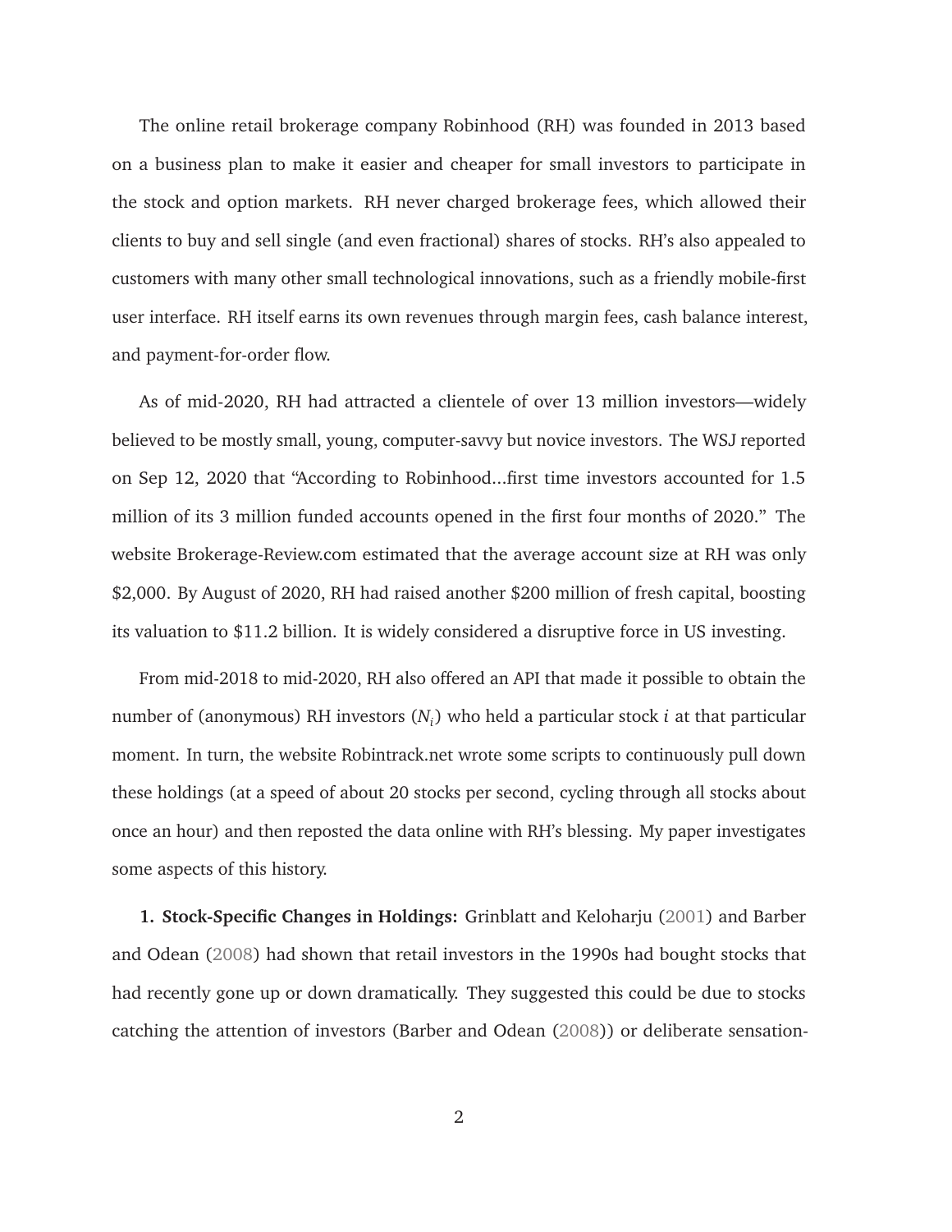The online retail brokerage company Robinhood (RH) was founded in 2013 based on a business plan to make it easier and cheaper for small investors to participate in the stock and option markets. RH never charged brokerage fees, which allowed their clients to buy and sell single (and even fractional) shares of stocks. RH's also appealed to customers with many other small technological innovations, such as a friendly mobile-first user interface. RH itself earns its own revenues through margin fees, cash balance interest, and payment-for-order flow.

As of mid-2020, RH had attracted a clientele of over 13 million investors—widely believed to be mostly small, young, computer-savvy but novice investors. The WSJ reported on Sep 12, 2020 that "According to Robinhood...first time investors accounted for 1.5 million of its 3 million funded accounts opened in the first four months of 2020." The website Brokerage-Review.com estimated that the average account size at RH was only $2,000. By August of 2020, RH had raised another $200 million of fresh capital, boosting its valuation to $11.2 billion. It is widely considered a disruptive force in US investing.

From mid-2018 to mid-2020, RH also offered an API that made it possible to obtain the number of (anonymous) RH investors ($N_i$) who held a particular stock $i$ at that particular moment. In turn, the website Robintrack.net wrote some scripts to continuously pull down these holdings (at a speed of about 20 stocks per second, cycling through all stocks about once an hour) and then reposted the data online with RH's blessing. My paper investigates some aspects of this history.

**1. Stock-Specific Changes in Holdings:** Grinblatt and Keloharju (2001) and Barber and Odean (2008) had shown that retail investors in the 1990s had bought stocks that had recently gone up or down dramatically. They suggested this could be due to stocks catching the attention of investors (Barber and Odean (2008)) or deliberate sensation-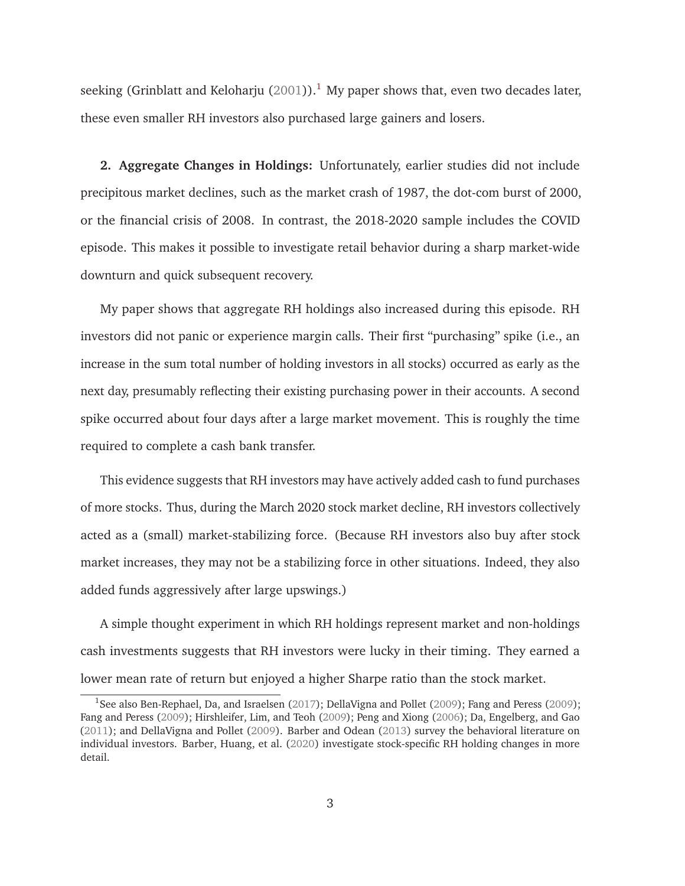seeking (Grinblatt and Keloharju (2001)).[1] My paper shows that, even two decades later, these even smaller RH investors also purchased large gainers and losers.

**2. Aggregate Changes in Holdings:** Unfortunately, earlier studies did not include precipitous market declines, such as the market crash of 1987, the dot-com burst of 2000, or the financial crisis of 2008. In contrast, the 2018-2020 sample includes the COVID episode. This makes it possible to investigate retail behavior during a sharp market-wide downturn and quick subsequent recovery.

My paper shows that aggregate RH holdings also increased during this episode. RH investors did not panic or experience margin calls. Their first "purchasing" spike (i.e., an increase in the sum total number of holding investors in all stocks) occurred as early as the next day, presumably reflecting their existing purchasing power in their accounts. A second spike occurred about four days after a large market movement. This is roughly the time required to complete a cash bank transfer.

This evidence suggests that RH investors may have actively added cash to fund purchases of more stocks. Thus, during the March 2020 stock market decline, RH investors collectively acted as a (small) market-stabilizing force. (Because RH investors also buy after stock market increases, they may not be a stabilizing force in other situations. Indeed, they also added funds aggressively after large upswings.)

A simple thought experiment in which RH holdings represent market and non-holdings cash investments suggests that RH investors were lucky in their timing. They earned a lower mean rate of return but enjoyed a higher Sharpe ratio than the stock market.

[1] See also Ben-Rephael, Da, and Israelsen (2017); DellaVigna and Pollet (2009); Fang and Peress (2009); Fang and Peress (2009); Hirshleifer, Lim, and Teoh (2009); Peng and Xiong (2006); Da, Engelberg, and Gao (2011); and DellaVigna and Pollet (2009). Barber and Odean (2013) survey the behavioral literature on individual investors. Barber, Huang, et al. (2020) investigate stock-specific RH holding changes in more detail.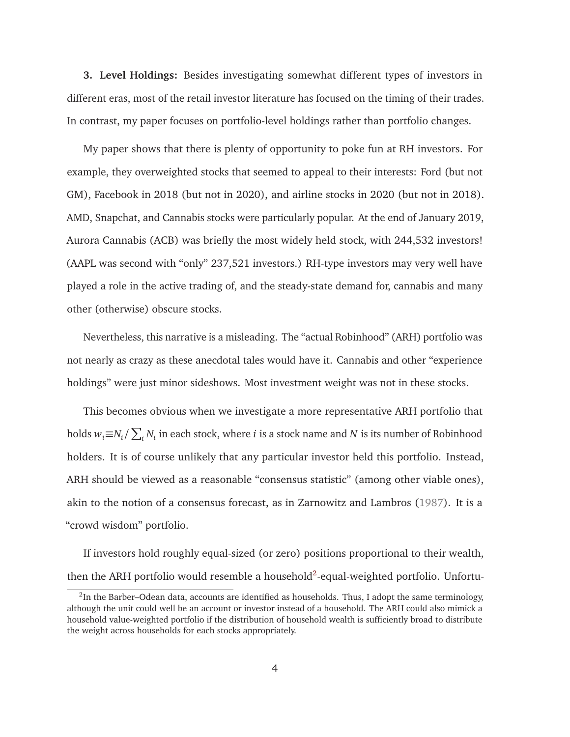**3. Level Holdings:** Besides investigating somewhat different types of investors in different eras, most of the retail investor literature has focused on the timing of their trades. In contrast, my paper focuses on portfolio-level holdings rather than portfolio changes.

My paper shows that there is plenty of opportunity to poke fun at RH investors. For example, they overweighted stocks that seemed to appeal to their interests: Ford (but not GM), Facebook in 2018 (but not in 2020), and airline stocks in 2020 (but not in 2018). AMD, Snapchat, and Cannabis stocks were particularly popular. At the end of January 2019, Aurora Cannabis (ACB) was briefly the most widely held stock, with 244,532 investors! (AAPL was second with "only" 237,521 investors.) RH-type investors may very well have played a role in the active trading of, and the steady-state demand for, cannabis and many other (otherwise) obscure stocks.

Nevertheless, this narrative is a misleading. The "actual Robinhood" (ARH) portfolio was not nearly as crazy as these anecdotal tales would have it. Cannabis and other "experience holdings" were just minor sideshows. Most investment weight was not in these stocks.

This becomes obvious when we investigate a more representative ARH portfolio that holds $w_i \equiv N_i / \sum_i N_i$ in each stock, where $i$ is a stock name and $N$ is its number of Robinhood holders. It is of course unlikely that any particular investor held this portfolio. Instead, ARH should be viewed as a reasonable "consensus statistic" (among other viable ones), akin to the notion of a consensus forecast, as in Zarnowitz and Lambros (1987). It is a "crowd wisdom" portfolio.

If investors hold roughly equal-sized (or zero) positions proportional to their wealth, then the ARH portfolio would resemble a household[2]-equal-weighted portfolio. Unfortu-

[2] In the Barber–Odean data, accounts are identified as households. Thus, I adopt the same terminology, although the unit could well be an account or investor instead of a household. The ARH could also mimick a household value-weighted portfolio if the distribution of household wealth is sufficiently broad to distribute the weight across households for each stocks appropriately.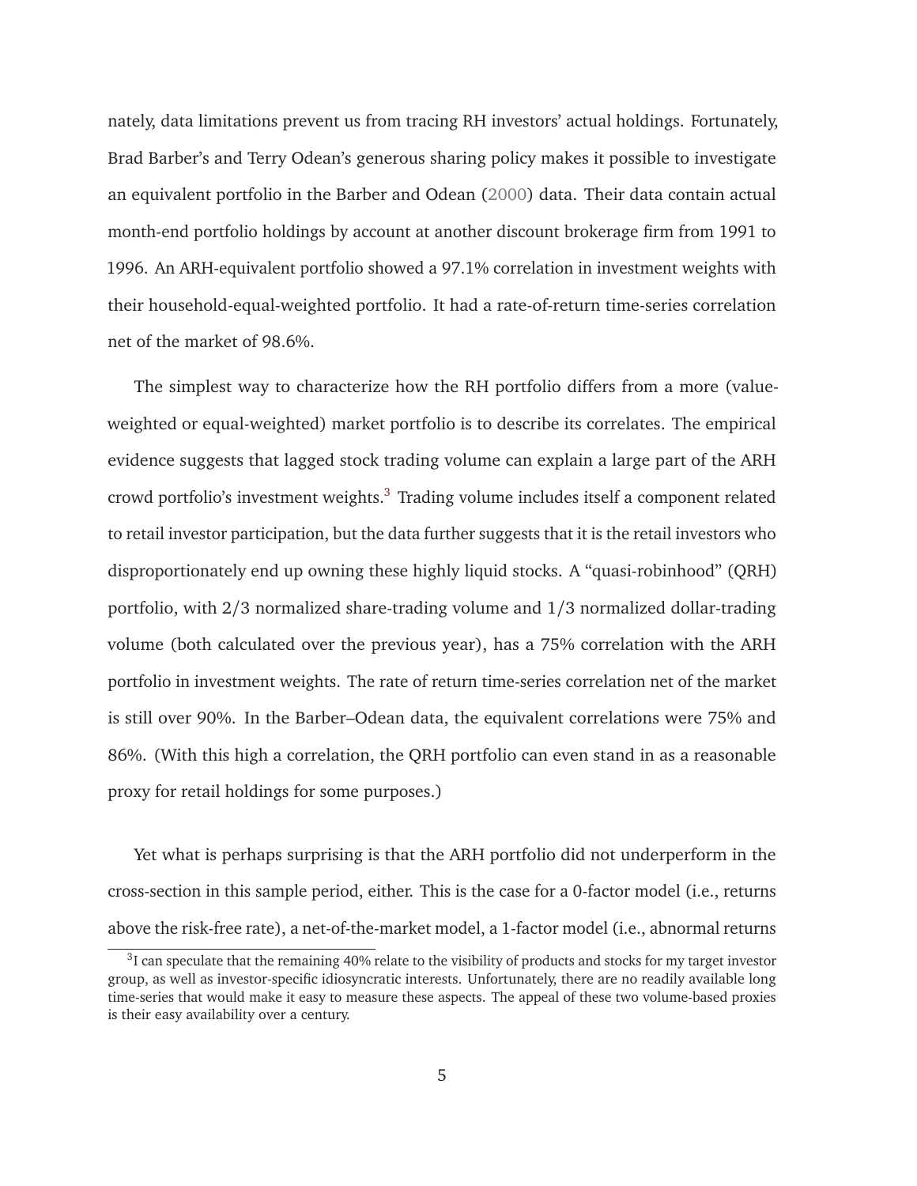nately, data limitations prevent us from tracing RH investors' actual holdings. Fortunately, Brad Barber's and Terry Odean's generous sharing policy makes it possible to investigate an equivalent portfolio in the Barber and Odean (2000) data. Their data contain actual month-end portfolio holdings by account at another discount brokerage firm from 1991 to 1996. An ARH-equivalent portfolio showed a 97.1% correlation in investment weights with their household-equal-weighted portfolio. It had a rate-of-return time-series correlation net of the market of 98.6%.

The simplest way to characterize how the RH portfolio differs from a more (value-weighted or equal-weighted) market portfolio is to describe its correlates. The empirical evidence suggests that lagged stock trading volume can explain a large part of the ARH crowd portfolio's investment weights.[3] Trading volume includes itself a component related to retail investor participation, but the data further suggests that it is the retail investors who disproportionately end up owning these highly liquid stocks. A "quasi-robinhood" (QRH) portfolio, with 2/3 normalized share-trading volume and 1/3 normalized dollar-trading volume (both calculated over the previous year), has a 75% correlation with the ARH portfolio in investment weights. The rate of return time-series correlation net of the market is still over 90%. In the Barber–Odean data, the equivalent correlations were 75% and 86%. (With this high a correlation, the QRH portfolio can even stand in as a reasonable proxy for retail holdings for some purposes.)

Yet what is perhaps surprising is that the ARH portfolio did not underperform in the cross-section in this sample period, either. This is the case for a 0-factor model (i.e., returns above the risk-free rate), a net-of-the-market model, a 1-factor model (i.e., abnormal returns

[3] I can speculate that the remaining 40% relate to the visibility of products and stocks for my target investor group, as well as investor-specific idiosyncratic interests. Unfortunately, there are no readily available long time-series that would make it easy to measure these aspects. The appeal of these two volume-based proxies is their easy availability over a century.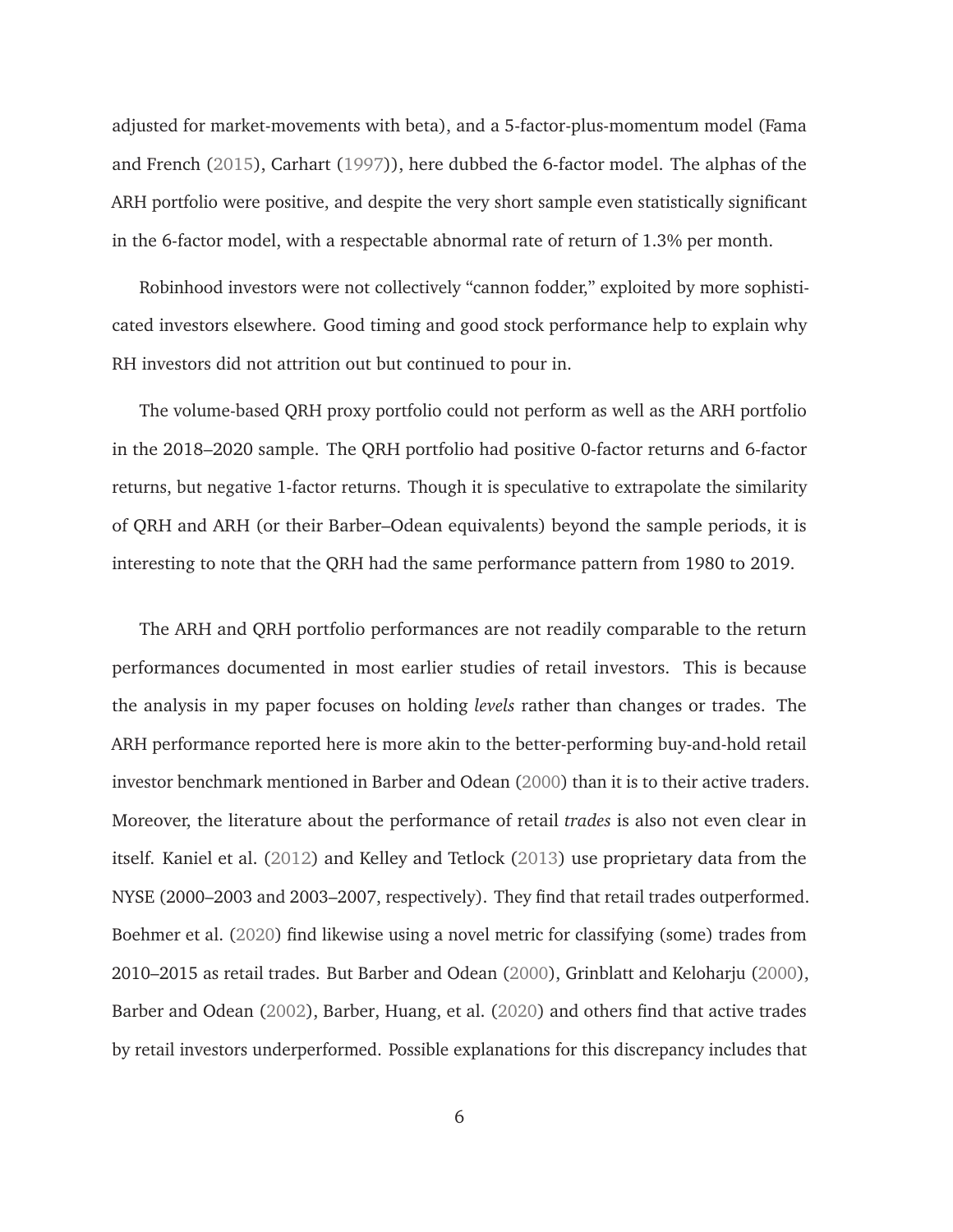adjusted for market-movements with beta), and a 5-factor-plus-momentum model (Fama and French (2015), Carhart (1997)), here dubbed the 6-factor model. The alphas of the ARH portfolio were positive, and despite the very short sample even statistically significant in the 6-factor model, with a respectable abnormal rate of return of 1.3% per month.

Robinhood investors were not collectively "cannon fodder," exploited by more sophisticated investors elsewhere. Good timing and good stock performance help to explain why RH investors did not attrition out but continued to pour in.

The volume-based QRH proxy portfolio could not perform as well as the ARH portfolio in the 2018–2020 sample. The QRH portfolio had positive 0-factor returns and 6-factor returns, but negative 1-factor returns. Though it is speculative to extrapolate the similarity of QRH and ARH (or their Barber–Odean equivalents) beyond the sample periods, it is interesting to note that the QRH had the same performance pattern from 1980 to 2019.

The ARH and QRH portfolio performances are not readily comparable to the return performances documented in most earlier studies of retail investors. This is because the analysis in my paper focuses on holding *levels* rather than changes or trades. The ARH performance reported here is more akin to the better-performing buy-and-hold retail investor benchmark mentioned in Barber and Odean (2000) than it is to their active traders. Moreover, the literature about the performance of retail *trades* is also not even clear in itself. Kaniel et al. (2012) and Kelley and Tetlock (2013) use proprietary data from the NYSE (2000–2003 and 2003–2007, respectively). They find that retail trades outperformed. Boehmer et al. (2020) find likewise using a novel metric for classifying (some) trades from 2010–2015 as retail trades. But Barber and Odean (2000), Grinblatt and Keloharju (2000), Barber and Odean (2002), Barber, Huang, et al. (2020) and others find that active trades by retail investors underperformed. Possible explanations for this discrepancy includes that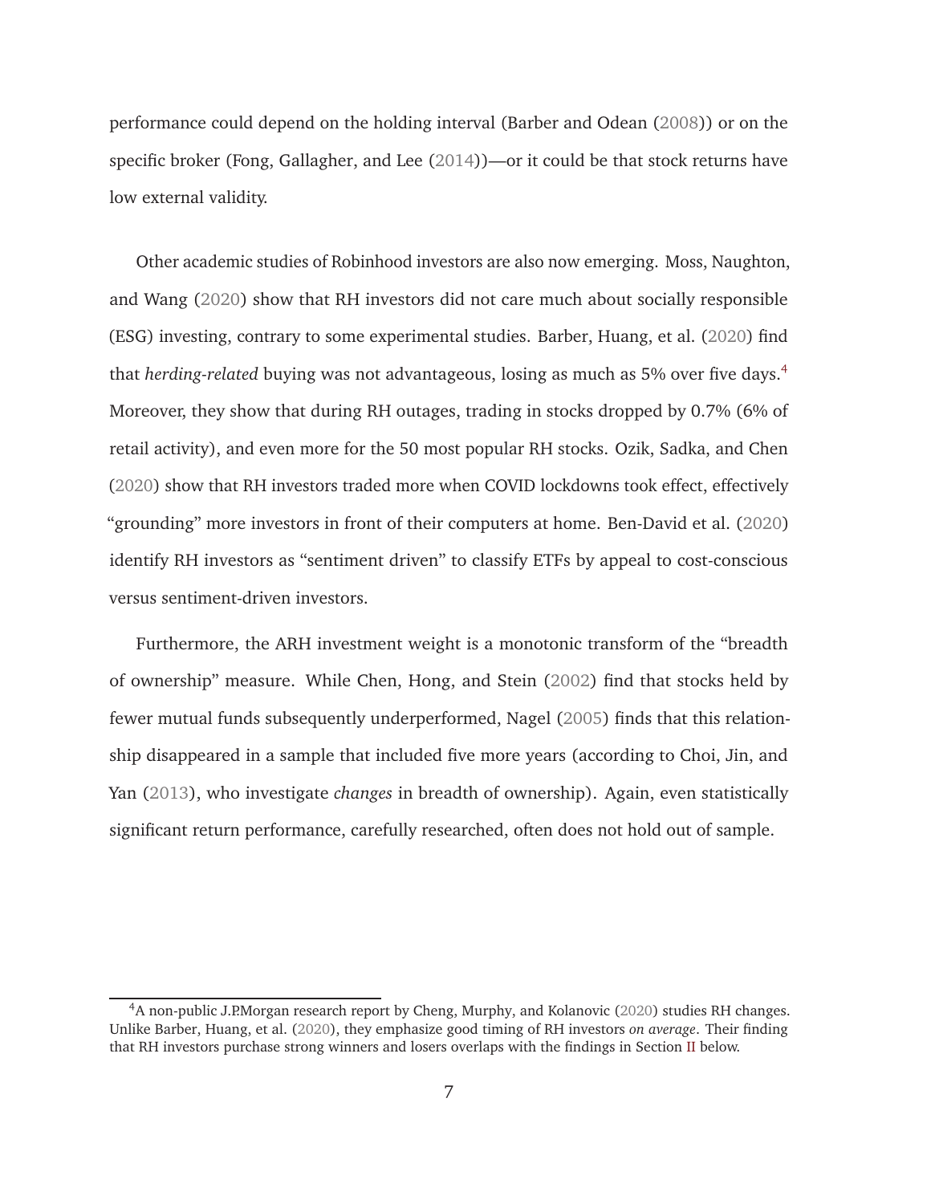performance could depend on the holding interval (Barber and Odean (2008)) or on the specific broker (Fong, Gallagher, and Lee (2014))—or it could be that stock returns have low external validity.

Other academic studies of Robinhood investors are also now emerging. Moss, Naughton, and Wang (2020) show that RH investors did not care much about socially responsible (ESG) investing, contrary to some experimental studies. Barber, Huang, et al. (2020) find that *herding-related* buying was not advantageous, losing as much as 5% over five days.[4] Moreover, they show that during RH outages, trading in stocks dropped by 0.7% (6% of retail activity), and even more for the 50 most popular RH stocks. Ozik, Sadka, and Chen (2020) show that RH investors traded more when COVID lockdowns took effect, effectively "grounding" more investors in front of their computers at home. Ben-David et al. (2020) identify RH investors as "sentiment driven" to classify ETFs by appeal to cost-conscious versus sentiment-driven investors.

Furthermore, the ARH investment weight is a monotonic transform of the "breadth of ownership" measure. While Chen, Hong, and Stein (2002) find that stocks held by fewer mutual funds subsequently underperformed, Nagel (2005) finds that this relationship disappeared in a sample that included five more years (according to Choi, Jin, and Yan (2013), who investigate *changes* in breadth of ownership). Again, even statistically significant return performance, carefully researched, often does not hold out of sample.

---

[4] A non-public J.P.Morgan research report by Cheng, Murphy, and Kolanovic (2020) studies RH changes. Unlike Barber, Huang, et al. (2020), they emphasize good timing of RH investors *on average*. Their finding that RH investors purchase strong winners and losers overlaps with the findings in Section II below.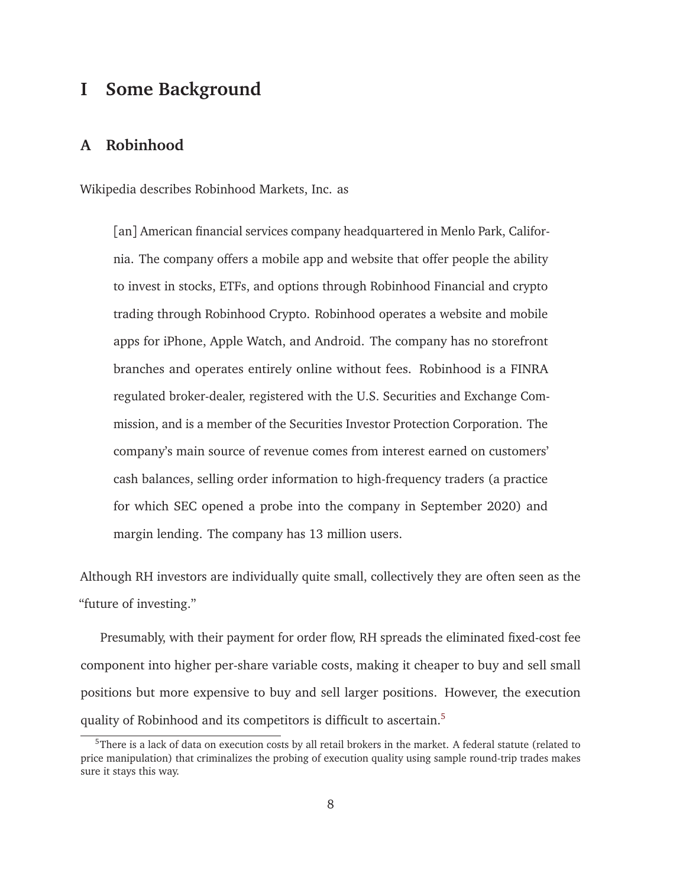# I Some Background

## A Robinhood

Wikipedia describes Robinhood Markets, Inc. as

> [an] American financial services company headquartered in Menlo Park, California. The company offers a mobile app and website that offer people the ability to invest in stocks, ETFs, and options through Robinhood Financial and crypto trading through Robinhood Crypto. Robinhood operates a website and mobile apps for iPhone, Apple Watch, and Android. The company has no storefront branches and operates entirely online without fees. Robinhood is a FINRA regulated broker-dealer, registered with the U.S. Securities and Exchange Commission, and is a member of the Securities Investor Protection Corporation. The company's main source of revenue comes from interest earned on customers' cash balances, selling order information to high-frequency traders (a practice for which SEC opened a probe into the company in September 2020) and margin lending. The company has 13 million users.

Although RH investors are individually quite small, collectively they are often seen as the "future of investing."

Presumably, with their payment for order flow, RH spreads the eliminated fixed-cost fee component into higher per-share variable costs, making it cheaper to buy and sell small positions but more expensive to buy and sell larger positions. However, the execution quality of Robinhood and its competitors is difficult to ascertain.[5]

[5] There is a lack of data on execution costs by all retail brokers in the market. A federal statute (related to price manipulation) that criminalizes the probing of execution quality using sample round-trip trades makes sure it stays this way.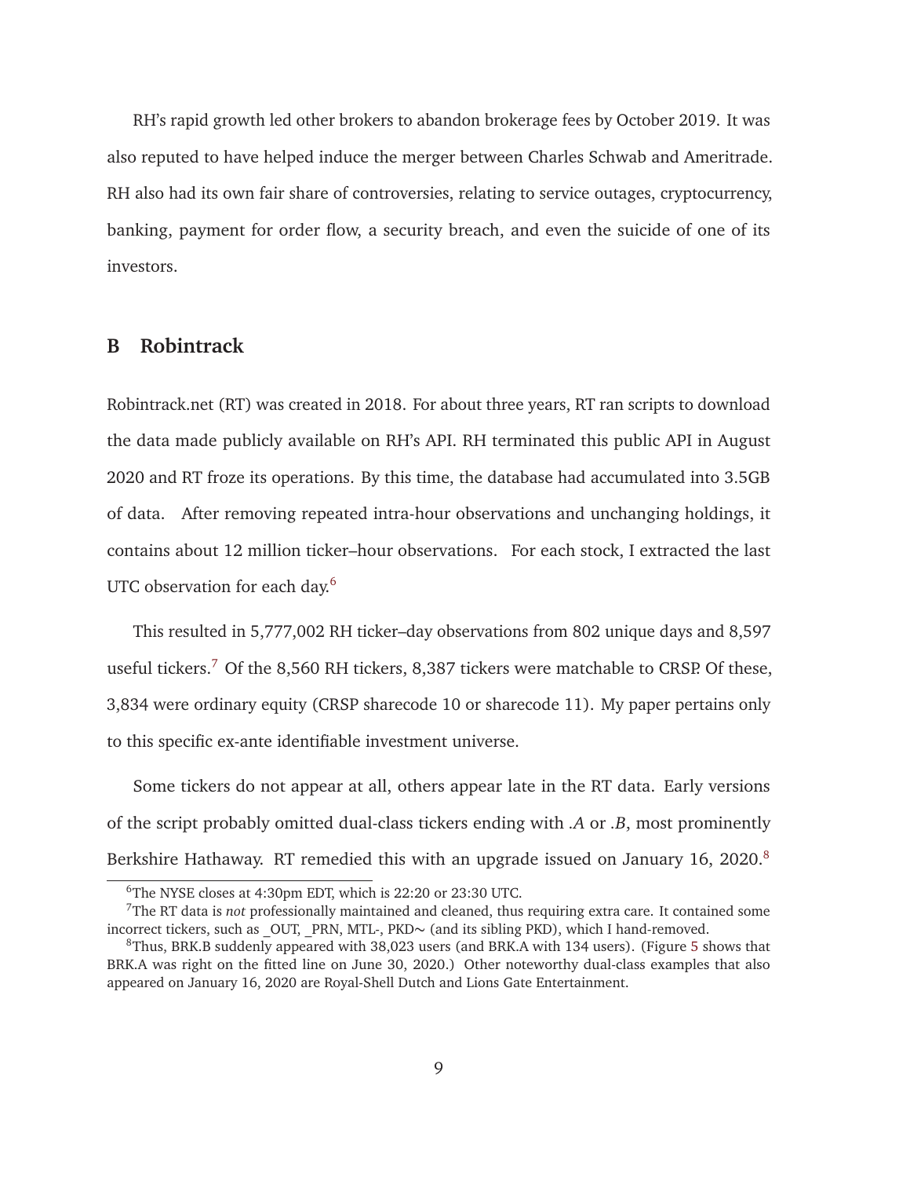RH's rapid growth led other brokers to abandon brokerage fees by October 2019. It was also reputed to have helped induce the merger between Charles Schwab and Ameritrade. RH also had its own fair share of controversies, relating to service outages, cryptocurrency, banking, payment for order flow, a security breach, and even the suicide of one of its investors.

## B Robintrack

Robintrack.net (RT) was created in 2018. For about three years, RT ran scripts to download the data made publicly available on RH's API. RH terminated this public API in August 2020 and RT froze its operations. By this time, the database had accumulated into 3.5GB of data. After removing repeated intra-hour observations and unchanging holdings, it contains about 12 million ticker–hour observations. For each stock, I extracted the last UTC observation for each day.[6]

This resulted in 5,777,002 RH ticker–day observations from 802 unique days and 8,597 useful tickers.[7] Of the 8,560 RH tickers, 8,387 tickers were matchable to CRSP. Of these, 3,834 were ordinary equity (CRSP sharecode 10 or sharecode 11). My paper pertains only to this specific ex-ante identifiable investment universe.

Some tickers do not appear at all, others appear late in the RT data. Early versions of the script probably omitted dual-class tickers ending with *.A* or *.B*, most prominently Berkshire Hathaway. RT remedied this with an upgrade issued on January 16, 2020.[8]

---

[6] The NYSE closes at 4:30pm EDT, which is 22:20 or 23:30 UTC.

[7] The RT data is *not* professionally maintained and cleaned, thus requiring extra care. It contained some incorrect tickers, such as _OUT, _PRN, MTL-, PKD∼ (and its sibling PKD), which I hand-removed.

[8] Thus, BRK.B suddenly appeared with 38,023 users (and BRK.A with 134 users). (Figure 5 shows that BRK.A was right on the fitted line on June 30, 2020.) Other noteworthy dual-class examples that also appeared on January 16, 2020 are Royal-Shell Dutch and Lions Gate Entertainment.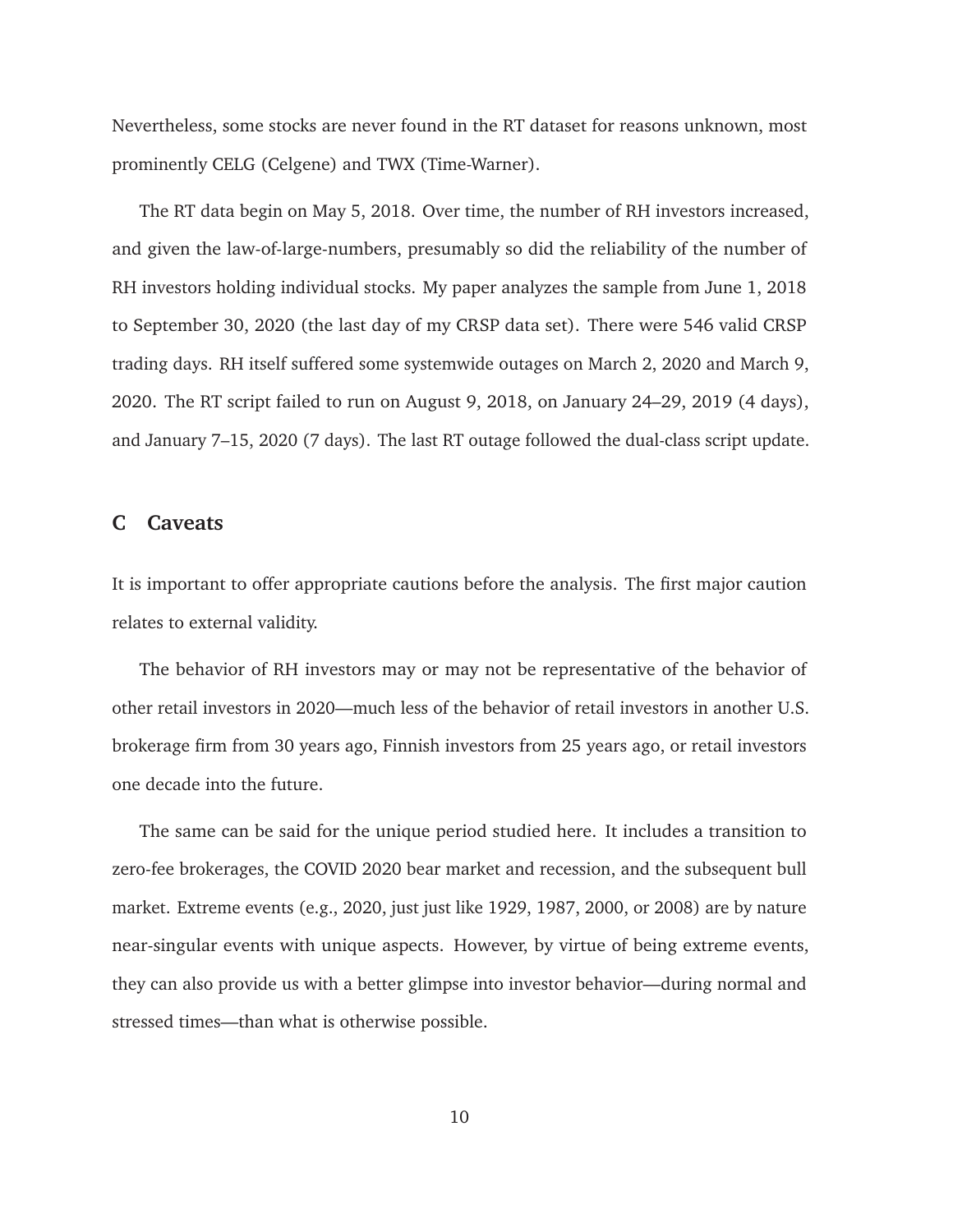Nevertheless, some stocks are never found in the RT dataset for reasons unknown, most prominently CELG (Celgene) and TWX (Time-Warner).

The RT data begin on May 5, 2018. Over time, the number of RH investors increased, and given the law-of-large-numbers, presumably so did the reliability of the number of RH investors holding individual stocks. My paper analyzes the sample from June 1, 2018 to September 30, 2020 (the last day of my CRSP data set). There were 546 valid CRSP trading days. RH itself suffered some systemwide outages on March 2, 2020 and March 9, 2020. The RT script failed to run on August 9, 2018, on January 24–29, 2019 (4 days), and January 7–15, 2020 (7 days). The last RT outage followed the dual-class script update.

## C Caveats

It is important to offer appropriate cautions before the analysis. The first major caution relates to external validity.

The behavior of RH investors may or may not be representative of the behavior of other retail investors in 2020—much less of the behavior of retail investors in another U.S. brokerage firm from 30 years ago, Finnish investors from 25 years ago, or retail investors one decade into the future.

The same can be said for the unique period studied here. It includes a transition to zero-fee brokerages, the COVID 2020 bear market and recession, and the subsequent bull market. Extreme events (e.g., 2020, just just like 1929, 1987, 2000, or 2008) are by nature near-singular events with unique aspects. However, by virtue of being extreme events, they can also provide us with a better glimpse into investor behavior—during normal and stressed times—than what is otherwise possible.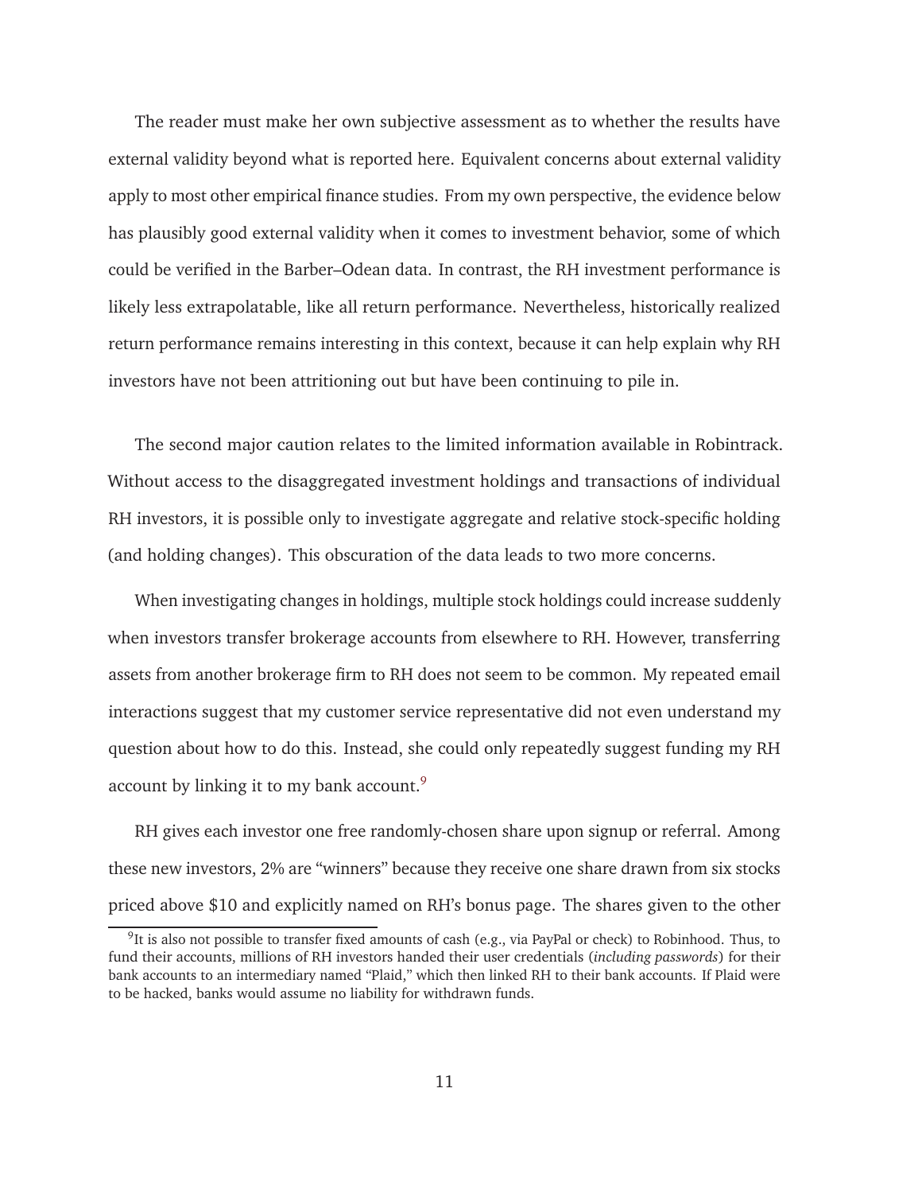The reader must make her own subjective assessment as to whether the results have external validity beyond what is reported here. Equivalent concerns about external validity apply to most other empirical finance studies. From my own perspective, the evidence below has plausibly good external validity when it comes to investment behavior, some of which could be verified in the Barber–Odean data. In contrast, the RH investment performance is likely less extrapolatable, like all return performance. Nevertheless, historically realized return performance remains interesting in this context, because it can help explain why RH investors have not been attritioning out but have been continuing to pile in.

The second major caution relates to the limited information available in Robintrack. Without access to the disaggregated investment holdings and transactions of individual RH investors, it is possible only to investigate aggregate and relative stock-specific holding (and holding changes). This obscuration of the data leads to two more concerns.

When investigating changes in holdings, multiple stock holdings could increase suddenly when investors transfer brokerage accounts from elsewhere to RH. However, transferring assets from another brokerage firm to RH does not seem to be common. My repeated email interactions suggest that my customer service representative did not even understand my question about how to do this. Instead, she could only repeatedly suggest funding my RH account by linking it to my bank account.[9]

RH gives each investor one free randomly-chosen share upon signup or referral. Among these new investors, 2% are "winners" because they receive one share drawn from six stocks priced above $10 and explicitly named on RH's bonus page. The shares given to the other

[9]It is also not possible to transfer fixed amounts of cash (e.g., via PayPal or check) to Robinhood. Thus, to fund their accounts, millions of RH investors handed their user credentials (*including passwords*) for their bank accounts to an intermediary named "Plaid," which then linked RH to their bank accounts. If Plaid were to be hacked, banks would assume no liability for withdrawn funds.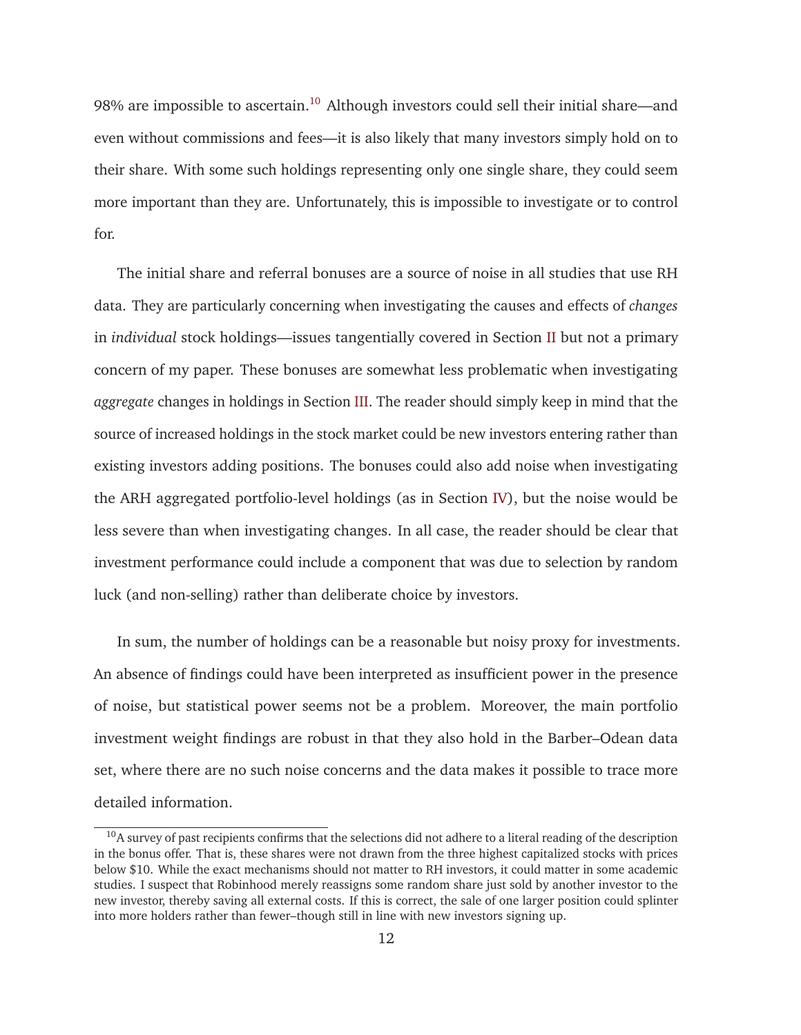98% are impossible to ascertain.[10] Although investors could sell their initial share—and even without commissions and fees—it is also likely that many investors simply hold on to their share. With some such holdings representing only one single share, they could seem more important than they are. Unfortunately, this is impossible to investigate or to control for.

The initial share and referral bonuses are a source of noise in all studies that use RH data. They are particularly concerning when investigating the causes and effects of *changes* in *individual* stock holdings—issues tangentially covered in Section II but not a primary concern of my paper. These bonuses are somewhat less problematic when investigating *aggregate* changes in holdings in Section III. The reader should simply keep in mind that the source of increased holdings in the stock market could be new investors entering rather than existing investors adding positions. The bonuses could also add noise when investigating the ARH aggregated portfolio-level holdings (as in Section IV), but the noise would be less severe than when investigating changes. In all case, the reader should be clear that investment performance could include a component that was due to selection by random luck (and non-selling) rather than deliberate choice by investors.

In sum, the number of holdings can be a reasonable but noisy proxy for investments. An absence of findings could have been interpreted as insufficient power in the presence of noise, but statistical power seems not be a problem. Moreover, the main portfolio investment weight findings are robust in that they also hold in the Barber–Odean data set, where there are no such noise concerns and the data makes it possible to trace more detailed information.

---

[10] A survey of past recipients confirms that the selections did not adhere to a literal reading of the description in the bonus offer. That is, these shares were not drawn from the three highest capitalized stocks with prices below $10. While the exact mechanisms should not matter to RH investors, it could matter in some academic studies. I suspect that Robinhood merely reassigns some random share just sold by another investor to the new investor, thereby saving all external costs. If this is correct, the sale of one larger position could splinter into more holders rather than fewer–though still in line with new investors signing up.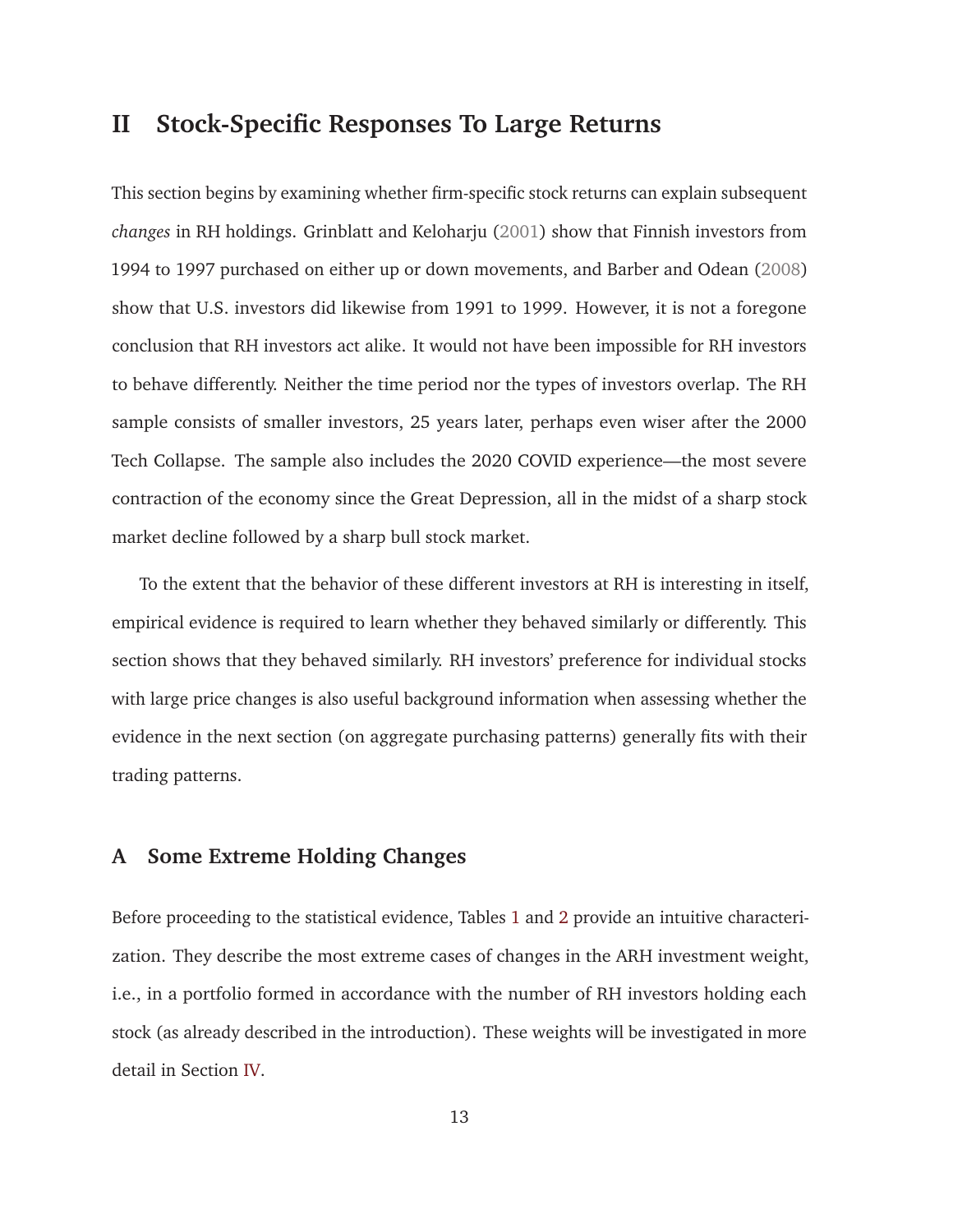# II Stock-Specific Responses To Large Returns

This section begins by examining whether firm-specific stock returns can explain subsequent *changes* in RH holdings. Grinblatt and Keloharju (2001) show that Finnish investors from 1994 to 1997 purchased on either up or down movements, and Barber and Odean (2008) show that U.S. investors did likewise from 1991 to 1999. However, it is not a foregone conclusion that RH investors act alike. It would not have been impossible for RH investors to behave differently. Neither the time period nor the types of investors overlap. The RH sample consists of smaller investors, 25 years later, perhaps even wiser after the 2000 Tech Collapse. The sample also includes the 2020 COVID experience—the most severe contraction of the economy since the Great Depression, all in the midst of a sharp stock market decline followed by a sharp bull stock market.

To the extent that the behavior of these different investors at RH is interesting in itself, empirical evidence is required to learn whether they behaved similarly or differently. This section shows that they behaved similarly. RH investors' preference for individual stocks with large price changes is also useful background information when assessing whether the evidence in the next section (on aggregate purchasing patterns) generally fits with their trading patterns.

## A Some Extreme Holding Changes

Before proceeding to the statistical evidence, Tables 1 and 2 provide an intuitive characterization. They describe the most extreme cases of changes in the ARH investment weight, i.e., in a portfolio formed in accordance with the number of RH investors holding each stock (as already described in the introduction). These weights will be investigated in more detail in Section IV.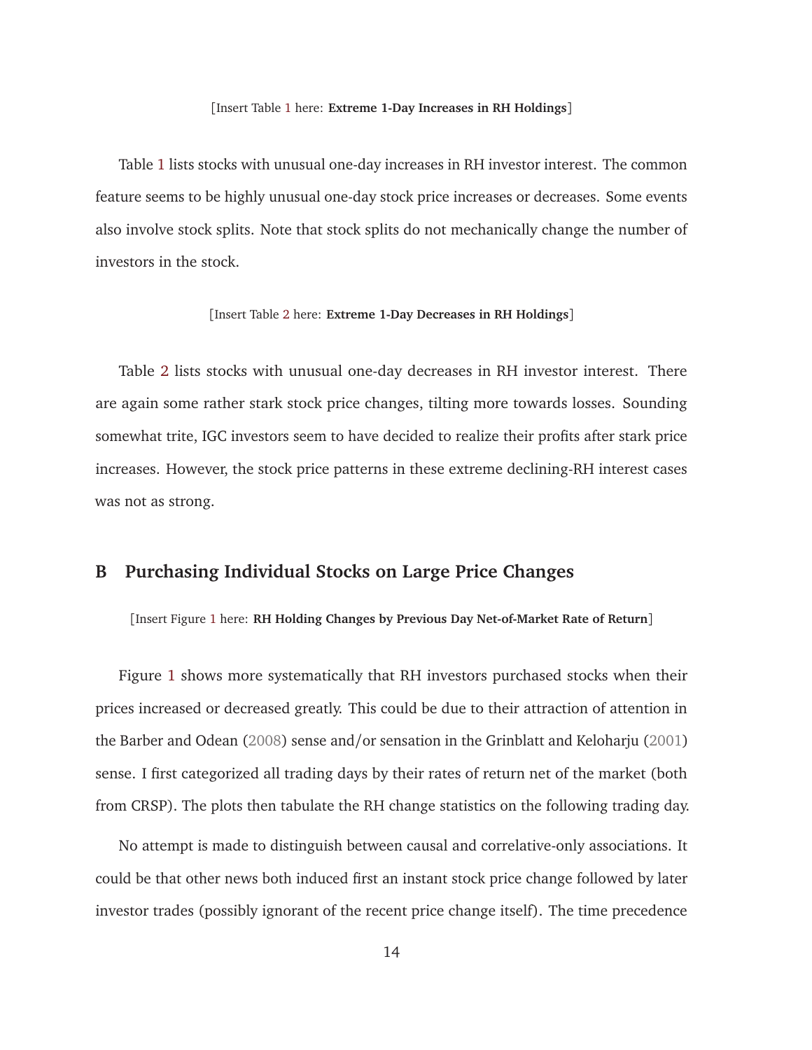[Insert Table 1 here: **Extreme 1-Day Increases in RH Holdings**]

Table 1 lists stocks with unusual one-day increases in RH investor interest. The common feature seems to be highly unusual one-day stock price increases or decreases. Some events also involve stock splits. Note that stock splits do not mechanically change the number of investors in the stock.

[Insert Table 2 here: **Extreme 1-Day Decreases in RH Holdings**]

Table 2 lists stocks with unusual one-day decreases in RH investor interest. There are again some rather stark stock price changes, tilting more towards losses. Sounding somewhat trite, IGC investors seem to have decided to realize their profits after stark price increases. However, the stock price patterns in these extreme declining-RH interest cases was not as strong.

## B Purchasing Individual Stocks on Large Price Changes

[Insert Figure 1 here: **RH Holding Changes by Previous Day Net-of-Market Rate of Return**]

Figure 1 shows more systematically that RH investors purchased stocks when their prices increased or decreased greatly. This could be due to their attraction of attention in the Barber and Odean (2008) sense and/or sensation in the Grinblatt and Keloharju (2001) sense. I first categorized all trading days by their rates of return net of the market (both from CRSP). The plots then tabulate the RH change statistics on the following trading day.

No attempt is made to distinguish between causal and correlative-only associations. It could be that other news both induced first an instant stock price change followed by later investor trades (possibly ignorant of the recent price change itself). The time precedence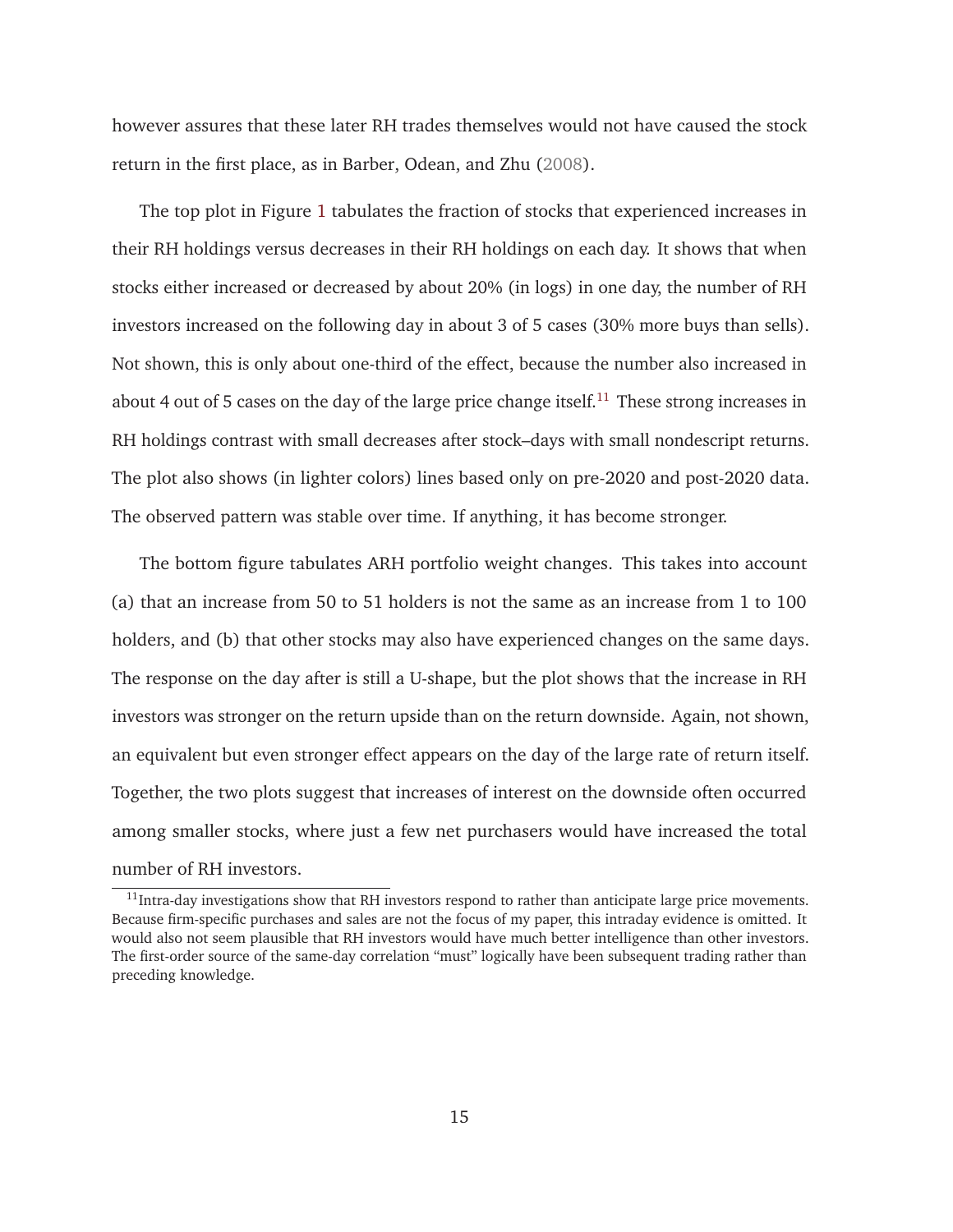however assures that these later RH trades themselves would not have caused the stock return in the first place, as in Barber, Odean, and Zhu (2008).

The top plot in Figure 1 tabulates the fraction of stocks that experienced increases in their RH holdings versus decreases in their RH holdings on each day. It shows that when stocks either increased or decreased by about 20% (in logs) in one day, the number of RH investors increased on the following day in about 3 of 5 cases (30% more buys than sells). Not shown, this is only about one-third of the effect, because the number also increased in about 4 out of 5 cases on the day of the large price change itself.[11] These strong increases in RH holdings contrast with small decreases after stock–days with small nondescript returns. The plot also shows (in lighter colors) lines based only on pre-2020 and post-2020 data. The observed pattern was stable over time. If anything, it has become stronger.

The bottom figure tabulates ARH portfolio weight changes. This takes into account (a) that an increase from 50 to 51 holders is not the same as an increase from 1 to 100 holders, and (b) that other stocks may also have experienced changes on the same days. The response on the day after is still a U-shape, but the plot shows that the increase in RH investors was stronger on the return upside than on the return downside. Again, not shown, an equivalent but even stronger effect appears on the day of the large rate of return itself. Together, the two plots suggest that increases of interest on the downside often occurred among smaller stocks, where just a few net purchasers would have increased the total number of RH investors.

[11] Intra-day investigations show that RH investors respond to rather than anticipate large price movements. Because firm-specific purchases and sales are not the focus of my paper, this intraday evidence is omitted. It would also not seem plausible that RH investors would have much better intelligence than other investors. The first-order source of the same-day correlation "must" logically have been subsequent trading rather than preceding knowledge.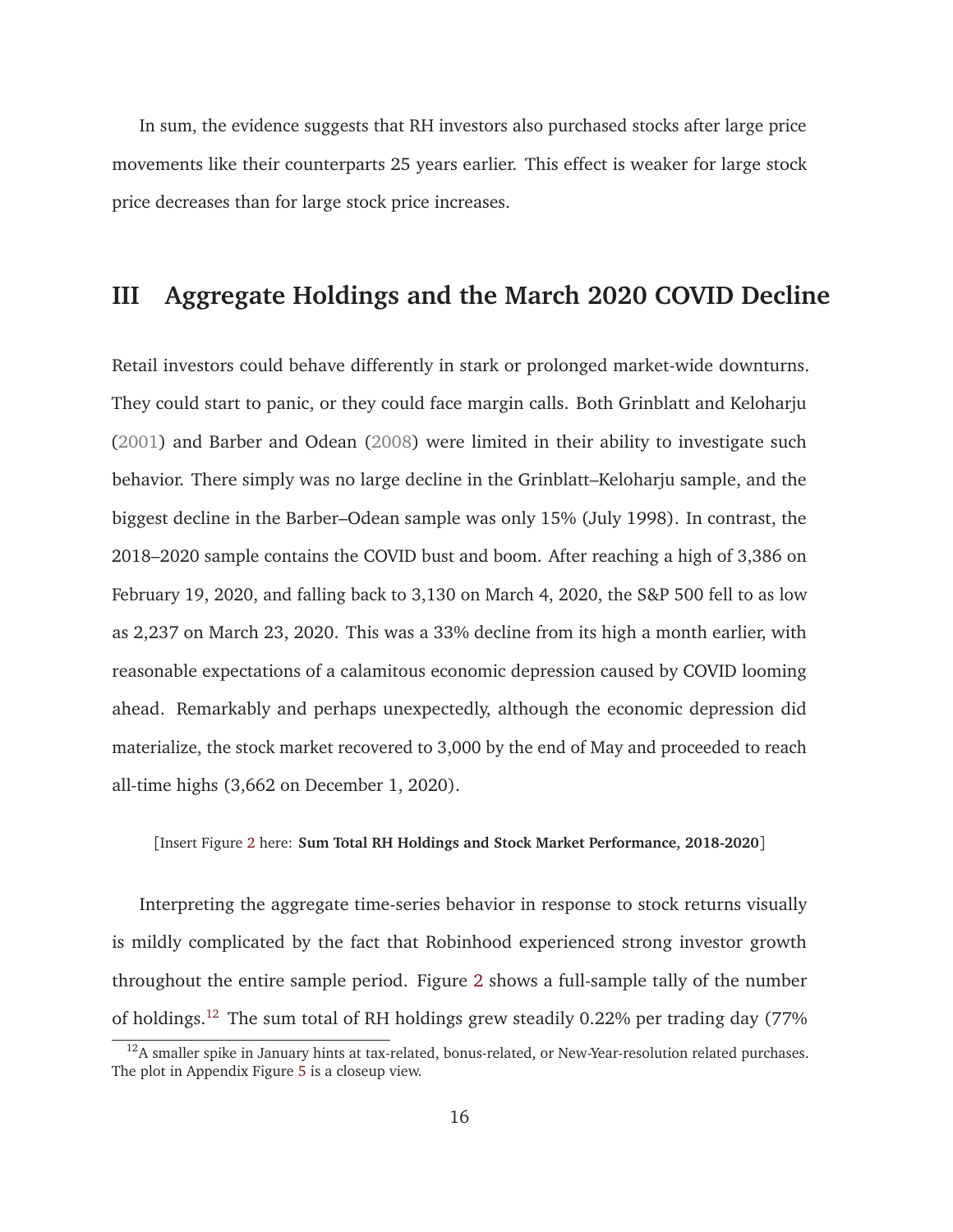In sum, the evidence suggests that RH investors also purchased stocks after large price movements like their counterparts 25 years earlier. This effect is weaker for large stock price decreases than for large stock price increases.

## III Aggregate Holdings and the March 2020 COVID Decline

Retail investors could behave differently in stark or prolonged market-wide downturns. They could start to panic, or they could face margin calls. Both Grinblatt and Keloharju (2001) and Barber and Odean (2008) were limited in their ability to investigate such behavior. There simply was no large decline in the Grinblatt–Keloharju sample, and the biggest decline in the Barber–Odean sample was only 15% (July 1998). In contrast, the 2018–2020 sample contains the COVID bust and boom. After reaching a high of 3,386 on February 19, 2020, and falling back to 3,130 on March 4, 2020, the S&P 500 fell to as low as 2,237 on March 23, 2020. This was a 33% decline from its high a month earlier, with reasonable expectations of a calamitous economic depression caused by COVID looming ahead. Remarkably and perhaps unexpectedly, although the economic depression did materialize, the stock market recovered to 3,000 by the end of May and proceeded to reach all-time highs (3,662 on December 1, 2020).

[Insert Figure 2 here: **Sum Total RH Holdings and Stock Market Performance, 2018-2020**]

Interpreting the aggregate time-series behavior in response to stock returns visually is mildly complicated by the fact that Robinhood experienced strong investor growth throughout the entire sample period. Figure 2 shows a full-sample tally of the number of holdings.[12] The sum total of RH holdings grew steadily 0.22% per trading day (77%

[12] A smaller spike in January hints at tax-related, bonus-related, or New-Year-resolution related purchases. The plot in Appendix Figure 5 is a closeup view.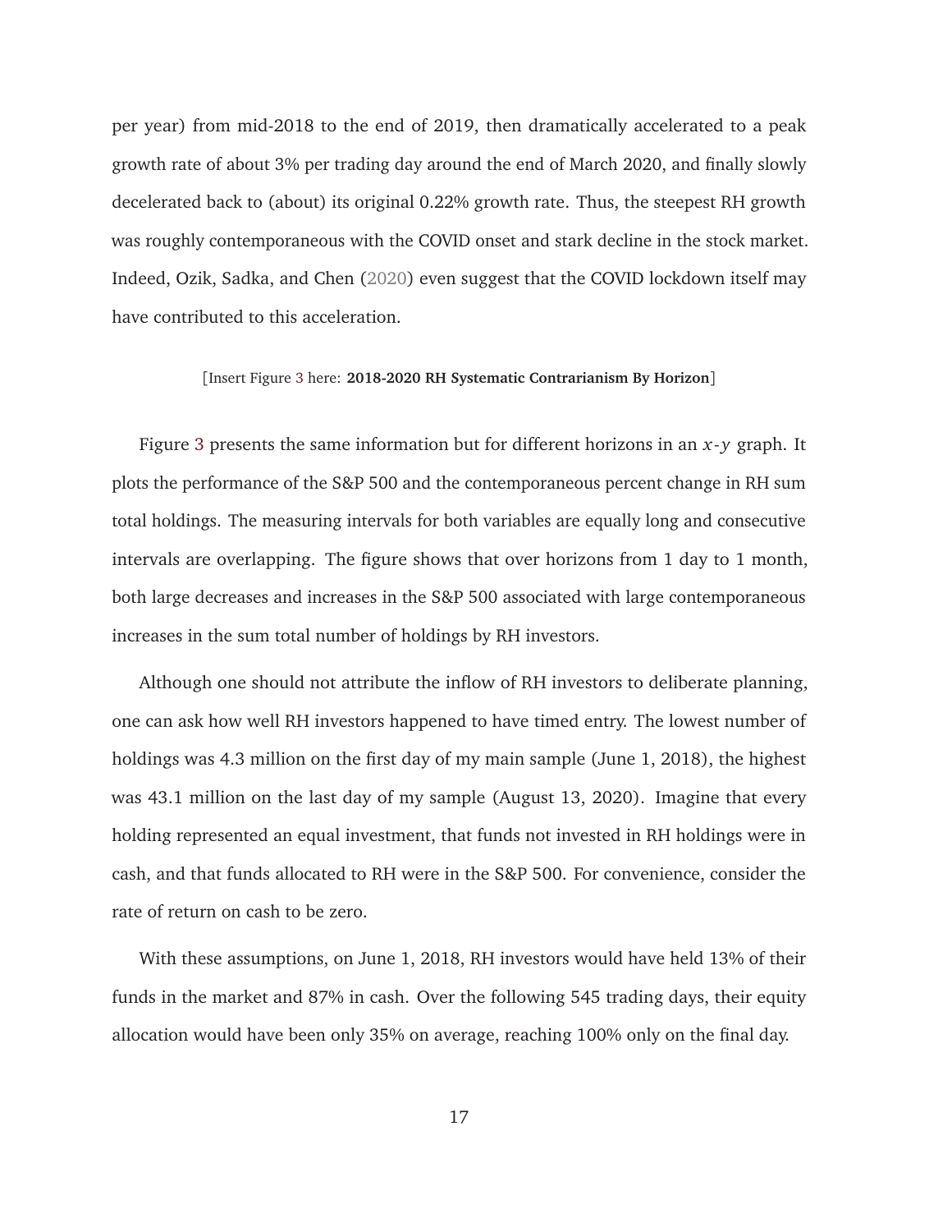per year) from mid-2018 to the end of 2019, then dramatically accelerated to a peak growth rate of about 3% per trading day around the end of March 2020, and finally slowly decelerated back to (about) its original 0.22% growth rate. Thus, the steepest RH growth was roughly contemporaneous with the COVID onset and stark decline in the stock market. Indeed, Ozik, Sadka, and Chen (2020) even suggest that the COVID lockdown itself may have contributed to this acceleration.

[Insert Figure 3 here: **2018-2020 RH Systematic Contrarianism By Horizon**]

Figure 3 presents the same information but for different horizons in an $x$-$y$ graph. It plots the performance of the S&P 500 and the contemporaneous percent change in RH sum total holdings. The measuring intervals for both variables are equally long and consecutive intervals are overlapping. The figure shows that over horizons from 1 day to 1 month, both large decreases and increases in the S&P 500 associated with large contemporaneous increases in the sum total number of holdings by RH investors.

Although one should not attribute the inflow of RH investors to deliberate planning, one can ask how well RH investors happened to have timed entry. The lowest number of holdings was 4.3 million on the first day of my main sample (June 1, 2018), the highest was 43.1 million on the last day of my sample (August 13, 2020). Imagine that every holding represented an equal investment, that funds not invested in RH holdings were in cash, and that funds allocated to RH were in the S&P 500. For convenience, consider the rate of return on cash to be zero.

With these assumptions, on June 1, 2018, RH investors would have held 13% of their funds in the market and 87% in cash. Over the following 545 trading days, their equity allocation would have been only 35% on average, reaching 100% only on the final day.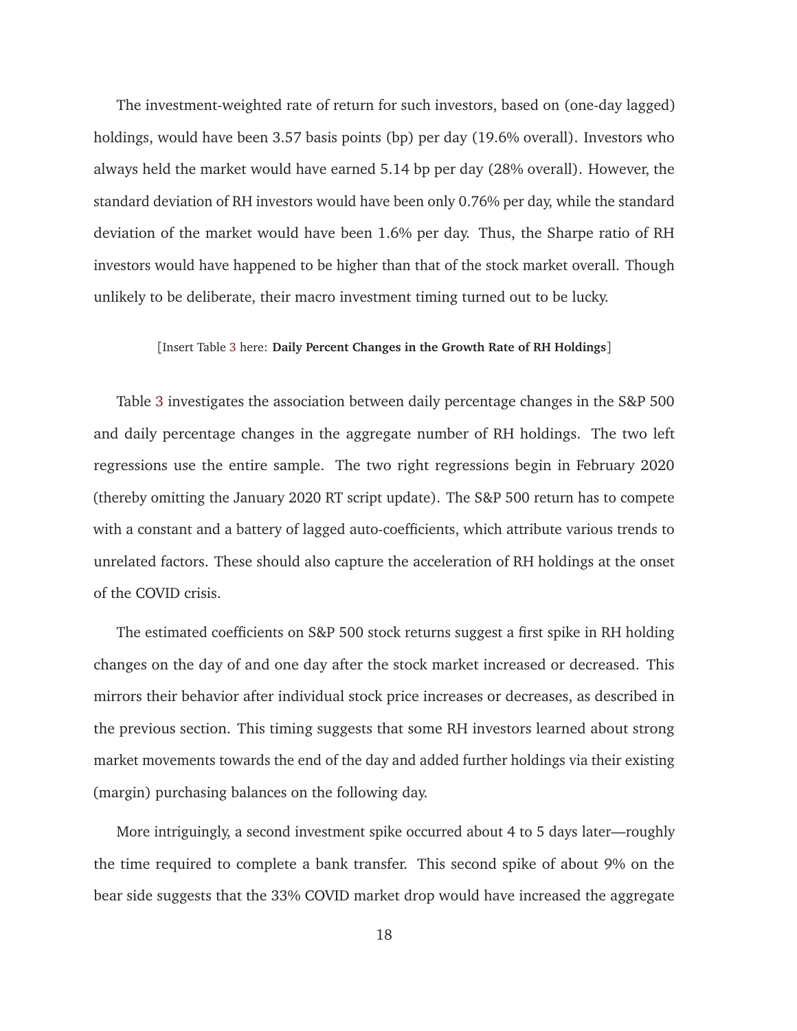The investment-weighted rate of return for such investors, based on (one-day lagged) holdings, would have been 3.57 basis points (bp) per day (19.6% overall). Investors who always held the market would have earned 5.14 bp per day (28% overall). However, the standard deviation of RH investors would have been only 0.76% per day, while the standard deviation of the market would have been 1.6% per day. Thus, the Sharpe ratio of RH investors would have happened to be higher than that of the stock market overall. Though unlikely to be deliberate, their macro investment timing turned out to be lucky.

[Insert Table 3 here: **Daily Percent Changes in the Growth Rate of RH Holdings**]

Table 3 investigates the association between daily percentage changes in the S&P 500 and daily percentage changes in the aggregate number of RH holdings. The two left regressions use the entire sample. The two right regressions begin in February 2020 (thereby omitting the January 2020 RT script update). The S&P 500 return has to compete with a constant and a battery of lagged auto-coefficients, which attribute various trends to unrelated factors. These should also capture the acceleration of RH holdings at the onset of the COVID crisis.

The estimated coefficients on S&P 500 stock returns suggest a first spike in RH holding changes on the day of and one day after the stock market increased or decreased. This mirrors their behavior after individual stock price increases or decreases, as described in the previous section. This timing suggests that some RH investors learned about strong market movements towards the end of the day and added further holdings via their existing (margin) purchasing balances on the following day.

More intriguingly, a second investment spike occurred about 4 to 5 days later—roughly the time required to complete a bank transfer. This second spike of about 9% on the bear side suggests that the 33% COVID market drop would have increased the aggregate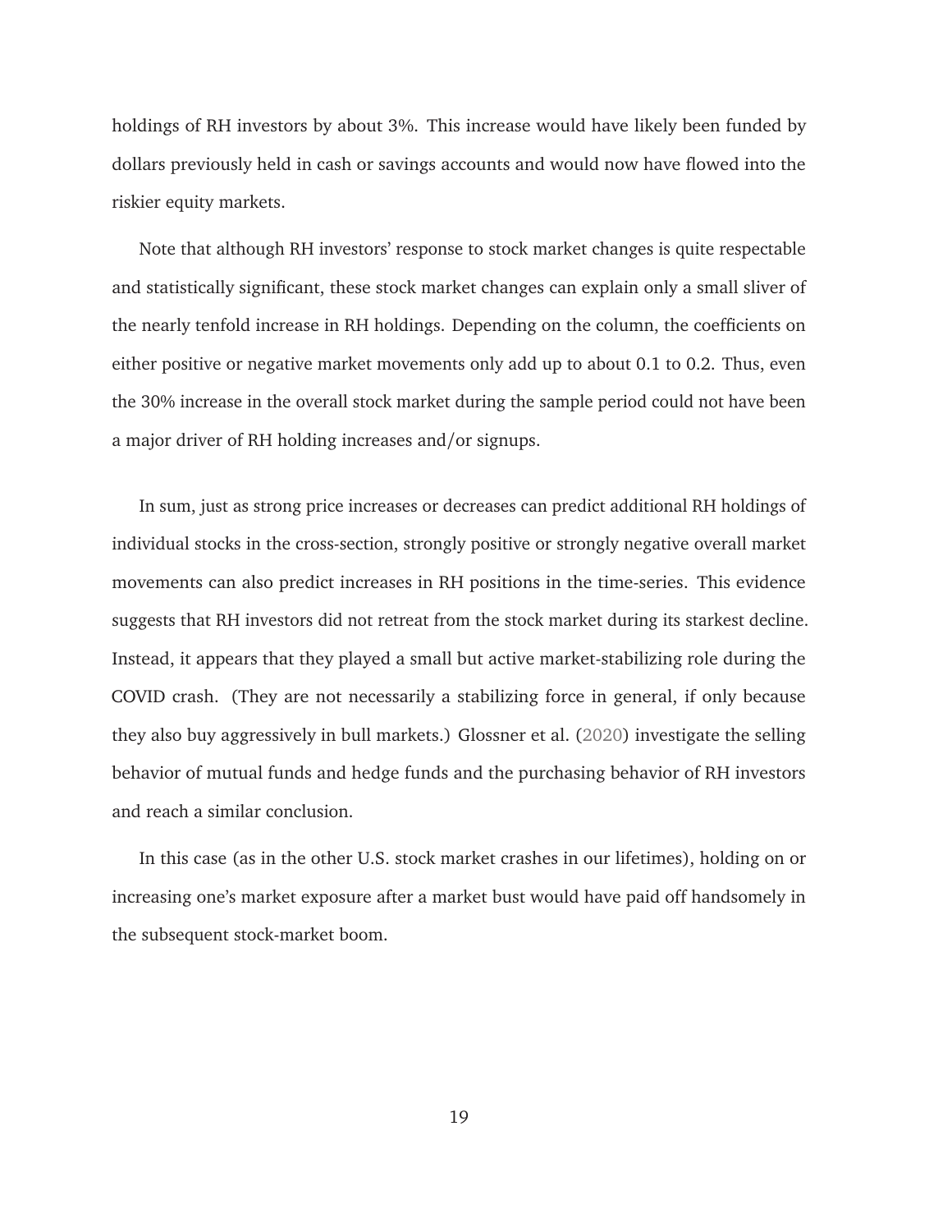holdings of RH investors by about 3%. This increase would have likely been funded by dollars previously held in cash or savings accounts and would now have flowed into the riskier equity markets.

Note that although RH investors' response to stock market changes is quite respectable and statistically significant, these stock market changes can explain only a small sliver of the nearly tenfold increase in RH holdings. Depending on the column, the coefficients on either positive or negative market movements only add up to about 0.1 to 0.2. Thus, even the 30% increase in the overall stock market during the sample period could not have been a major driver of RH holding increases and/or signups.

In sum, just as strong price increases or decreases can predict additional RH holdings of individual stocks in the cross-section, strongly positive or strongly negative overall market movements can also predict increases in RH positions in the time-series. This evidence suggests that RH investors did not retreat from the stock market during its starkest decline. Instead, it appears that they played a small but active market-stabilizing role during the COVID crash. (They are not necessarily a stabilizing force in general, if only because they also buy aggressively in bull markets.) Glossner et al. (2020) investigate the selling behavior of mutual funds and hedge funds and the purchasing behavior of RH investors and reach a similar conclusion.

In this case (as in the other U.S. stock market crashes in our lifetimes), holding on or increasing one's market exposure after a market bust would have paid off handsomely in the subsequent stock-market boom.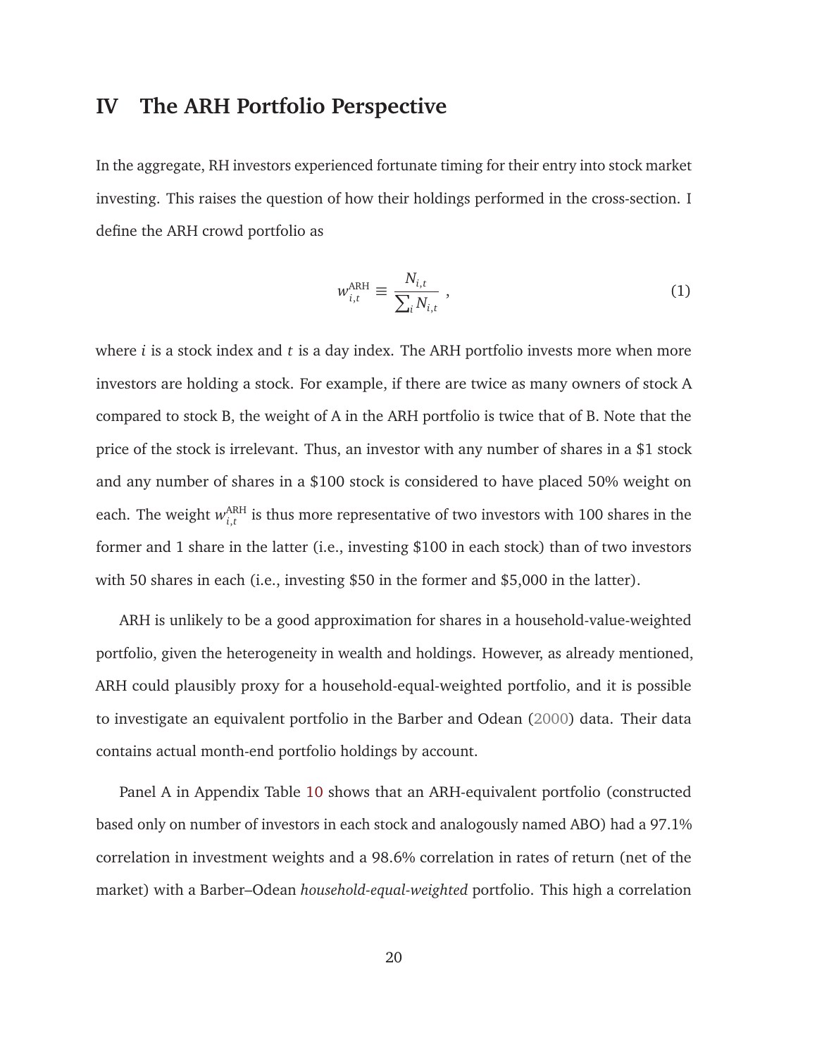# IV The ARH Portfolio Perspective

In the aggregate, RH investors experienced fortunate timing for their entry into stock market investing. This raises the question of how their holdings performed in the cross-section. I define the ARH crowd portfolio as

$$w_{i,t}^{\text{ARH}} \equiv \frac{N_{i,t}}{\sum_i N_{i,t}} \ , \tag{1}$$

where $i$ is a stock index and $t$ is a day index. The ARH portfolio invests more when more investors are holding a stock. For example, if there are twice as many owners of stock A compared to stock B, the weight of A in the ARH portfolio is twice that of B. Note that the price of the stock is irrelevant. Thus, an investor with any number of shares in a $1 stock and any number of shares in a $100 stock is considered to have placed 50% weight on each. The weight $w_{i,t}^{\text{ARH}}$ is thus more representative of two investors with 100 shares in the former and 1 share in the latter (i.e., investing $100 in each stock) than of two investors with 50 shares in each (i.e., investing $50 in the former and $5,000 in the latter).

ARH is unlikely to be a good approximation for shares in a household-value-weighted portfolio, given the heterogeneity in wealth and holdings. However, as already mentioned, ARH could plausibly proxy for a household-equal-weighted portfolio, and it is possible to investigate an equivalent portfolio in the Barber and Odean (2000) data. Their data contains actual month-end portfolio holdings by account.

Panel A in Appendix Table 10 shows that an ARH-equivalent portfolio (constructed based only on number of investors in each stock and analogously named ABO) had a 97.1% correlation in investment weights and a 98.6% correlation in rates of return (net of the market) with a Barber–Odean *household-equal-weighted* portfolio. This high a correlation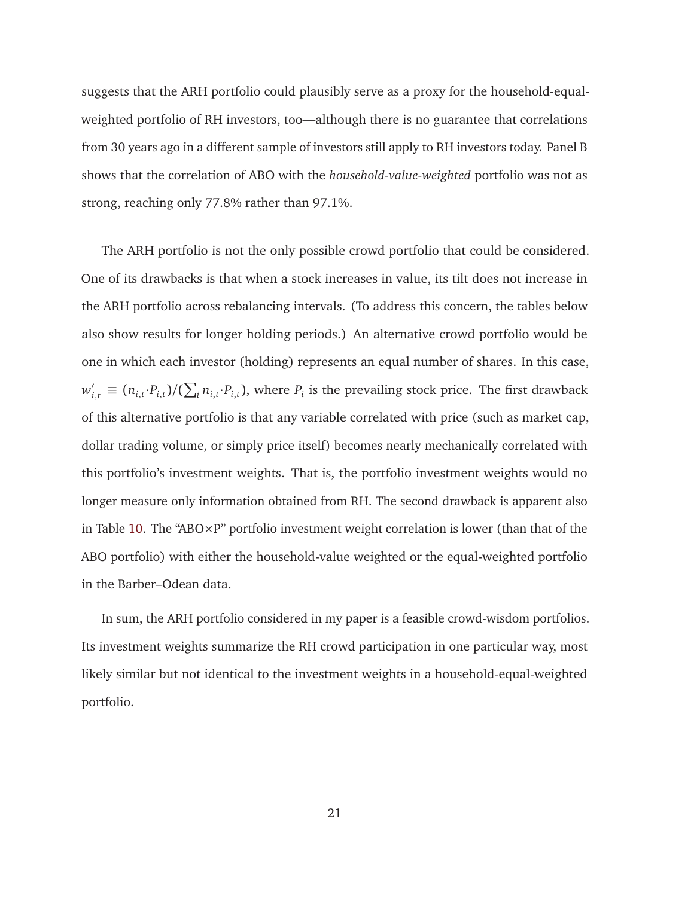suggests that the ARH portfolio could plausibly serve as a proxy for the household-equal-weighted portfolio of RH investors, too—although there is no guarantee that correlations from 30 years ago in a different sample of investors still apply to RH investors today. Panel B shows that the correlation of ABO with the *household-value-weighted* portfolio was not as strong, reaching only 77.8% rather than 97.1%.

The ARH portfolio is not the only possible crowd portfolio that could be considered. One of its drawbacks is that when a stock increases in value, its tilt does not increase in the ARH portfolio across rebalancing intervals. (To address this concern, the tables below also show results for longer holding periods.) An alternative crowd portfolio would be one in which each investor (holding) represents an equal number of shares. In this case, $w'_{i,t} \equiv (n_{i,t} \cdot P_{i,t})/(\sum_i n_{i,t} \cdot P_{i,t})$, where $P_i$ is the prevailing stock price. The first drawback of this alternative portfolio is that any variable correlated with price (such as market cap, dollar trading volume, or simply price itself) becomes nearly mechanically correlated with this portfolio's investment weights. That is, the portfolio investment weights would no longer measure only information obtained from RH. The second drawback is apparent also in Table 10. The "ABO×P" portfolio investment weight correlation is lower (than that of the ABO portfolio) with either the household-value weighted or the equal-weighted portfolio in the Barber–Odean data.

In sum, the ARH portfolio considered in my paper is a feasible crowd-wisdom portfolios. Its investment weights summarize the RH crowd participation in one particular way, most likely similar but not identical to the investment weights in a household-equal-weighted portfolio.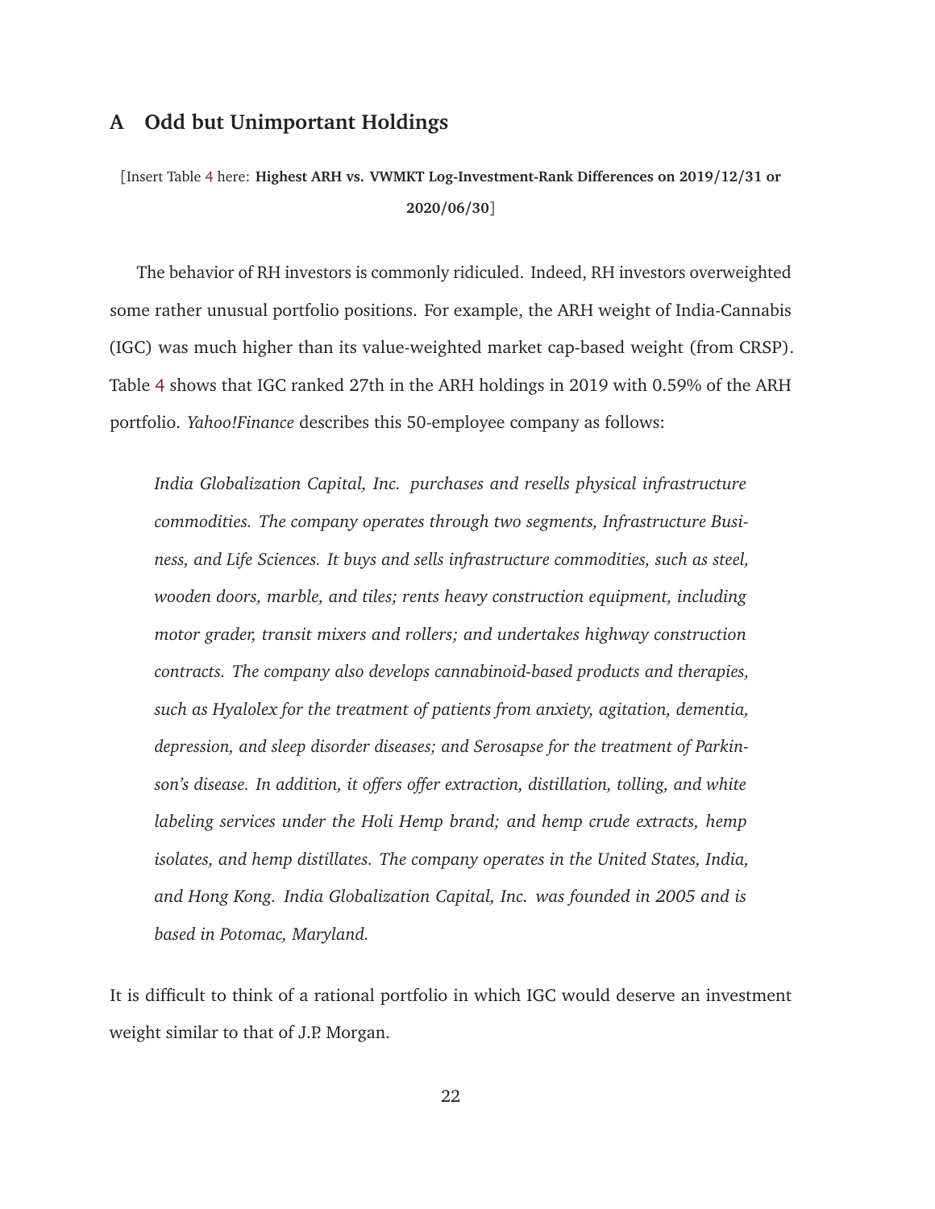## A Odd but Unimportant Holdings

[Insert Table 4 here: **Highest ARH vs. VWMKT Log-Investment-Rank Differences on 2019/12/31 or 2020/06/30**]

The behavior of RH investors is commonly ridiculed. Indeed, RH investors overweighted some rather unusual portfolio positions. For example, the ARH weight of India-Cannabis (IGC) was much higher than its value-weighted market cap-based weight (from CRSP). Table 4 shows that IGC ranked 27th in the ARH holdings in 2019 with 0.59% of the ARH portfolio. *Yahoo!Finance* describes this 50-employee company as follows:

> *India Globalization Capital, Inc. purchases and resells physical infrastructure commodities. The company operates through two segments, Infrastructure Business, and Life Sciences. It buys and sells infrastructure commodities, such as steel, wooden doors, marble, and tiles; rents heavy construction equipment, including motor grader, transit mixers and rollers; and undertakes highway construction contracts. The company also develops cannabinoid-based products and therapies, such as Hyalolex for the treatment of patients from anxiety, agitation, dementia, depression, and sleep disorder diseases; and Serosapse for the treatment of Parkinson's disease. In addition, it offers offer extraction, distillation, tolling, and white labeling services under the Holi Hemp brand; and hemp crude extracts, hemp isolates, and hemp distillates. The company operates in the United States, India, and Hong Kong. India Globalization Capital, Inc. was founded in 2005 and is based in Potomac, Maryland.*

It is difficult to think of a rational portfolio in which IGC would deserve an investment weight similar to that of J.P. Morgan.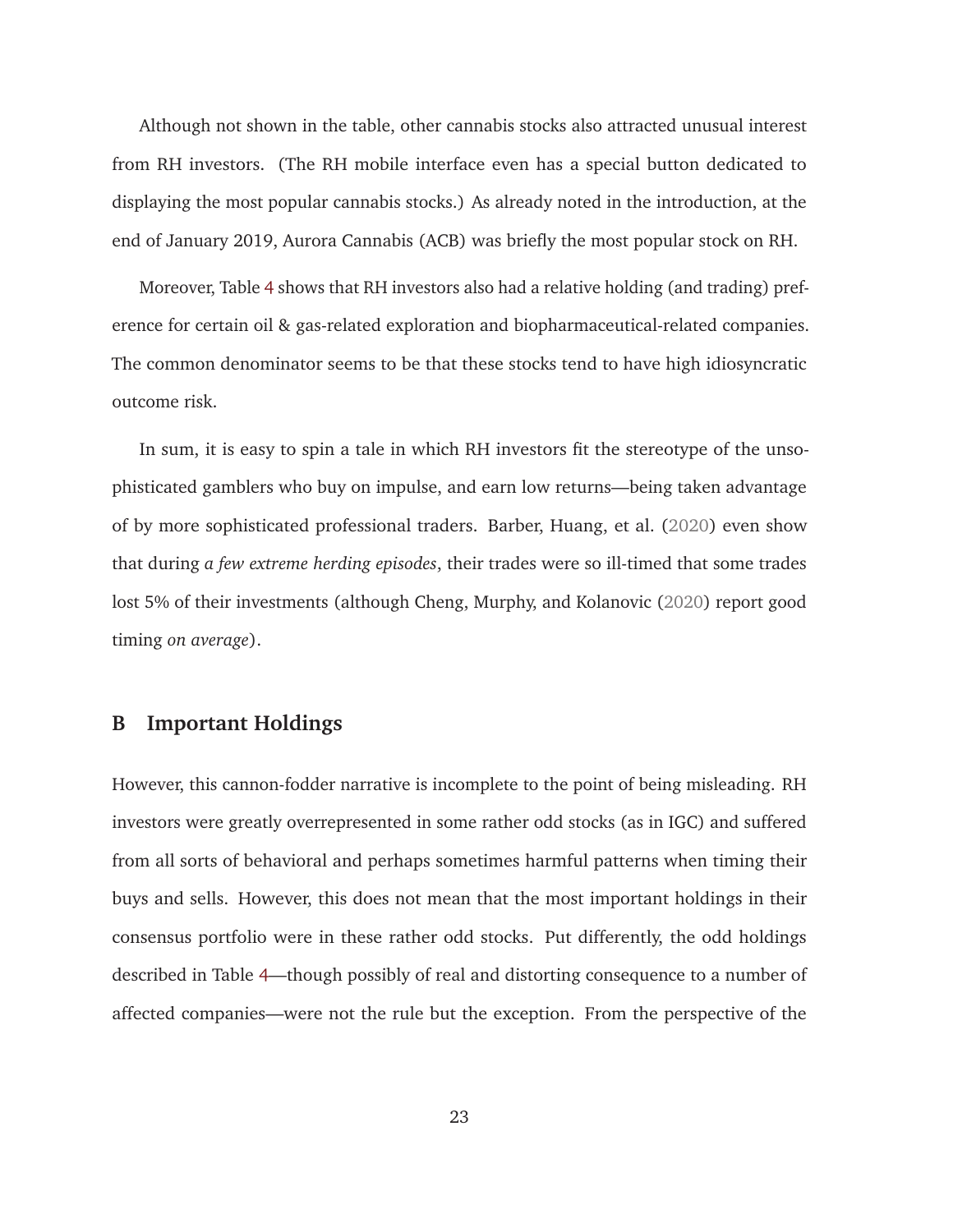Although not shown in the table, other cannabis stocks also attracted unusual interest from RH investors. (The RH mobile interface even has a special button dedicated to displaying the most popular cannabis stocks.) As already noted in the introduction, at the end of January 2019, Aurora Cannabis (ACB) was briefly the most popular stock on RH.

Moreover, Table 4 shows that RH investors also had a relative holding (and trading) preference for certain oil & gas-related exploration and biopharmaceutical-related companies. The common denominator seems to be that these stocks tend to have high idiosyncratic outcome risk.

In sum, it is easy to spin a tale in which RH investors fit the stereotype of the unsophisticated gamblers who buy on impulse, and earn low returns—being taken advantage of by more sophisticated professional traders. Barber, Huang, et al. (2020) even show that during *a few extreme herding episodes*, their trades were so ill-timed that some trades lost 5% of their investments (although Cheng, Murphy, and Kolanovic (2020) report good timing *on average*).

## B Important Holdings

However, this cannon-fodder narrative is incomplete to the point of being misleading. RH investors were greatly overrepresented in some rather odd stocks (as in IGC) and suffered from all sorts of behavioral and perhaps sometimes harmful patterns when timing their buys and sells. However, this does not mean that the most important holdings in their consensus portfolio were in these rather odd stocks. Put differently, the odd holdings described in Table 4—though possibly of real and distorting consequence to a number of affected companies—were not the rule but the exception. From the perspective of the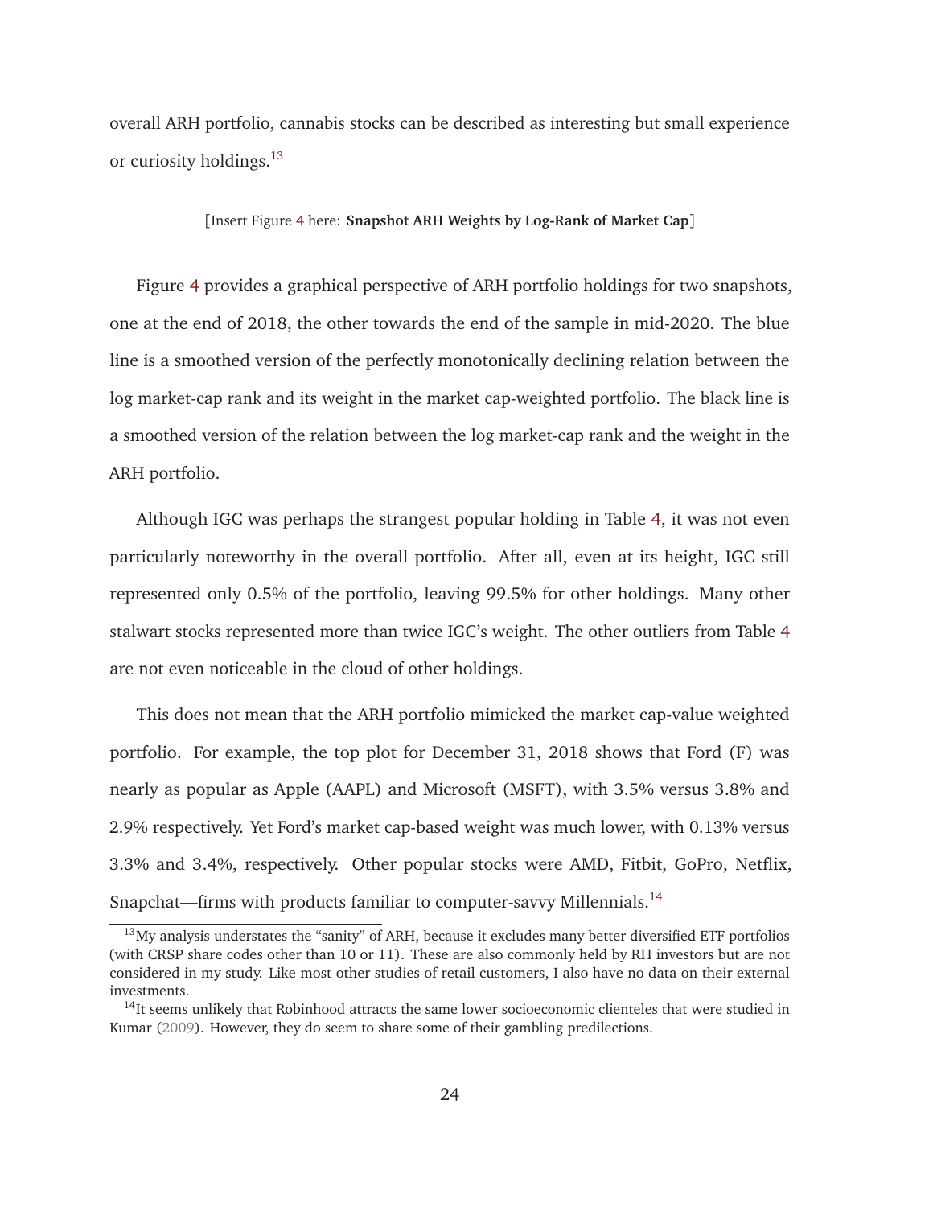overall ARH portfolio, cannabis stocks can be described as interesting but small experience or curiosity holdings.[13]

[Insert Figure 4 here: **Snapshot ARH Weights by Log-Rank of Market Cap**]

Figure 4 provides a graphical perspective of ARH portfolio holdings for two snapshots, one at the end of 2018, the other towards the end of the sample in mid-2020. The blue line is a smoothed version of the perfectly monotonically declining relation between the log market-cap rank and its weight in the market cap-weighted portfolio. The black line is a smoothed version of the relation between the log market-cap rank and the weight in the ARH portfolio.

Although IGC was perhaps the strangest popular holding in Table 4, it was not even particularly noteworthy in the overall portfolio. After all, even at its height, IGC still represented only 0.5% of the portfolio, leaving 99.5% for other holdings. Many other stalwart stocks represented more than twice IGC's weight. The other outliers from Table 4 are not even noticeable in the cloud of other holdings.

This does not mean that the ARH portfolio mimicked the market cap-value weighted portfolio. For example, the top plot for December 31, 2018 shows that Ford (F) was nearly as popular as Apple (AAPL) and Microsoft (MSFT), with 3.5% versus 3.8% and 2.9% respectively. Yet Ford's market cap-based weight was much lower, with 0.13% versus 3.3% and 3.4%, respectively. Other popular stocks were AMD, Fitbit, GoPro, Netflix, Snapchat—firms with products familiar to computer-savvy Millennials.[14]

---

[13] My analysis understates the "sanity" of ARH, because it excludes many better diversified ETF portfolios (with CRSP share codes other than 10 or 11). These are also commonly held by RH investors but are not considered in my study. Like most other studies of retail customers, I also have no data on their external investments.

[14] It seems unlikely that Robinhood attracts the same lower socioeconomic clienteles that were studied in Kumar (2009). However, they do seem to share some of their gambling predilections.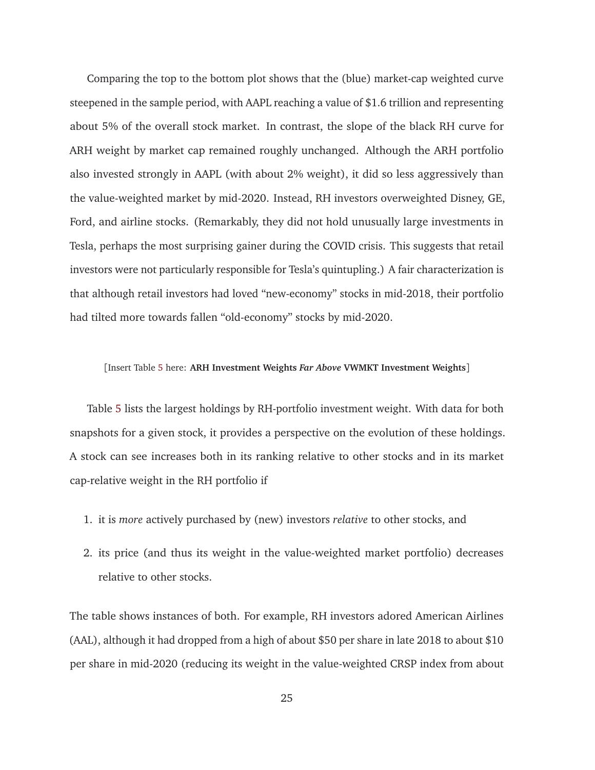Comparing the top to the bottom plot shows that the (blue) market-cap weighted curve steepened in the sample period, with AAPL reaching a value of $1.6 trillion and representing about 5% of the overall stock market. In contrast, the slope of the black RH curve for ARH weight by market cap remained roughly unchanged. Although the ARH portfolio also invested strongly in AAPL (with about 2% weight), it did so less aggressively than the value-weighted market by mid-2020. Instead, RH investors overweighted Disney, GE, Ford, and airline stocks. (Remarkably, they did not hold unusually large investments in Tesla, perhaps the most surprising gainer during the COVID crisis. This suggests that retail investors were not particularly responsible for Tesla's quintupling.) A fair characterization is that although retail investors had loved "new-economy" stocks in mid-2018, their portfolio had tilted more towards fallen "old-economy" stocks by mid-2020.

[Insert Table 5 here: **ARH Investment Weights *Far Above* VWMKT Investment Weights**]

Table 5 lists the largest holdings by RH-portfolio investment weight. With data for both snapshots for a given stock, it provides a perspective on the evolution of these holdings. A stock can see increases both in its ranking relative to other stocks and in its market cap-relative weight in the RH portfolio if

1. it is *more* actively purchased by (new) investors *relative* to other stocks, and
2. its price (and thus its weight in the value-weighted market portfolio) decreases relative to other stocks.

The table shows instances of both. For example, RH investors adored American Airlines (AAL), although it had dropped from a high of about $50 per share in late 2018 to about $10 per share in mid-2020 (reducing its weight in the value-weighted CRSP index from about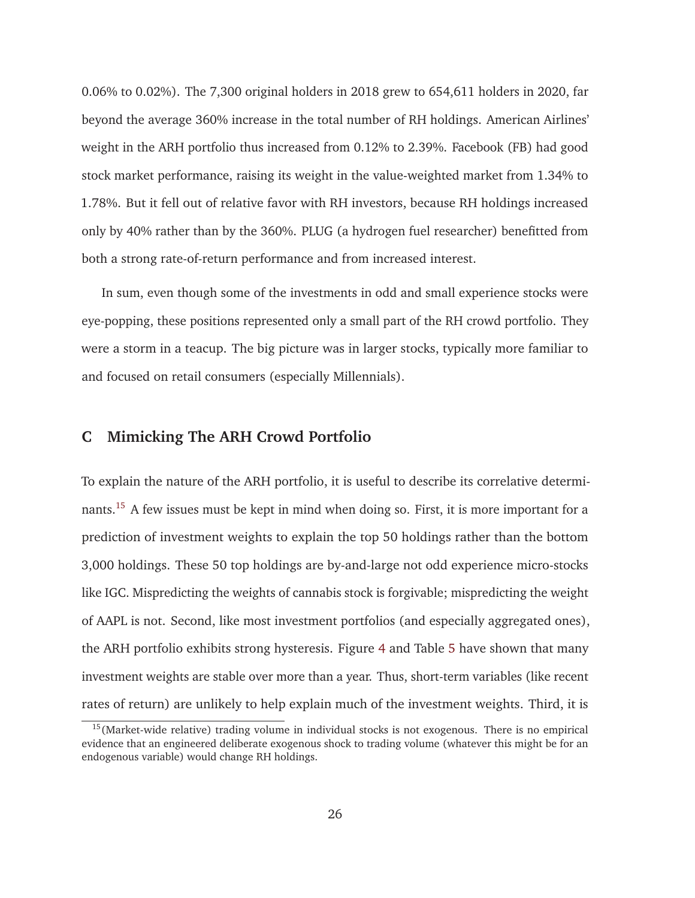0.06% to 0.02%). The 7,300 original holders in 2018 grew to 654,611 holders in 2020, far beyond the average 360% increase in the total number of RH holdings. American Airlines' weight in the ARH portfolio thus increased from 0.12% to 2.39%. Facebook (FB) had good stock market performance, raising its weight in the value-weighted market from 1.34% to 1.78%. But it fell out of relative favor with RH investors, because RH holdings increased only by 40% rather than by the 360%. PLUG (a hydrogen fuel researcher) benefitted from both a strong rate-of-return performance and from increased interest.

In sum, even though some of the investments in odd and small experience stocks were eye-popping, these positions represented only a small part of the RH crowd portfolio. They were a storm in a teacup. The big picture was in larger stocks, typically more familiar to and focused on retail consumers (especially Millennials).

## C Mimicking The ARH Crowd Portfolio

To explain the nature of the ARH portfolio, it is useful to describe its correlative determinants.[15] A few issues must be kept in mind when doing so. First, it is more important for a prediction of investment weights to explain the top 50 holdings rather than the bottom 3,000 holdings. These 50 top holdings are by-and-large not odd experience micro-stocks like IGC. Mispredicting the weights of cannabis stock is forgivable; mispredicting the weight of AAPL is not. Second, like most investment portfolios (and especially aggregated ones), the ARH portfolio exhibits strong hysteresis. Figure 4 and Table 5 have shown that many investment weights are stable over more than a year. Thus, short-term variables (like recent rates of return) are unlikely to help explain much of the investment weights. Third, it is

[15] (Market-wide relative) trading volume in individual stocks is not exogenous. There is no empirical evidence that an engineered deliberate exogenous shock to trading volume (whatever this might be for an endogenous variable) would change RH holdings.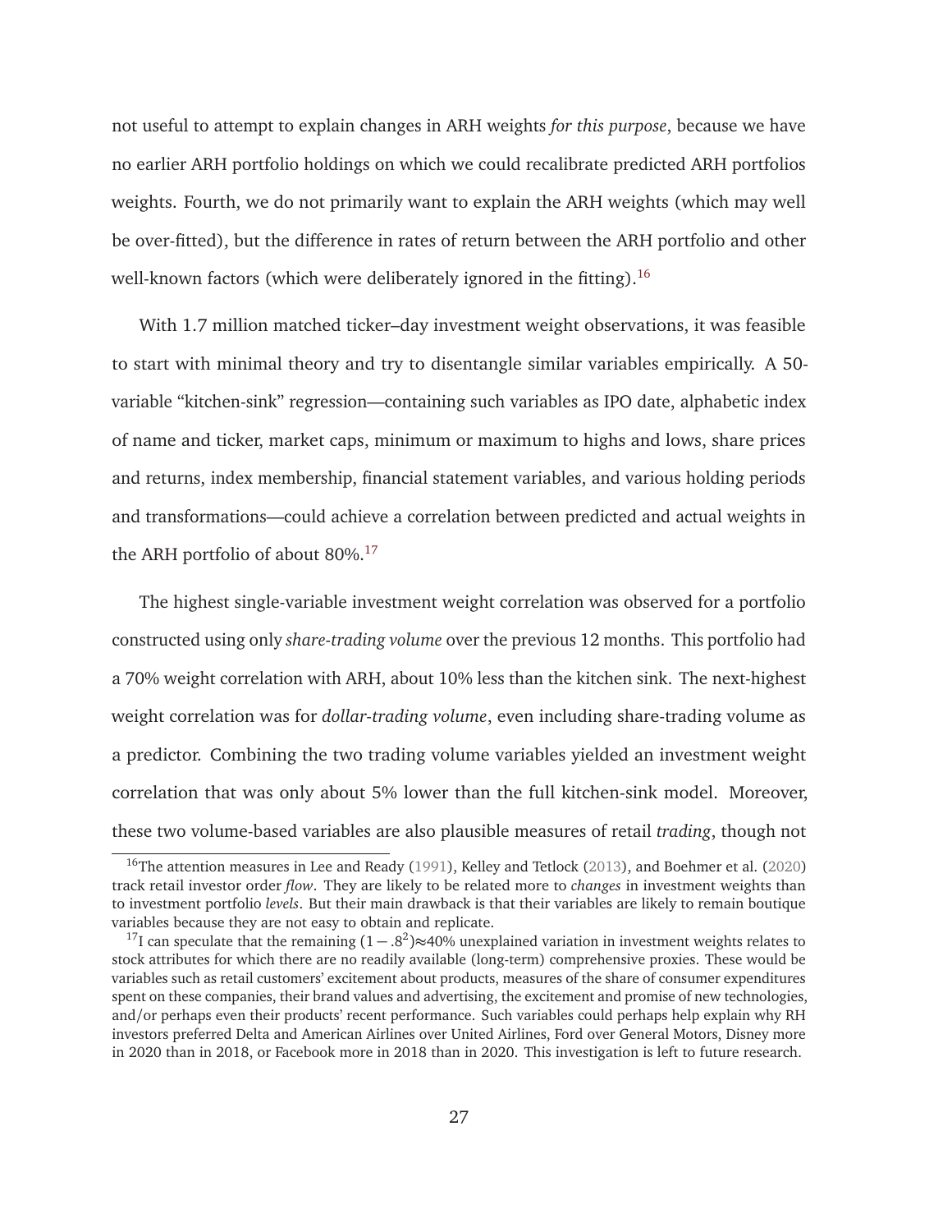not useful to attempt to explain changes in ARH weights *for this purpose*, because we have no earlier ARH portfolio holdings on which we could recalibrate predicted ARH portfolios weights. Fourth, we do not primarily want to explain the ARH weights (which may well be over-fitted), but the difference in rates of return between the ARH portfolio and other well-known factors (which were deliberately ignored in the fitting).[16]

With 1.7 million matched ticker–day investment weight observations, it was feasible to start with minimal theory and try to disentangle similar variables empirically. A 50-variable "kitchen-sink" regression—containing such variables as IPO date, alphabetic index of name and ticker, market caps, minimum or maximum to highs and lows, share prices and returns, index membership, financial statement variables, and various holding periods and transformations—could achieve a correlation between predicted and actual weights in the ARH portfolio of about 80%.[17]

The highest single-variable investment weight correlation was observed for a portfolio constructed using only *share-trading volume* over the previous 12 months. This portfolio had a 70% weight correlation with ARH, about 10% less than the kitchen sink. The next-highest weight correlation was for *dollar-trading volume*, even including share-trading volume as a predictor. Combining the two trading volume variables yielded an investment weight correlation that was only about 5% lower than the full kitchen-sink model. Moreover, these two volume-based variables are also plausible measures of retail *trading*, though not

[16] The attention measures in Lee and Ready (1991), Kelley and Tetlock (2013), and Boehmer et al. (2020) track retail investor order *flow*. They are likely to be related more to *changes* in investment weights than to investment portfolio *levels*. But their main drawback is that their variables are likely to remain boutique variables because they are not easy to obtain and replicate.

[17] I can speculate that the remaining $(1 - .8^2) \approx 40\%$ unexplained variation in investment weights relates to stock attributes for which there are no readily available (long-term) comprehensive proxies. These would be variables such as retail customers' excitement about products, measures of the share of consumer expenditures spent on these companies, their brand values and advertising, the excitement and promise of new technologies, and/or perhaps even their products' recent performance. Such variables could perhaps help explain why RH investors preferred Delta and American Airlines over United Airlines, Ford over General Motors, Disney more in 2020 than in 2018, or Facebook more in 2018 than in 2020. This investigation is left to future research.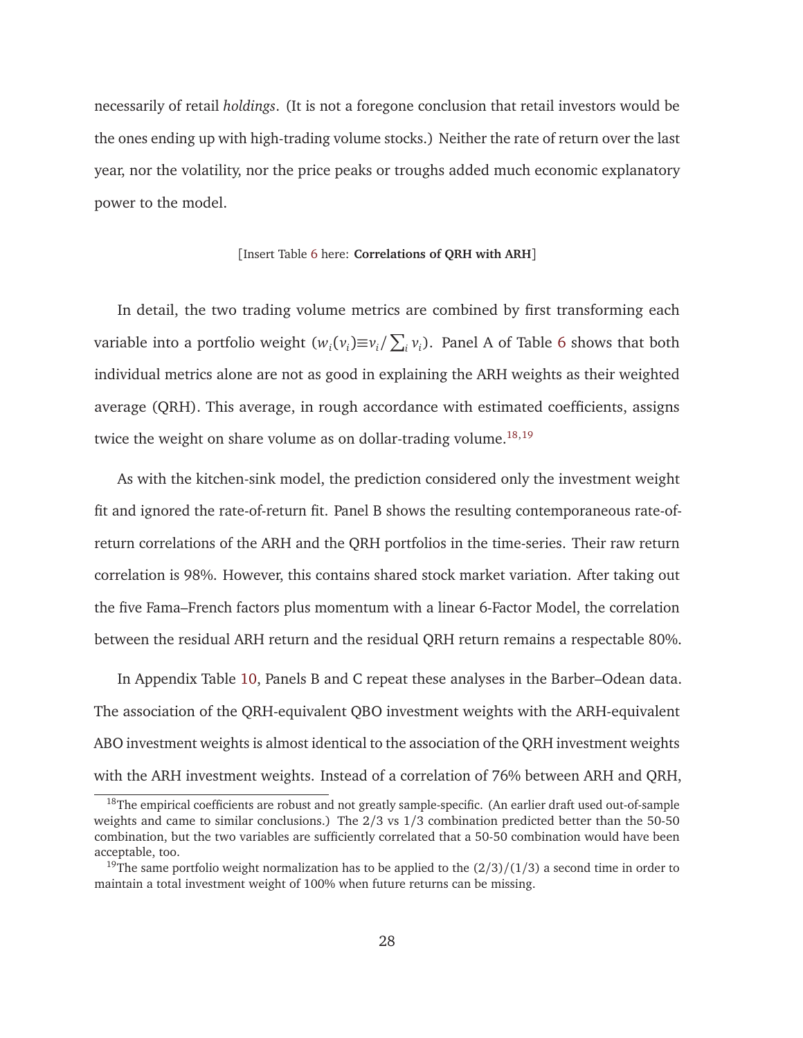necessarily of retail *holdings*. (It is not a foregone conclusion that retail investors would be the ones ending up with high-trading volume stocks.) Neither the rate of return over the last year, nor the volatility, nor the price peaks or troughs added much economic explanatory power to the model.

[Insert Table 6 here: **Correlations of QRH with ARH**]

In detail, the two trading volume metrics are combined by first transforming each variable into a portfolio weight ($w_i(v_i) \equiv v_i / \sum_i v_i$). Panel A of Table 6 shows that both individual metrics alone are not as good in explaining the ARH weights as their weighted average (QRH). This average, in rough accordance with estimated coefficients, assigns twice the weight on share volume as on dollar-trading volume.[18,19]

As with the kitchen-sink model, the prediction considered only the investment weight fit and ignored the rate-of-return fit. Panel B shows the resulting contemporaneous rate-of-return correlations of the ARH and the QRH portfolios in the time-series. Their raw return correlation is 98%. However, this contains shared stock market variation. After taking out the five Fama–French factors plus momentum with a linear 6-Factor Model, the correlation between the residual ARH return and the residual QRH return remains a respectable 80%.

In Appendix Table 10, Panels B and C repeat these analyses in the Barber–Odean data. The association of the QRH-equivalent QBO investment weights with the ARH-equivalent ABO investment weights is almost identical to the association of the QRH investment weights with the ARH investment weights. Instead of a correlation of 76% between ARH and QRH,

[18] The empirical coefficients are robust and not greatly sample-specific. (An earlier draft used out-of-sample weights and came to similar conclusions.) The 2/3 vs 1/3 combination predicted better than the 50-50 combination, but the two variables are sufficiently correlated that a 50-50 combination would have been acceptable, too.

[19] The same portfolio weight normalization has to be applied to the $(2/3)/(1/3)$ a second time in order to maintain a total investment weight of 100% when future returns can be missing.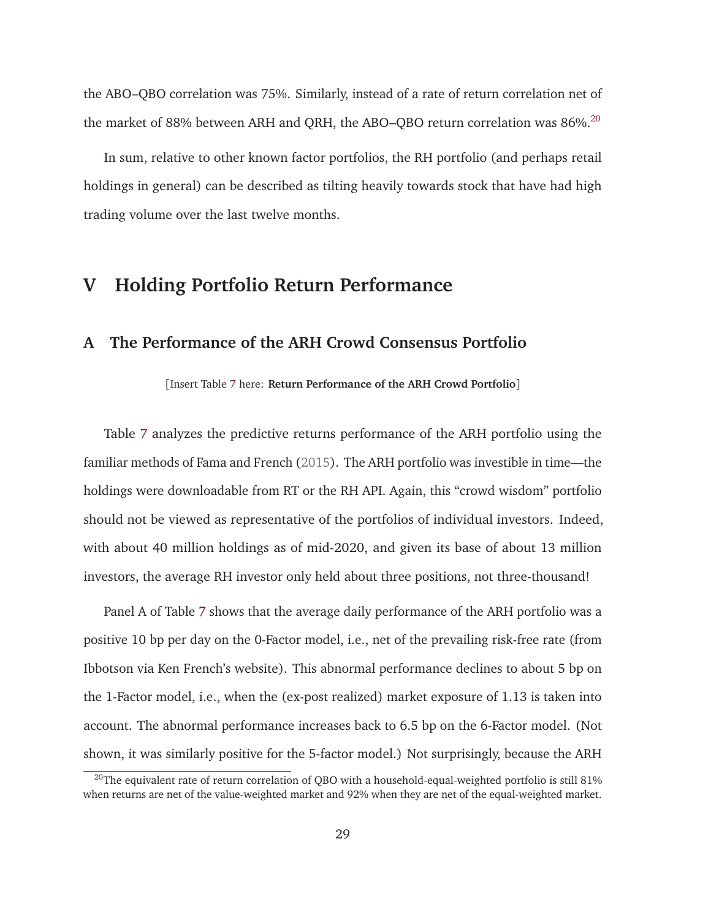the ABO–QBO correlation was 75%. Similarly, instead of a rate of return correlation net of the market of 88% between ARH and QRH, the ABO–QBO return correlation was 86%.[20]

In sum, relative to other known factor portfolios, the RH portfolio (and perhaps retail holdings in general) can be described as tilting heavily towards stock that have had high trading volume over the last twelve months.

# V Holding Portfolio Return Performance

## A The Performance of the ARH Crowd Consensus Portfolio

[Insert Table 7 here: **Return Performance of the ARH Crowd Portfolio**]

Table 7 analyzes the predictive returns performance of the ARH portfolio using the familiar methods of Fama and French (2015). The ARH portfolio was investible in time—the holdings were downloadable from RT or the RH API. Again, this "crowd wisdom" portfolio should not be viewed as representative of the portfolios of individual investors. Indeed, with about 40 million holdings as of mid-2020, and given its base of about 13 million investors, the average RH investor only held about three positions, not three-thousand!

Panel A of Table 7 shows that the average daily performance of the ARH portfolio was a positive 10 bp per day on the 0-Factor model, i.e., net of the prevailing risk-free rate (from Ibbotson via Ken French's website). This abnormal performance declines to about 5 bp on the 1-Factor model, i.e., when the (ex-post realized) market exposure of 1.13 is taken into account. The abnormal performance increases back to 6.5 bp on the 6-Factor model. (Not shown, it was similarly positive for the 5-factor model.) Not surprisingly, because the ARH

[20] The equivalent rate of return correlation of QBO with a household-equal-weighted portfolio is still 81% when returns are net of the value-weighted market and 92% when they are net of the equal-weighted market.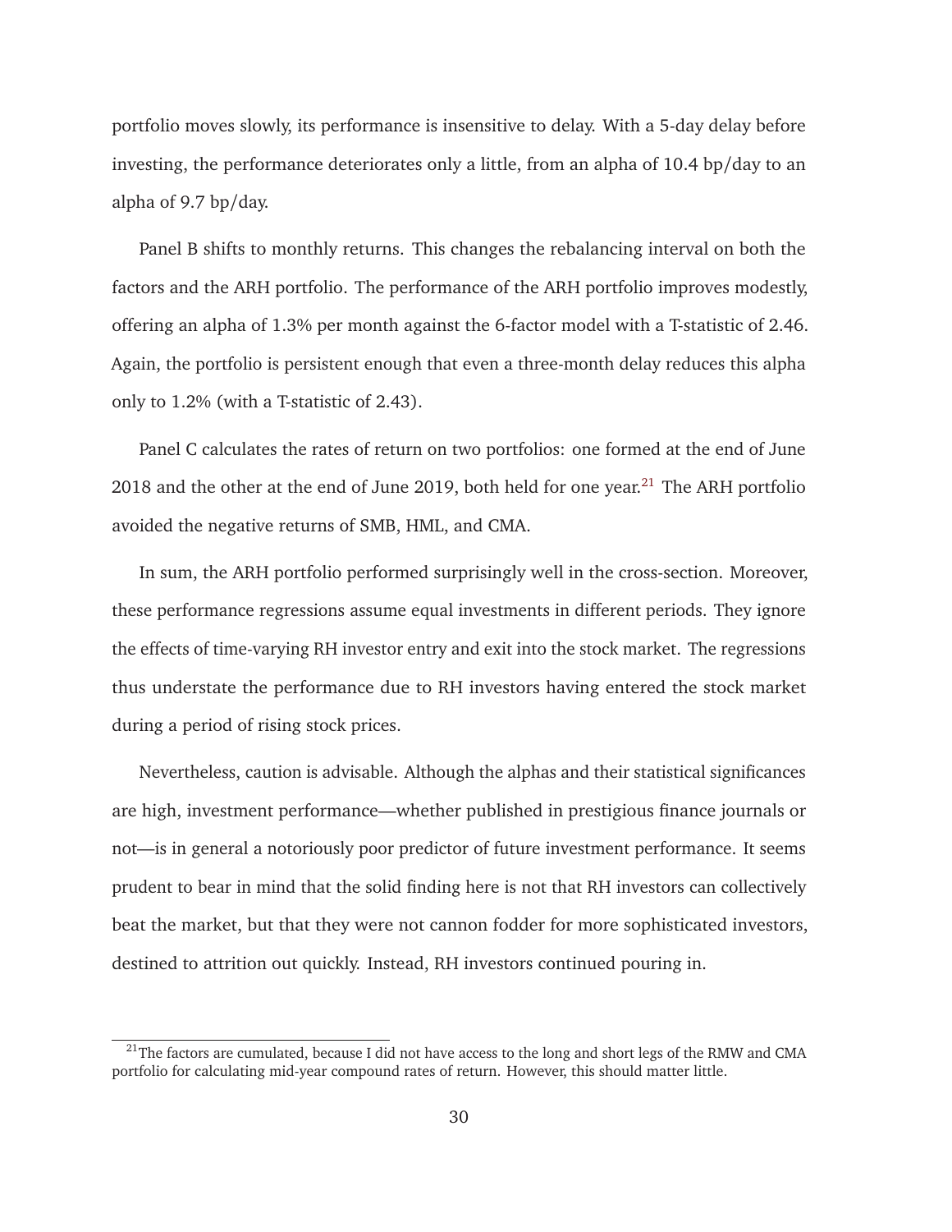portfolio moves slowly, its performance is insensitive to delay. With a 5-day delay before investing, the performance deteriorates only a little, from an alpha of 10.4 bp/day to an alpha of 9.7 bp/day.

Panel B shifts to monthly returns. This changes the rebalancing interval on both the factors and the ARH portfolio. The performance of the ARH portfolio improves modestly, offering an alpha of 1.3% per month against the 6-factor model with a T-statistic of 2.46. Again, the portfolio is persistent enough that even a three-month delay reduces this alpha only to 1.2% (with a T-statistic of 2.43).

Panel C calculates the rates of return on two portfolios: one formed at the end of June 2018 and the other at the end of June 2019, both held for one year.[21] The ARH portfolio avoided the negative returns of SMB, HML, and CMA.

In sum, the ARH portfolio performed surprisingly well in the cross-section. Moreover, these performance regressions assume equal investments in different periods. They ignore the effects of time-varying RH investor entry and exit into the stock market. The regressions thus understate the performance due to RH investors having entered the stock market during a period of rising stock prices.

Nevertheless, caution is advisable. Although the alphas and their statistical significances are high, investment performance—whether published in prestigious finance journals or not—is in general a notoriously poor predictor of future investment performance. It seems prudent to bear in mind that the solid finding here is not that RH investors can collectively beat the market, but that they were not cannon fodder for more sophisticated investors, destined to attrition out quickly. Instead, RH investors continued pouring in.

[21] The factors are cumulated, because I did not have access to the long and short legs of the RMW and CMA portfolio for calculating mid-year compound rates of return. However, this should matter little.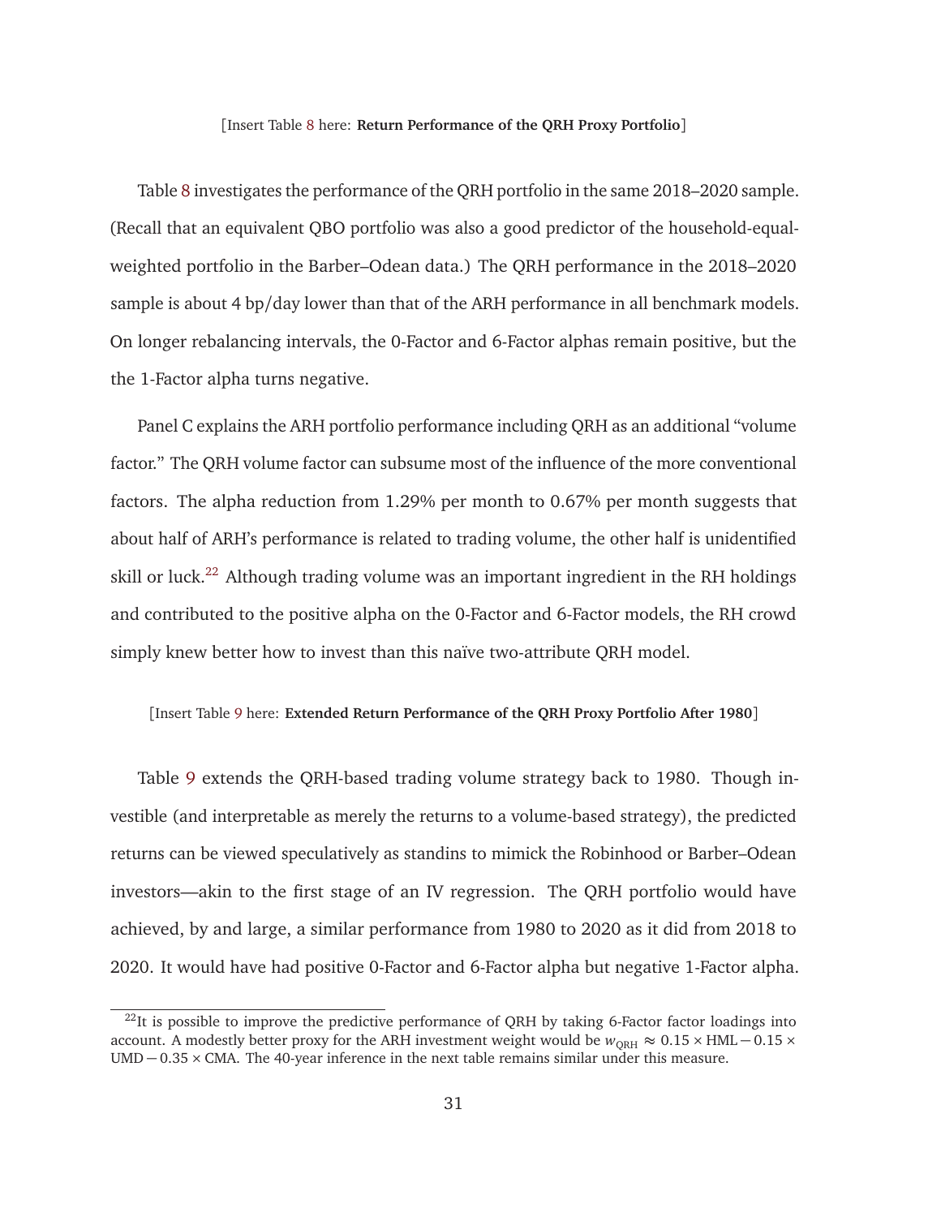[Insert Table 8 here: **Return Performance of the QRH Proxy Portfolio**]

Table 8 investigates the performance of the QRH portfolio in the same 2018–2020 sample. (Recall that an equivalent QBO portfolio was also a good predictor of the household-equal-weighted portfolio in the Barber–Odean data.) The QRH performance in the 2018–2020 sample is about 4 bp/day lower than that of the ARH performance in all benchmark models. On longer rebalancing intervals, the 0-Factor and 6-Factor alphas remain positive, but the the 1-Factor alpha turns negative.

Panel C explains the ARH portfolio performance including QRH as an additional "volume factor." The QRH volume factor can subsume most of the influence of the more conventional factors. The alpha reduction from 1.29% per month to 0.67% per month suggests that about half of ARH's performance is related to trading volume, the other half is unidentified skill or luck.[22] Although trading volume was an important ingredient in the RH holdings and contributed to the positive alpha on the 0-Factor and 6-Factor models, the RH crowd simply knew better how to invest than this naïve two-attribute QRH model.

[Insert Table 9 here: **Extended Return Performance of the QRH Proxy Portfolio After 1980**]

Table 9 extends the QRH-based trading volume strategy back to 1980. Though investible (and interpretable as merely the returns to a volume-based strategy), the predicted returns can be viewed speculatively as standins to mimick the Robinhood or Barber–Odean investors—akin to the first stage of an IV regression. The QRH portfolio would have achieved, by and large, a similar performance from 1980 to 2020 as it did from 2018 to 2020. It would have had positive 0-Factor and 6-Factor alpha but negative 1-Factor alpha.

[22] It is possible to improve the predictive performance of QRH by taking 6-Factor factor loadings into account. A modestly better proxy for the ARH investment weight would be $w_{\text{QRH}} \approx 0.15 \times \text{HML} - 0.15 \times \text{UMD} - 0.35 \times \text{CMA}$. The 40-year inference in the next table remains similar under this measure.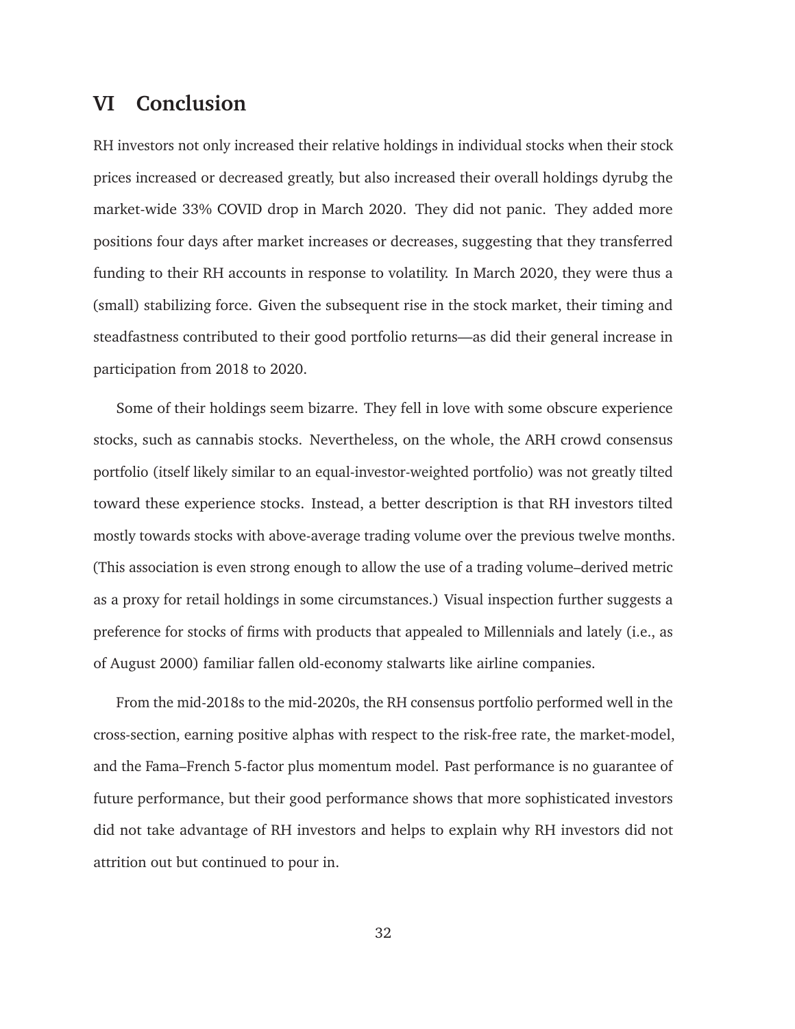# VI Conclusion

RH investors not only increased their relative holdings in individual stocks when their stock prices increased or decreased greatly, but also increased their overall holdings dyrubg the market-wide 33% COVID drop in March 2020. They did not panic. They added more positions four days after market increases or decreases, suggesting that they transferred funding to their RH accounts in response to volatility. In March 2020, they were thus a (small) stabilizing force. Given the subsequent rise in the stock market, their timing and steadfastness contributed to their good portfolio returns—as did their general increase in participation from 2018 to 2020.

Some of their holdings seem bizarre. They fell in love with some obscure experience stocks, such as cannabis stocks. Nevertheless, on the whole, the ARH crowd consensus portfolio (itself likely similar to an equal-investor-weighted portfolio) was not greatly tilted toward these experience stocks. Instead, a better description is that RH investors tilted mostly towards stocks with above-average trading volume over the previous twelve months. (This association is even strong enough to allow the use of a trading volume–derived metric as a proxy for retail holdings in some circumstances.) Visual inspection further suggests a preference for stocks of firms with products that appealed to Millennials and lately (i.e., as of August 2000) familiar fallen old-economy stalwarts like airline companies.

From the mid-2018s to the mid-2020s, the RH consensus portfolio performed well in the cross-section, earning positive alphas with respect to the risk-free rate, the market-model, and the Fama–French 5-factor plus momentum model. Past performance is no guarantee of future performance, but their good performance shows that more sophisticated investors did not take advantage of RH investors and helps to explain why RH investors did not attrition out but continued to pour in.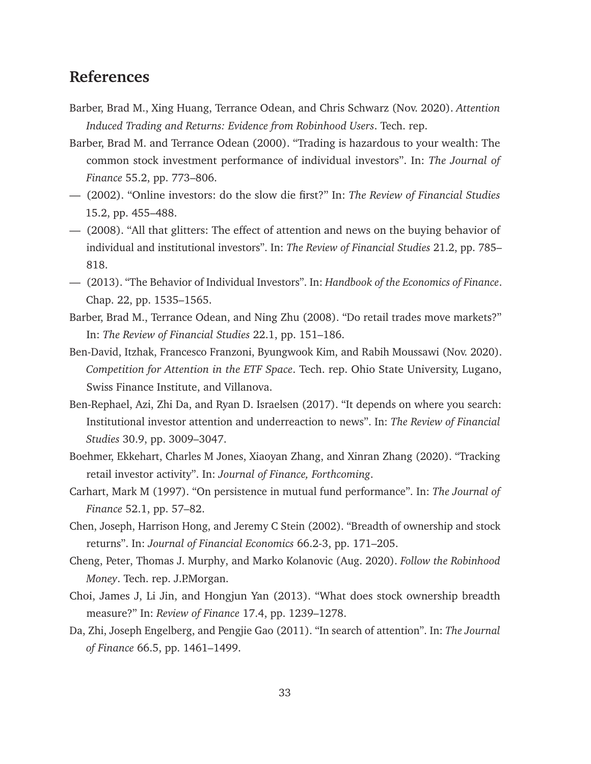## References

Barber, Brad M., Xing Huang, Terrance Odean, and Chris Schwarz (Nov. 2020). *Attention Induced Trading and Returns: Evidence from Robinhood Users*. Tech. rep.

Barber, Brad M. and Terrance Odean (2000). "Trading is hazardous to your wealth: The common stock investment performance of individual investors". In: *The Journal of Finance* 55.2, pp. 773–806.

— (2002). "Online investors: do the slow die first?" In: *The Review of Financial Studies* 15.2, pp. 455–488.

— (2008). "All that glitters: The effect of attention and news on the buying behavior of individual and institutional investors". In: *The Review of Financial Studies* 21.2, pp. 785–818.

— (2013). "The Behavior of Individual Investors". In: *Handbook of the Economics of Finance*. Chap. 22, pp. 1535–1565.

Barber, Brad M., Terrance Odean, and Ning Zhu (2008). "Do retail trades move markets?" In: *The Review of Financial Studies* 22.1, pp. 151–186.

Ben-David, Itzhak, Francesco Franzoni, Byungwook Kim, and Rabih Moussawi (Nov. 2020). *Competition for Attention in the ETF Space*. Tech. rep. Ohio State University, Lugano, Swiss Finance Institute, and Villanova.

Ben-Rephael, Azi, Zhi Da, and Ryan D. Israelsen (2017). "It depends on where you search: Institutional investor attention and underreaction to news". In: *The Review of Financial Studies* 30.9, pp. 3009–3047.

Boehmer, Ekkehart, Charles M Jones, Xiaoyan Zhang, and Xinran Zhang (2020). "Tracking retail investor activity". In: *Journal of Finance, Forthcoming*.

Carhart, Mark M (1997). "On persistence in mutual fund performance". In: *The Journal of Finance* 52.1, pp. 57–82.

Chen, Joseph, Harrison Hong, and Jeremy C Stein (2002). "Breadth of ownership and stock returns". In: *Journal of Financial Economics* 66.2-3, pp. 171–205.

Cheng, Peter, Thomas J. Murphy, and Marko Kolanovic (Aug. 2020). *Follow the Robinhood Money*. Tech. rep. J.P.Morgan.

Choi, James J, Li Jin, and Hongjun Yan (2013). "What does stock ownership breadth measure?" In: *Review of Finance* 17.4, pp. 1239–1278.

Da, Zhi, Joseph Engelberg, and Pengjie Gao (2011). "In search of attention". In: *The Journal of Finance* 66.5, pp. 1461–1499.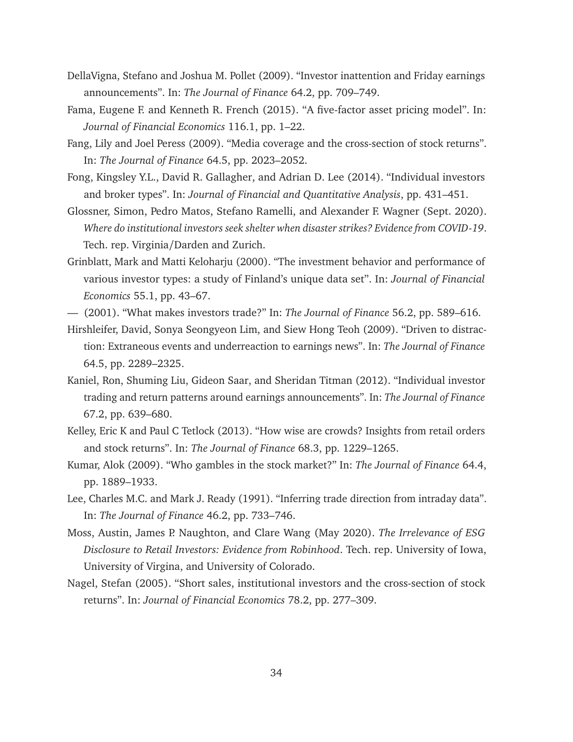DellaVigna, Stefano and Joshua M. Pollet (2009). "Investor inattention and Friday earnings announcements". In: *The Journal of Finance* 64.2, pp. 709–749.

Fama, Eugene F. and Kenneth R. French (2015). "A five-factor asset pricing model". In: *Journal of Financial Economics* 116.1, pp. 1–22.

Fang, Lily and Joel Peress (2009). "Media coverage and the cross-section of stock returns". In: *The Journal of Finance* 64.5, pp. 2023–2052.

Fong, Kingsley Y.L., David R. Gallagher, and Adrian D. Lee (2014). "Individual investors and broker types". In: *Journal of Financial and Quantitative Analysis*, pp. 431–451.

Glossner, Simon, Pedro Matos, Stefano Ramelli, and Alexander F. Wagner (Sept. 2020). *Where do institutional investors seek shelter when disaster strikes? Evidence from COVID-19*. Tech. rep. Virginia/Darden and Zurich.

Grinblatt, Mark and Matti Keloharju (2000). "The investment behavior and performance of various investor types: a study of Finland's unique data set". In: *Journal of Financial Economics* 55.1, pp. 43–67.

— (2001). "What makes investors trade?" In: *The Journal of Finance* 56.2, pp. 589–616.

Hirshleifer, David, Sonya Seongyeon Lim, and Siew Hong Teoh (2009). "Driven to distraction: Extraneous events and underreaction to earnings news". In: *The Journal of Finance* 64.5, pp. 2289–2325.

Kaniel, Ron, Shuming Liu, Gideon Saar, and Sheridan Titman (2012). "Individual investor trading and return patterns around earnings announcements". In: *The Journal of Finance* 67.2, pp. 639–680.

Kelley, Eric K and Paul C Tetlock (2013). "How wise are crowds? Insights from retail orders and stock returns". In: *The Journal of Finance* 68.3, pp. 1229–1265.

Kumar, Alok (2009). "Who gambles in the stock market?" In: *The Journal of Finance* 64.4, pp. 1889–1933.

Lee, Charles M.C. and Mark J. Ready (1991). "Inferring trade direction from intraday data". In: *The Journal of Finance* 46.2, pp. 733–746.

Moss, Austin, James P. Naughton, and Clare Wang (May 2020). *The Irrelevance of ESG Disclosure to Retail Investors: Evidence from Robinhood*. Tech. rep. University of Iowa, University of Virgina, and University of Colorado.

Nagel, Stefan (2005). "Short sales, institutional investors and the cross-section of stock returns". In: *Journal of Financial Economics* 78.2, pp. 277–309.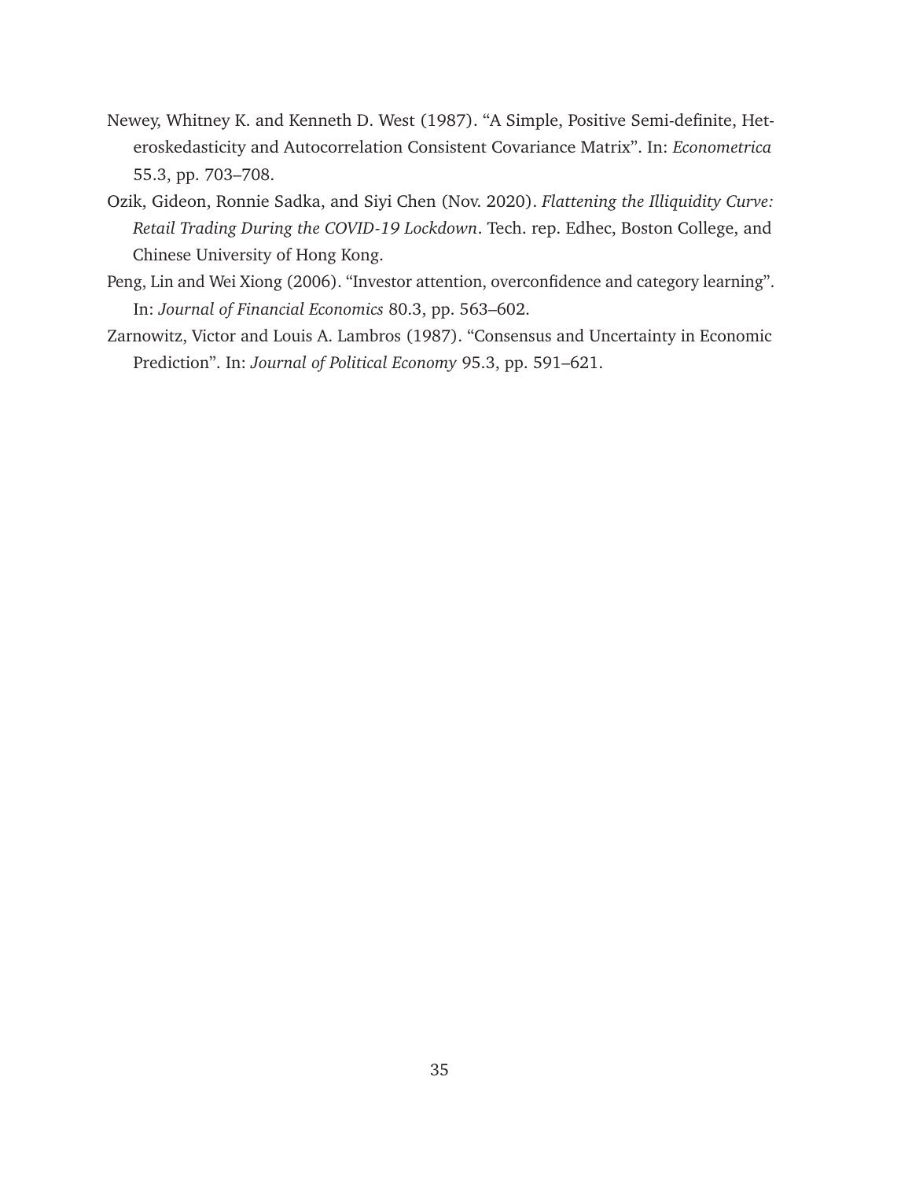Newey, Whitney K. and Kenneth D. West (1987). "A Simple, Positive Semi-definite, Heteroskedasticity and Autocorrelation Consistent Covariance Matrix". In: *Econometrica* 55.3, pp. 703–708.

Ozik, Gideon, Ronnie Sadka, and Siyi Chen (Nov. 2020). *Flattening the Illiquidity Curve: Retail Trading During the COVID-19 Lockdown*. Tech. rep. Edhec, Boston College, and Chinese University of Hong Kong.

Peng, Lin and Wei Xiong (2006). "Investor attention, overconfidence and category learning". In: *Journal of Financial Economics* 80.3, pp. 563–602.

Zarnowitz, Victor and Louis A. Lambros (1987). "Consensus and Uncertainty in Economic Prediction". In: *Journal of Political Economy* 95.3, pp. 591–621.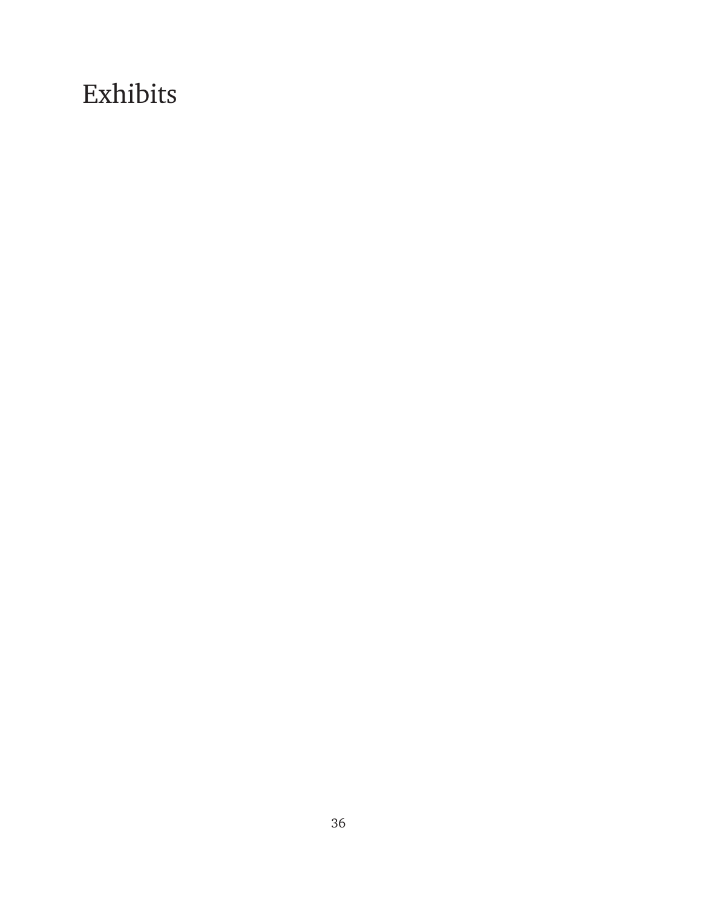# Exhibits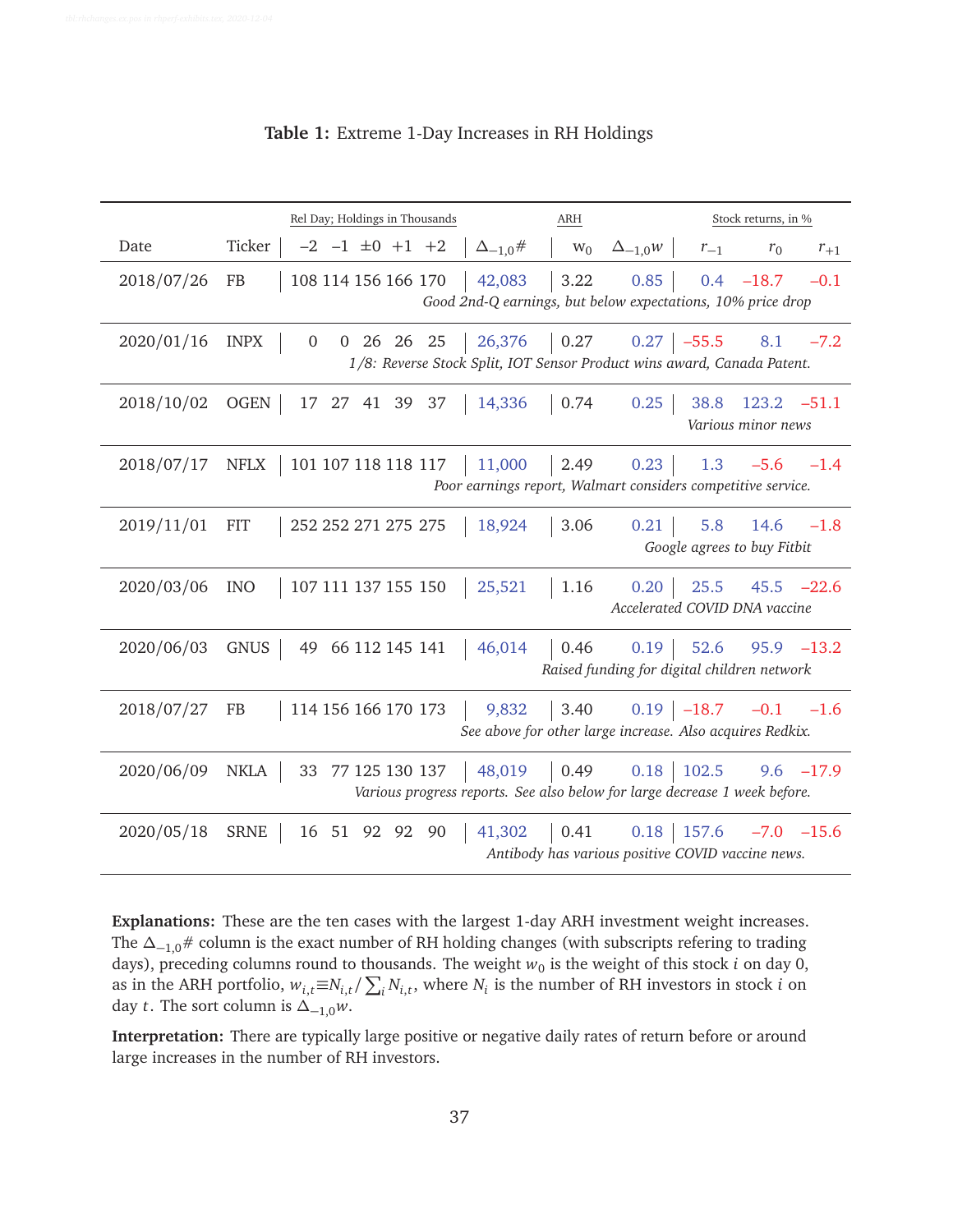**Table 1:** Extreme 1-Day Increases in RH Holdings

| Date | Ticker | Rel Day; Holdings in Thousands | | | | | | ARH | | Stock returns, in % | | |
|---|---|---|---|---|---|---|---|---|---|---|---|---|
| | | −2 | −1 | ±0 | +1 | +2 | $\Delta_{-1,0}\#$ | $w_0$ | $\Delta_{-1,0}w$ | $r_{-1}$ | $r_0$ | $r_{+1}$ |
| 2018/07/26 | FB | 108 | 114 | 156 | 166 | 170 | 42,083 | 3.22 | 0.85 | 0.4 | −18.7 | −0.1 |
| | | | | | | | *Good 2nd-Q earnings, but below expectations, 10% price drop* | | | | | |
| 2020/01/16 | INPX | 0 | 0 | 26 | 26 | 25 | 26,376 | 0.27 | 0.27 | −55.5 | 8.1 | −7.2 |
| | | | | | | | *1/8: Reverse Stock Split, IOT Sensor Product wins award, Canada Patent.* | | | | | |
| 2018/10/02 | OGEN | 17 | 27 | 41 | 39 | 37 | 14,336 | 0.74 | 0.25 | 38.8 | 123.2 | −51.1 |
| | | | | | | | *Various minor news* | | | | | |
| 2018/07/17 | NFLX | 101 | 107 | 118 | 118 | 117 | 11,000 | 2.49 | 0.23 | 1.3 | −5.6 | −1.4 |
| | | | | | | | *Poor earnings report, Walmart considers competitive service.* | | | | | |
| 2019/11/01 | FIT | 252 | 252 | 271 | 275 | 275 | 18,924 | 3.06 | 0.21 | 5.8 | 14.6 | −1.8 |
| | | | | | | | *Google agrees to buy Fitbit* | | | | | |
| 2020/03/06 | INO | 107 | 111 | 137 | 155 | 150 | 25,521 | 1.16 | 0.20 | 25.5 | 45.5 | −22.6 |
| | | | | | | | *Accelerated COVID DNA vaccine* | | | | | |
| 2020/06/03 | GNUS | 49 | 66 | 112 | 145 | 141 | 46,014 | 0.46 | 0.19 | 52.6 | 95.9 | −13.2 |
| | | | | | | | *Raised funding for digital children network* | | | | | |
| 2018/07/27 | FB | 114 | 156 | 166 | 170 | 173 | 9,832 | 3.40 | 0.19 | −18.7 | −0.1 | −1.6 |
| | | | | | | | *See above for other large increase. Also acquires Redkix.* | | | | | |
| 2020/06/09 | NKLA | 33 | 77 | 125 | 130 | 137 | 48,019 | 0.49 | 0.18 | 102.5 | 9.6 | −17.9 |
| | | | | | | | *Various progress reports. See also below for large decrease 1 week before.* | | | | | |
| 2020/05/18 | SRNE | 16 | 51 | 92 | 92 | 90 | 41,302 | 0.41 | 0.18 | 157.6 | −7.0 | −15.6 |
| | | | | | | | *Antibody has various positive COVID vaccine news.* | | | | | |

**Explanations:** These are the ten cases with the largest 1-day ARH investment weight increases. The $\Delta_{-1,0}\#$ column is the exact number of RH holding changes (with subscripts refering to trading days), preceding columns round to thousands. The weight $w_0$ is the weight of this stock $i$ on day 0, as in the ARH portfolio, $w_{i,t} \equiv N_{i,t} / \sum_i N_{i,t}$, where $N_i$ is the number of RH investors in stock $i$ on day $t$. The sort column is $\Delta_{-1,0}w$.

**Interpretation:** There are typically large positive or negative daily rates of return before or around large increases in the number of RH investors.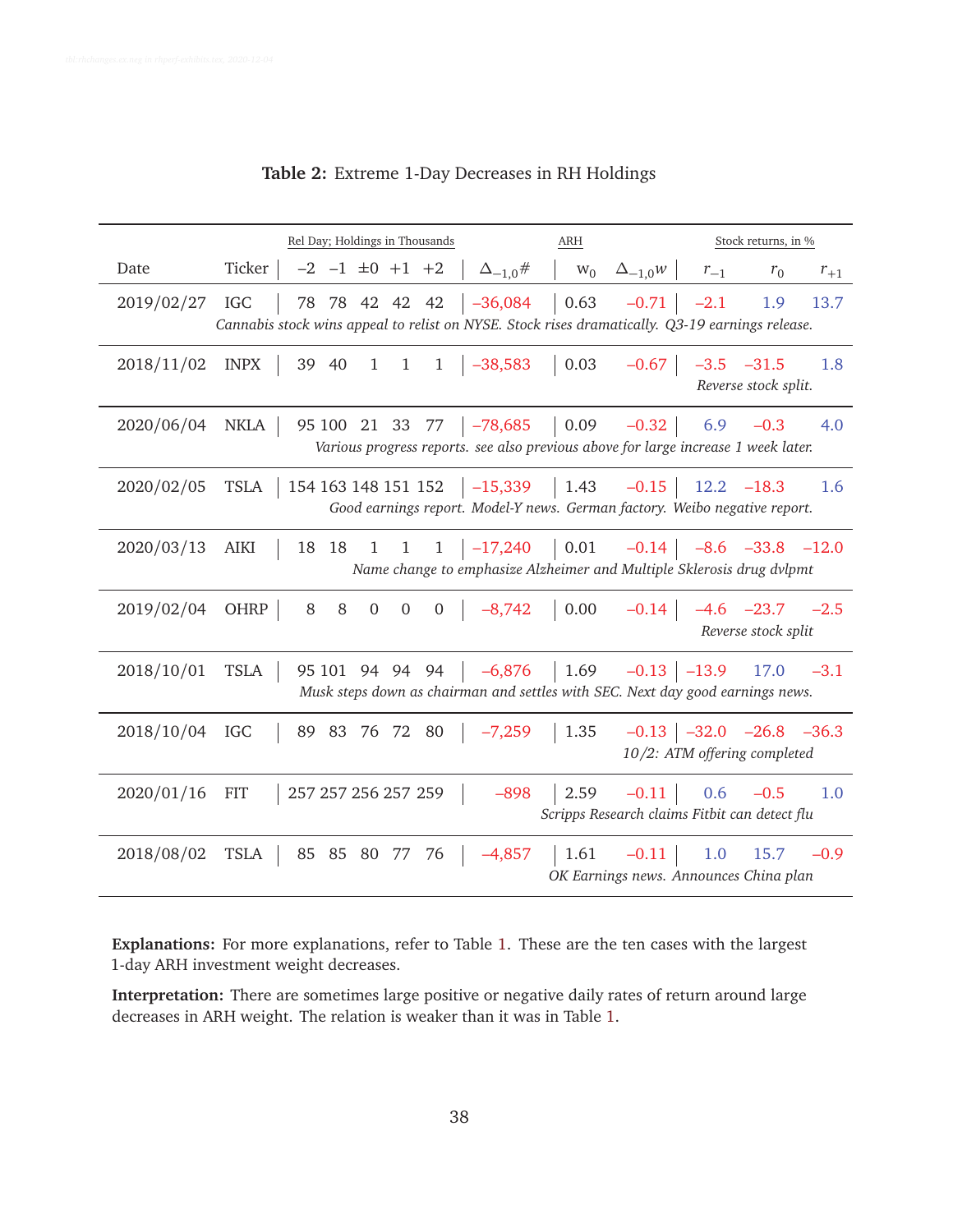**Table 2:** Extreme 1-Day Decreases in RH Holdings

| Date | Ticker | Rel Day; Holdings in Thousands | | | | | | ARH | | Stock returns, in % | | |
|---|---|---|---|---|---|---|---|---|---|---|---|---|
| | | −2 | −1 | ±0 | +1 | +2 | $\Delta_{-1,0}\#$ | $w_0$ | $\Delta_{-1,0}w$ | $r_{-1}$ | $r_0$ | $r_{+1}$ |
| 2019/02/27 | IGC | 78 | 78 | 42 | 42 | 42 | –36,084 | 0.63 | –0.71 | –2.1 | 1.9 | 13.7 |
| | | *Cannabis stock wins appeal to relist on NYSE. Stock rises dramatically. Q3-19 earnings release.* | | | | | | | | | | |
| 2018/11/02 | INPX | 39 | 40 | 1 | 1 | 1 | –38,583 | 0.03 | –0.67 | –3.5 | –31.5 | 1.8 |
| | | *Reverse stock split.* | | | | | | | | | | |
| 2020/06/04 | NKLA | 95 | 100 | 21 | 33 | 77 | –78,685 | 0.09 | –0.32 | 6.9 | –0.3 | 4.0 |
| | | *Various progress reports. see also previous above for large increase 1 week later.* | | | | | | | | | | |
| 2020/02/05 | TSLA | 154 | 163 | 148 | 151 | 152 | –15,339 | 1.43 | –0.15 | 12.2 | –18.3 | 1.6 |
| | | *Good earnings report. Model-Y news. German factory. Weibo negative report.* | | | | | | | | | | |
| 2020/03/13 | AIKI | 18 | 18 | 1 | 1 | 1 | –17,240 | 0.01 | –0.14 | –8.6 | –33.8 | –12.0 |
| | | *Name change to emphasize Alzheimer and Multiple Sklerosis drug dvlpmt* | | | | | | | | | | |
| 2019/02/04 | OHRP | 8 | 8 | 0 | 0 | 0 | –8,742 | 0.00 | –0.14 | –4.6 | –23.7 | –2.5 |
| | | *Reverse stock split* | | | | | | | | | | |
| 2018/10/01 | TSLA | 95 | 101 | 94 | 94 | 94 | –6,876 | 1.69 | –0.13 | –13.9 | 17.0 | –3.1 |
| | | *Musk steps down as chairman and settles with SEC. Next day good earnings news.* | | | | | | | | | | |
| 2018/10/04 | IGC | 89 | 83 | 76 | 72 | 80 | –7,259 | 1.35 | –0.13 | –32.0 | –26.8 | –36.3 |
| | | *10/2: ATM offering completed* | | | | | | | | | | |
| 2020/01/16 | FIT | 257 | 257 | 256 | 257 | 259 | –898 | 2.59 | –0.11 | 0.6 | –0.5 | 1.0 |
| | | *Scripps Research claims Fitbit can detect flu* | | | | | | | | | | |
| 2018/08/02 | TSLA | 85 | 85 | 80 | 77 | 76 | –4,857 | 1.61 | –0.11 | 1.0 | 15.7 | –0.9 |
| | | *OK Earnings news. Announces China plan* | | | | | | | | | | |

**Explanations:** For more explanations, refer to Table 1. These are the ten cases with the largest 1-day ARH investment weight decreases.

**Interpretation:** There are sometimes large positive or negative daily rates of return around large decreases in ARH weight. The relation is weaker than it was in Table 1.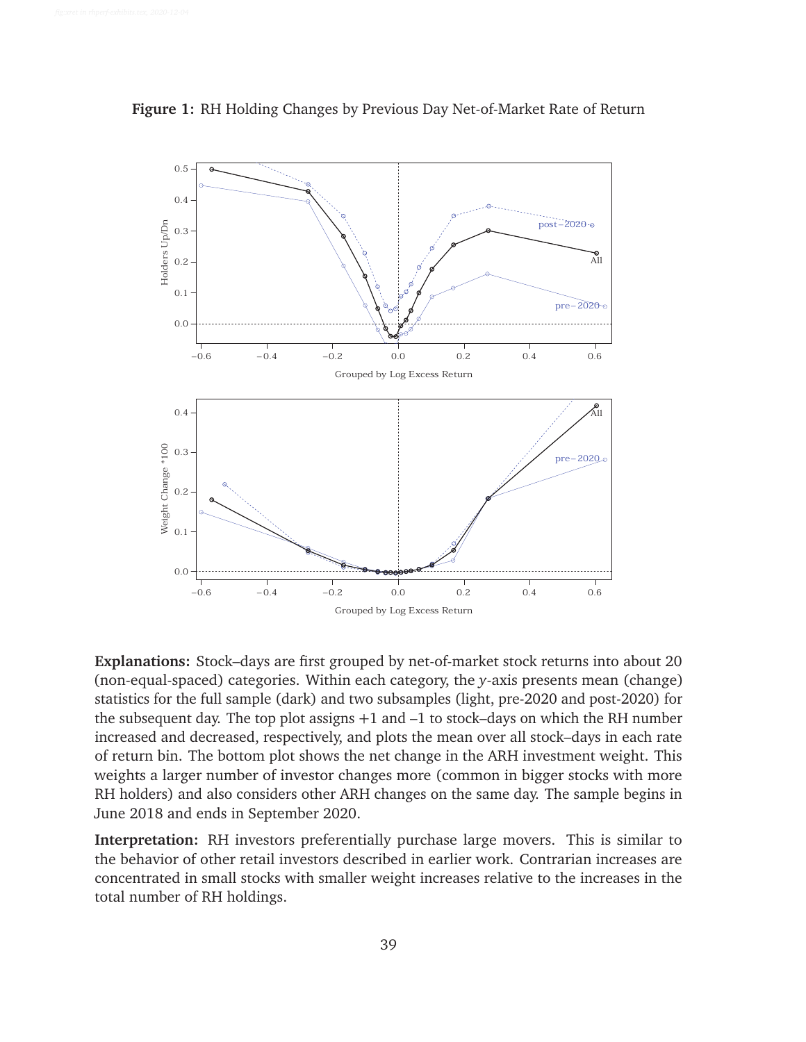**Figure 1:** RH Holding Changes by Previous Day Net-of-Market Rate of Return

**Explanations:** Stock–days are first grouped by net-of-market stock returns into about 20 (non-equal-spaced) categories. Within each category, the *y*-axis presents mean (change) statistics for the full sample (dark) and two subsamples (light, pre-2020 and post-2020) for the subsequent day. The top plot assigns +1 and –1 to stock–days on which the RH number increased and decreased, respectively, and plots the mean over all stock–days in each rate of return bin. The bottom plot shows the net change in the ARH investment weight. This weights a larger number of investor changes more (common in bigger stocks with more RH holders) and also considers other ARH changes on the same day. The sample begins in June 2018 and ends in September 2020.

**Interpretation:** RH investors preferentially purchase large movers. This is similar to the behavior of other retail investors described in earlier work. Contrarian increases are concentrated in small stocks with smaller weight increases relative to the increases in the total number of RH holdings.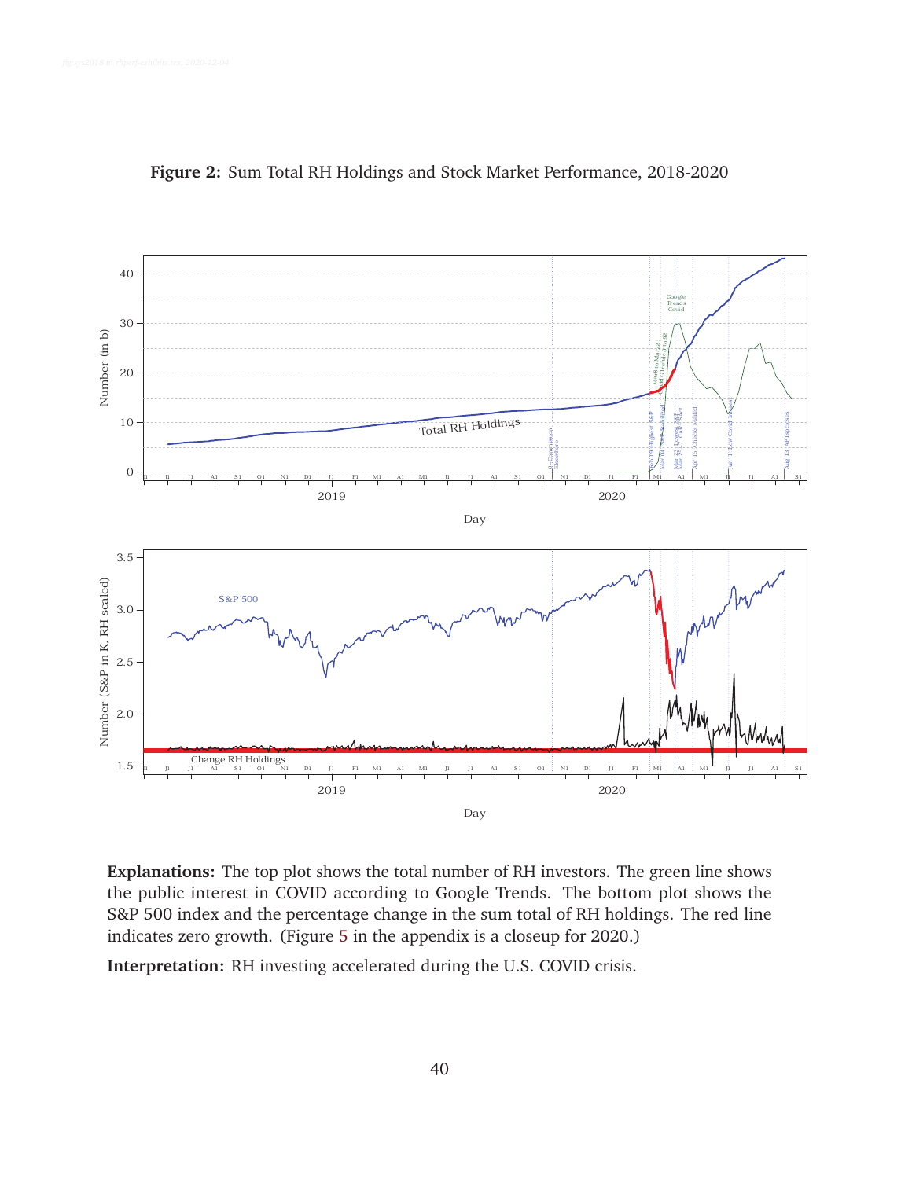**Figure 2:** Sum Total RH Holdings and Stock Market Performance, 2018-2020

**Explanations:** The top plot shows the total number of RH investors. The green line shows the public interest in COVID according to Google Trends. The bottom plot shows the S&P 500 index and the percentage change in the sum total of RH holdings. The red line indicates zero growth. (Figure 5 in the appendix is a closeup for 2020.)

**Interpretation:** RH investing accelerated during the U.S. COVID crisis.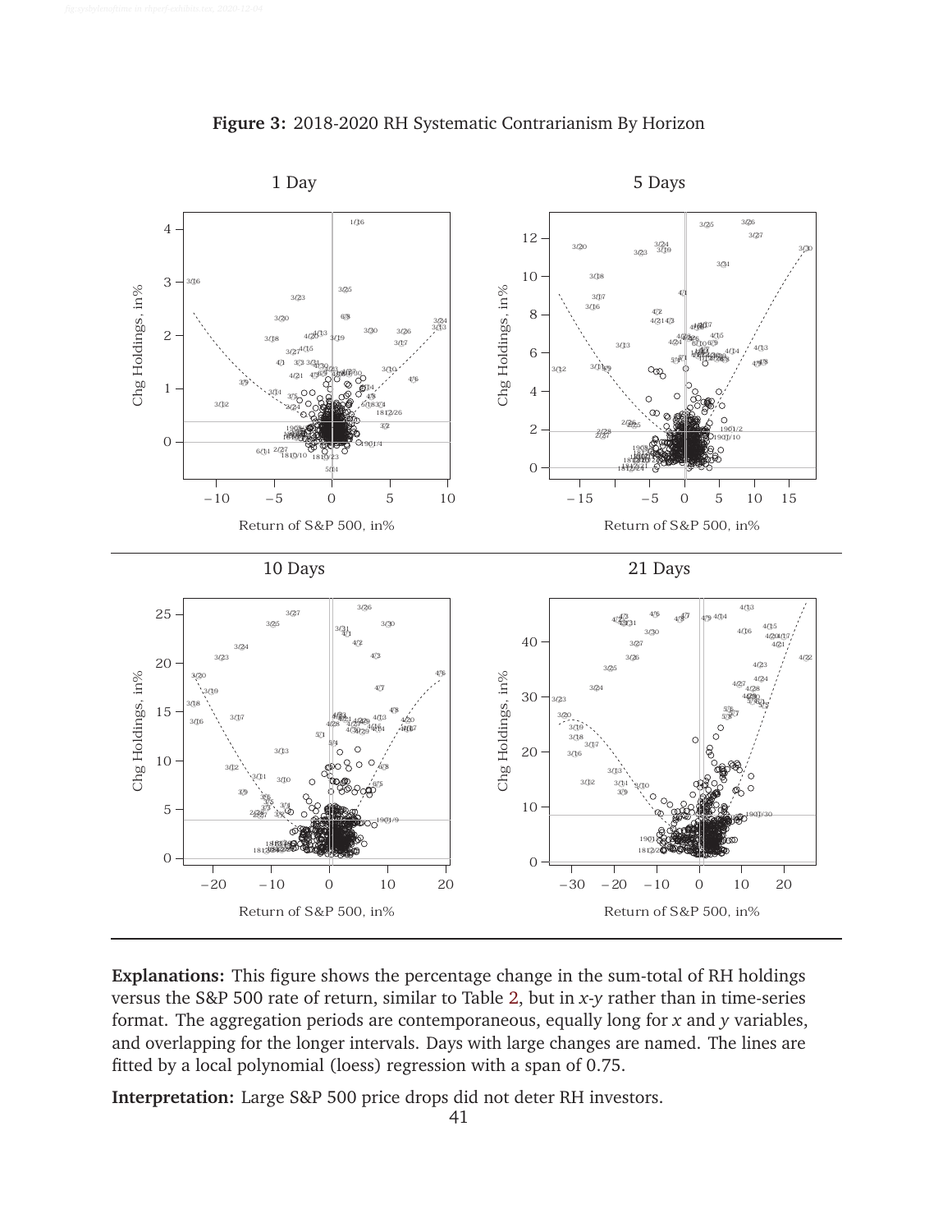**Figure 3:** 2018-2020 RH Systematic Contrarianism By Horizon

**Explanations:** This figure shows the percentage change in the sum-total of RH holdings versus the S&P 500 rate of return, similar to Table 2, but in *x*-*y* rather than in time-series format. The aggregation periods are contemporaneous, equally long for *x* and *y* variables, and overlapping for the longer intervals. Days with large changes are named. The lines are fitted by a local polynomial (loess) regression with a span of 0.75.

**Interpretation:** Large S&P 500 price drops did not deter RH investors.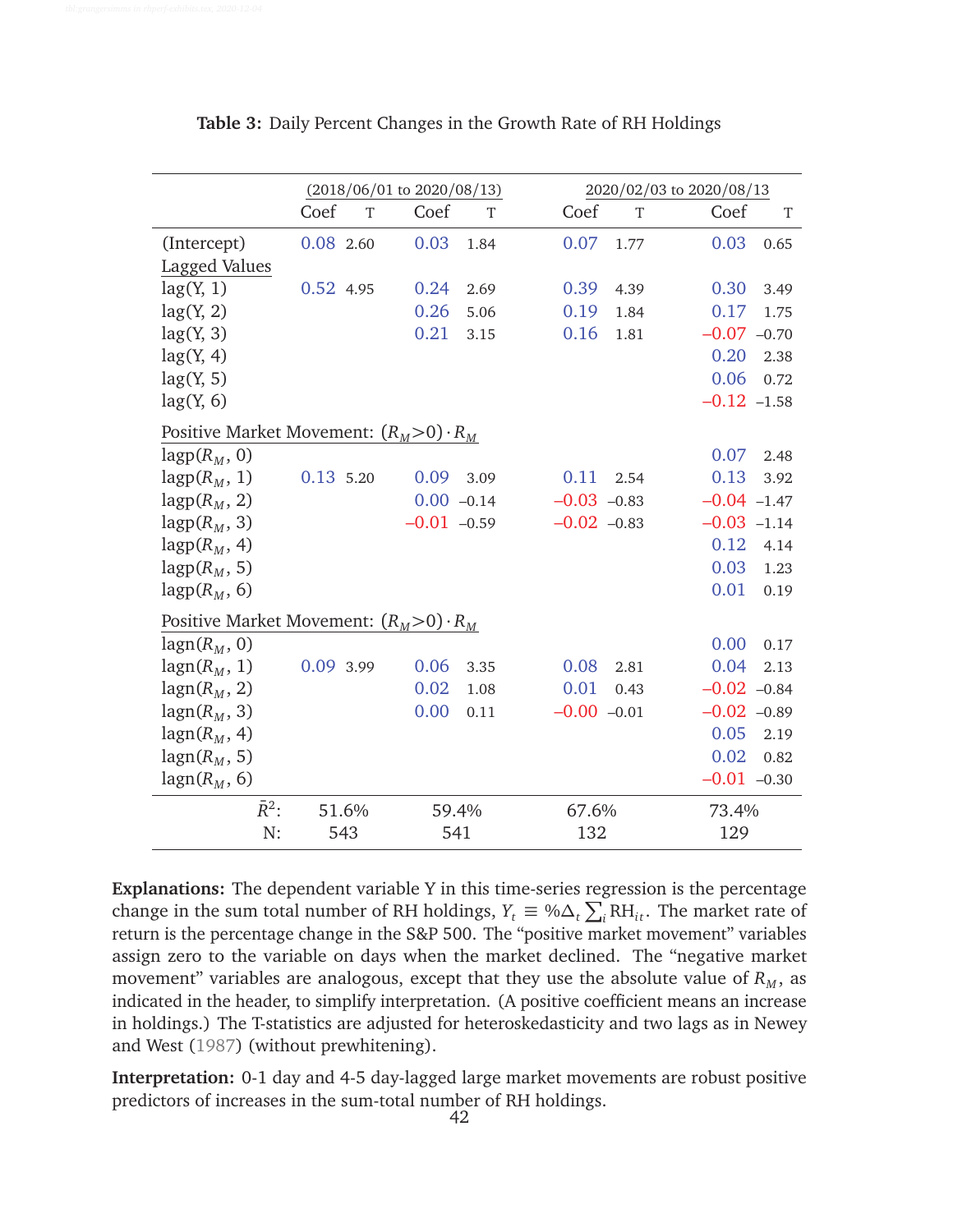**Table 3:** Daily Percent Changes in the Growth Rate of RH Holdings

| | (2018/06/01 to 2020/08/13) | | | | 2020/02/03 to 2020/08/13 | | | |
|---|---|---|---|---|---|---|---|---|
| | Coef | T | Coef | T | Coef | T | Coef | T |
| (Intercept) | 0.08 | 2.60 | 0.03 | 1.84 | 0.07 | 1.77 | 0.03 | 0.65 |
| Lagged Values | | | | | | | | |
| lag(Y, 1) | 0.52 | 4.95 | 0.24 | 2.69 | 0.39 | 4.39 | 0.30 | 3.49 |
| lag(Y, 2) | | | 0.26 | 5.06 | 0.19 | 1.84 | 0.17 | 1.75 |
| lag(Y, 3) | | | 0.21 | 3.15 | 0.16 | 1.81 | −0.07 | −0.70 |
| lag(Y, 4) | | | | | | | 0.20 | 2.38 |
| lag(Y, 5) | | | | | | | 0.06 | 0.72 |
| lag(Y, 6) | | | | | | | −0.12 | −1.58 |
| Positive Market Movement: $(R_M>0)\cdot R_M$ | | | | | | | | |
| lagp($R_M$, 0) | | | | | | | 0.07 | 2.48 |
| lagp($R_M$, 1) | 0.13 | 5.20 | 0.09 | 3.09 | 0.11 | 2.54 | 0.13 | 3.92 |
| lagp($R_M$, 2) | | | 0.00 | −0.14 | −0.03 | −0.83 | −0.04 | −1.47 |
| lagp($R_M$, 3) | | | −0.01 | −0.59 | −0.02 | −0.83 | −0.03 | −1.14 |
| lagp($R_M$, 4) | | | | | | | 0.12 | 4.14 |
| lagp($R_M$, 5) | | | | | | | 0.03 | 1.23 |
| lagp($R_M$, 6) | | | | | | | 0.01 | 0.19 |
| Positive Market Movement: $(R_M>0)\cdot R_M$ | | | | | | | | |
| lagn($R_M$, 0) | | | | | | | 0.00 | 0.17 |
| lagn($R_M$, 1) | 0.09 | 3.99 | 0.06 | 3.35 | 0.08 | 2.81 | 0.04 | 2.13 |
| lagn($R_M$, 2) | | | 0.02 | 1.08 | 0.01 | 0.43 | −0.02 | −0.84 |
| lagn($R_M$, 3) | | | 0.00 | 0.11 | −0.00 | −0.01 | −0.02 | −0.89 |
| lagn($R_M$, 4) | | | | | | | 0.05 | 2.19 |
| lagn($R_M$, 5) | | | | | | | 0.02 | 0.82 |
| lagn($R_M$, 6) | | | | | | | −0.01 | −0.30 |
| $\bar{R}^2$: | 51.6% | | 59.4% | | 67.6% | | 73.4% | |
| N: | 543 | | 541 | | 132 | | 129 | |

**Explanations:** The dependent variable Y in this time-series regression is the percentage change in the sum total number of RH holdings, $Y_t \equiv \%\Delta_t \sum_i \text{RH}_{it}$. The market rate of return is the percentage change in the S&P 500. The "positive market movement" variables assign zero to the variable on days when the market declined. The "negative market movement" variables are analogous, except that they use the absolute value of $R_M$, as indicated in the header, to simplify interpretation. (A positive coefficient means an increase in holdings.) The T-statistics are adjusted for heteroskedasticity and two lags as in Newey and West (1987) (without prewhitening).

**Interpretation:** 0-1 day and 4-5 day-lagged large market movements are robust positive predictors of increases in the sum-total number of RH holdings.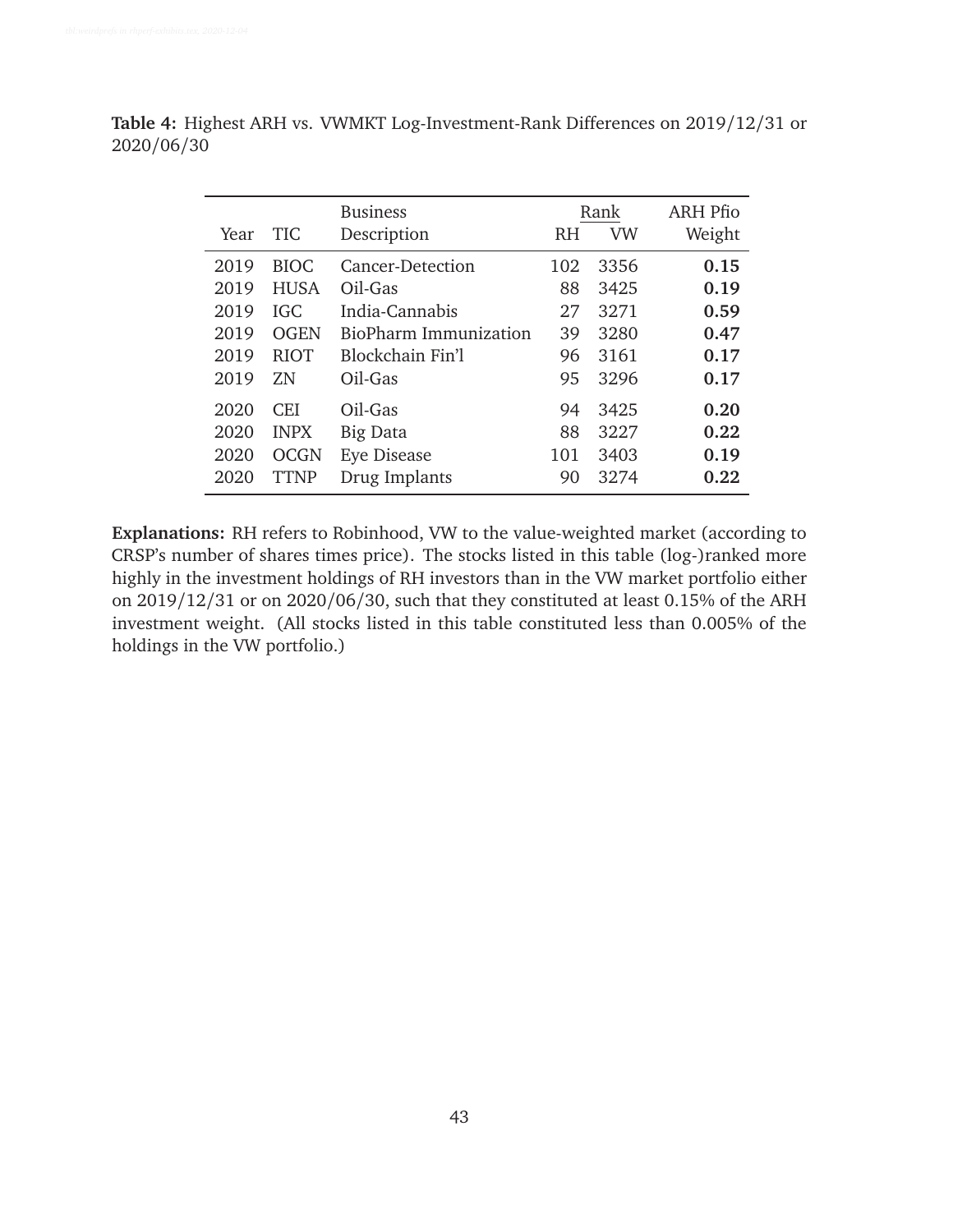**Table 4:** Highest ARH vs. VWMKT Log-Investment-Rank Differences on 2019/12/31 or 2020/06/30

| Year | TIC | Business Description | Rank RH | Rank VW | ARH Pfio Weight |
|---|---|---|---|---|---|
| 2019 | BIOC | Cancer-Detection | 102 | 3356 | **0.15** |
| 2019 | HUSA | Oil-Gas | 88 | 3425 | **0.19** |
| 2019 | IGC | India-Cannabis | 27 | 3271 | **0.59** |
| 2019 | OGEN | BioPharm Immunization | 39 | 3280 | **0.47** |
| 2019 | RIOT | Blockchain Fin'l | 96 | 3161 | **0.17** |
| 2019 | ZN | Oil-Gas | 95 | 3296 | **0.17** |
| 2020 | CEI | Oil-Gas | 94 | 3425 | **0.20** |
| 2020 | INPX | Big Data | 88 | 3227 | **0.22** |
| 2020 | OCGN | Eye Disease | 101 | 3403 | **0.19** |
| 2020 | TTNP | Drug Implants | 90 | 3274 | **0.22** |

**Explanations:** RH refers to Robinhood, VW to the value-weighted market (according to CRSP's number of shares times price). The stocks listed in this table (log-)ranked more highly in the investment holdings of RH investors than in the VW market portfolio either on 2019/12/31 or on 2020/06/30, such that they constituted at least 0.15% of the ARH investment weight. (All stocks listed in this table constituted less than 0.005% of the holdings in the VW portfolio.)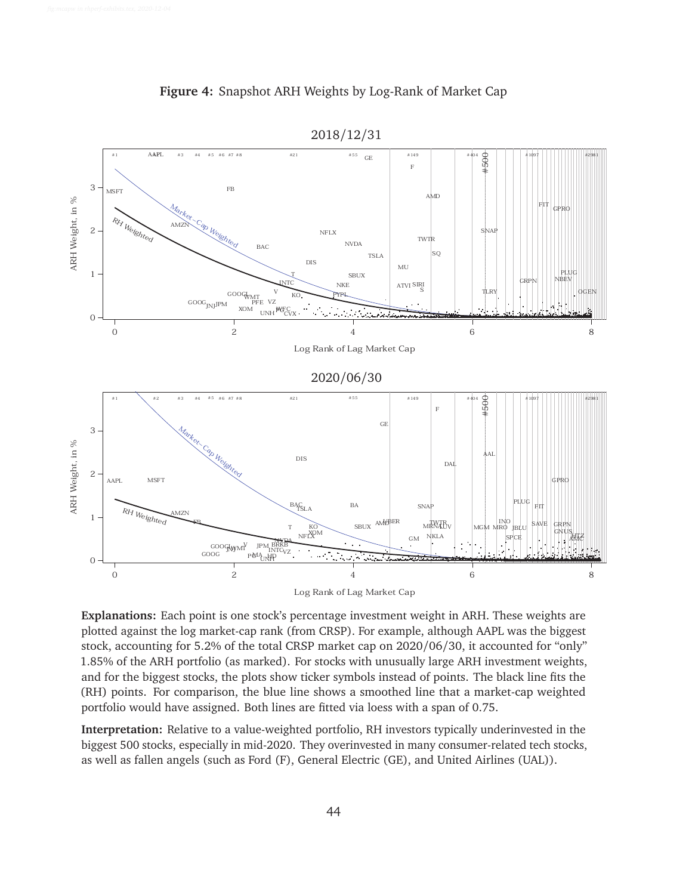**Figure 4:** Snapshot ARH Weights by Log-Rank of Market Cap

**Explanations:** Each point is one stock's percentage investment weight in ARH. These weights are plotted against the log market-cap rank (from CRSP). For example, although AAPL was the biggest stock, accounting for 5.2% of the total CRSP market cap on 2020/06/30, it accounted for "only" 1.85% of the ARH portfolio (as marked). For stocks with unusually large ARH investment weights, and for the biggest stocks, the plots show ticker symbols instead of points. The black line fits the (RH) points. For comparison, the blue line shows a smoothed line that a market-cap weighted portfolio would have assigned. Both lines are fitted via loess with a span of 0.75.

**Interpretation:** Relative to a value-weighted portfolio, RH investors typically underinvested in the biggest 500 stocks, especially in mid-2020. They overinvested in many consumer-related tech stocks, as well as fallen angels (such as Ford (F), General Electric (GE), and United Airlines (UAL)).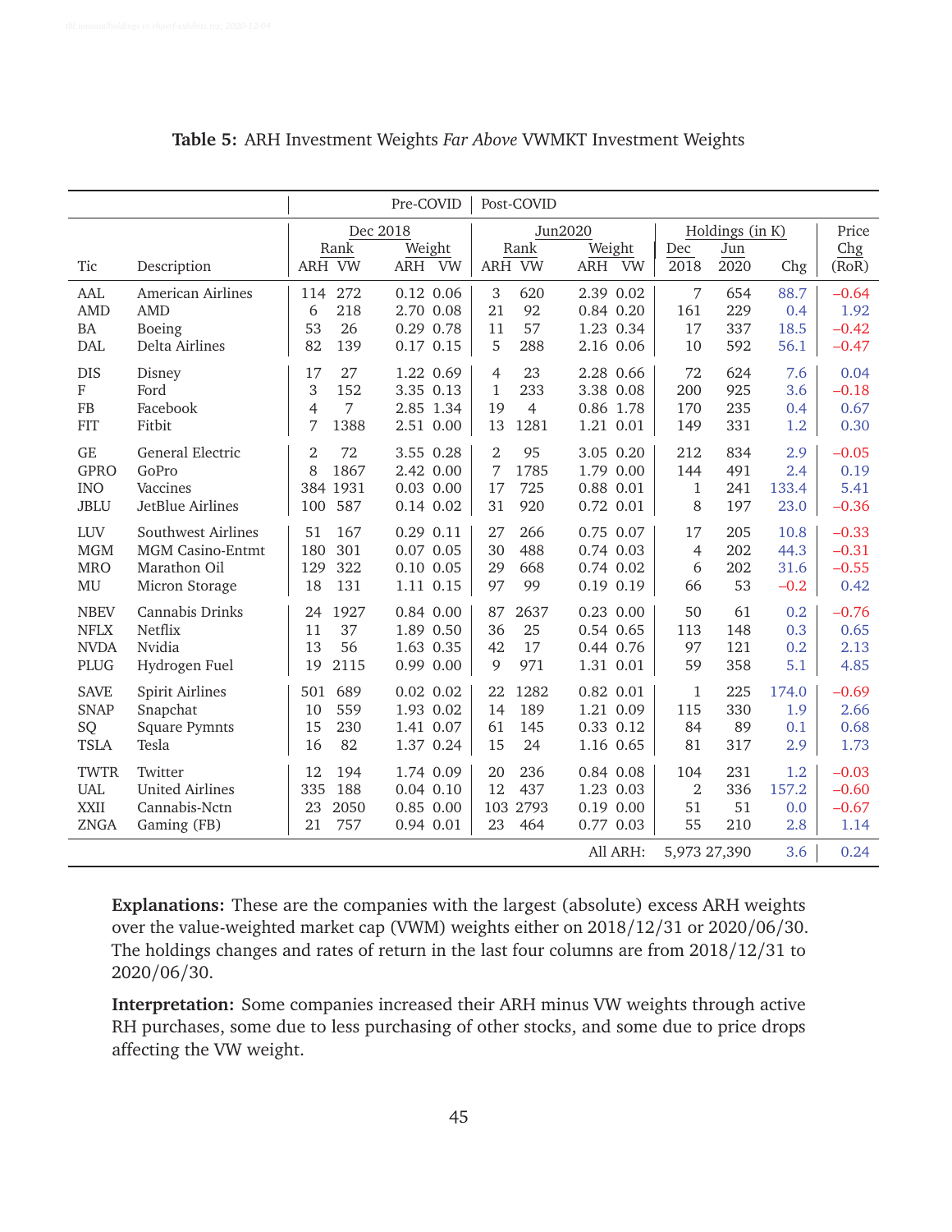**Table 5:** ARH Investment Weights *Far Above* VWMKT Investment Weights

| | | Pre-COVID | | | | Post-COVID | | | | | | | |
|---|---|---|---|---|---|---|---|---|---|---|---|---|---|
| | | Dec 2018 | | | | Jun2020 | | | | Holdings (in K) | | | Price |
| | | Rank | | Weight | | Rank | | Weight | | Dec | Jun | | Chg |
| Tic | Description | ARH | VW | ARH | VW | ARH | VW | ARH | VW | 2018 | 2020 | Chg | (RoR) |
| AAL | American Airlines | 114 | 272 | 0.12 | 0.06 | 3 | 620 | 2.39 | 0.02 | 7 | 654 | 88.7 | −0.64 |
| AMD | AMD | 6 | 218 | 2.70 | 0.08 | 21 | 92 | 0.84 | 0.20 | 161 | 229 | 0.4 | 1.92 |
| BA | Boeing | 53 | 26 | 0.29 | 0.78 | 11 | 57 | 1.23 | 0.34 | 17 | 337 | 18.5 | −0.42 |
| DAL | Delta Airlines | 82 | 139 | 0.17 | 0.15 | 5 | 288 | 2.16 | 0.06 | 10 | 592 | 56.1 | −0.47 |
| DIS | Disney | 17 | 27 | 1.22 | 0.69 | 4 | 23 | 2.28 | 0.66 | 72 | 624 | 7.6 | 0.04 |
| F | Ford | 3 | 152 | 3.35 | 0.13 | 1 | 233 | 3.38 | 0.08 | 200 | 925 | 3.6 | −0.18 |
| FB | Facebook | 4 | 7 | 2.85 | 1.34 | 19 | 4 | 0.86 | 1.78 | 170 | 235 | 0.4 | 0.67 |
| FIT | Fitbit | 7 | 1388 | 2.51 | 0.00 | 13 | 1281 | 1.21 | 0.01 | 149 | 331 | 1.2 | 0.30 |
| GE | General Electric | 2 | 72 | 3.55 | 0.28 | 2 | 95 | 3.05 | 0.20 | 212 | 834 | 2.9 | −0.05 |
| GPRO | GoPro | 8 | 1867 | 2.42 | 0.00 | 7 | 1785 | 1.79 | 0.00 | 144 | 491 | 2.4 | 0.19 |
| INO | Vaccines | 384 | 1931 | 0.03 | 0.00 | 17 | 725 | 0.88 | 0.00 | 1 | 241 | 133.4 | 5.41 |
| JBLU | JetBlue Airlines | 100 | 587 | 0.14 | 0.02 | 31 | 920 | 0.72 | 0.01 | 8 | 197 | 23.0 | −0.36 |
| LUV | Southwest Airlines | 51 | 167 | 0.29 | 0.11 | 27 | 266 | 0.75 | 0.07 | 17 | 205 | 10.8 | −0.33 |
| MGM | MGM Casino-Entmt | 180 | 301 | 0.07 | 0.05 | 30 | 488 | 0.74 | 0.03 | 4 | 202 | 44.3 | −0.31 |
| MRO | Marathon Oil | 129 | 322 | 0.10 | 0.05 | 29 | 668 | 0.74 | 0.02 | 6 | 202 | 31.6 | −0.55 |
| MU | Micron Storage | 18 | 131 | 1.11 | 0.15 | 97 | 99 | 0.19 | 0.19 | 66 | 53 | −0.2 | 0.42 |
| NBEV | Cannabis Drinks | 24 | 1927 | 0.84 | 0.00 | 87 | 2637 | 0.23 | 0.00 | 50 | 61 | 0.2 | −0.76 |
| NFLX | Netflix | 11 | 37 | 1.89 | 0.50 | 36 | 25 | 0.54 | 0.65 | 113 | 148 | 0.3 | 0.65 |
| NVDA | Nvidia | 13 | 56 | 1.63 | 0.35 | 42 | 17 | 0.44 | 0.76 | 97 | 121 | 0.2 | 2.13 |
| PLUG | Hydrogen Fuel | 19 | 2115 | 0.99 | 0.00 | 9 | 971 | 1.31 | 0.01 | 59 | 358 | 5.1 | 4.85 |
| SAVE | Spirit Airlines | 501 | 689 | 0.02 | 0.02 | 22 | 1282 | 0.82 | 0.01 | 1 | 225 | 174.0 | −0.69 |
| SNAP | Snapchat | 10 | 559 | 1.93 | 0.02 | 14 | 189 | 1.21 | 0.09 | 115 | 330 | 1.9 | 2.66 |
| SQ | Square Pymnts | 15 | 230 | 1.41 | 0.07 | 61 | 145 | 0.33 | 0.12 | 84 | 89 | 0.1 | 0.68 |
| TSLA | Tesla | 16 | 82 | 1.37 | 0.24 | 15 | 24 | 1.16 | 0.65 | 81 | 317 | 2.9 | 1.73 |
| TWTR | Twitter | 12 | 194 | 1.74 | 0.09 | 20 | 236 | 0.84 | 0.08 | 104 | 231 | 1.2 | −0.03 |
| UAL | United Airlines | 335 | 188 | 0.04 | 0.10 | 12 | 437 | 1.23 | 0.03 | 2 | 336 | 157.2 | −0.60 |
| XXII | Cannabis-Nctn | 23 | 2050 | 0.85 | 0.00 | 103 | 2793 | 0.19 | 0.00 | 51 | 51 | 0.0 | −0.67 |
| ZNGA | Gaming (FB) | 21 | 757 | 0.94 | 0.01 | 23 | 464 | 0.77 | 0.03 | 55 | 210 | 2.8 | 1.14 |
| | | | | | | | | All ARH: | | 5,973 | 27,390 | 3.6 | 0.24 |

**Explanations:** These are the companies with the largest (absolute) excess ARH weights over the value-weighted market cap (VWM) weights either on 2018/12/31 or 2020/06/30. The holdings changes and rates of return in the last four columns are from 2018/12/31 to 2020/06/30.

**Interpretation:** Some companies increased their ARH minus VW weights through active RH purchases, some due to less purchasing of other stocks, and some due to price drops affecting the VW weight.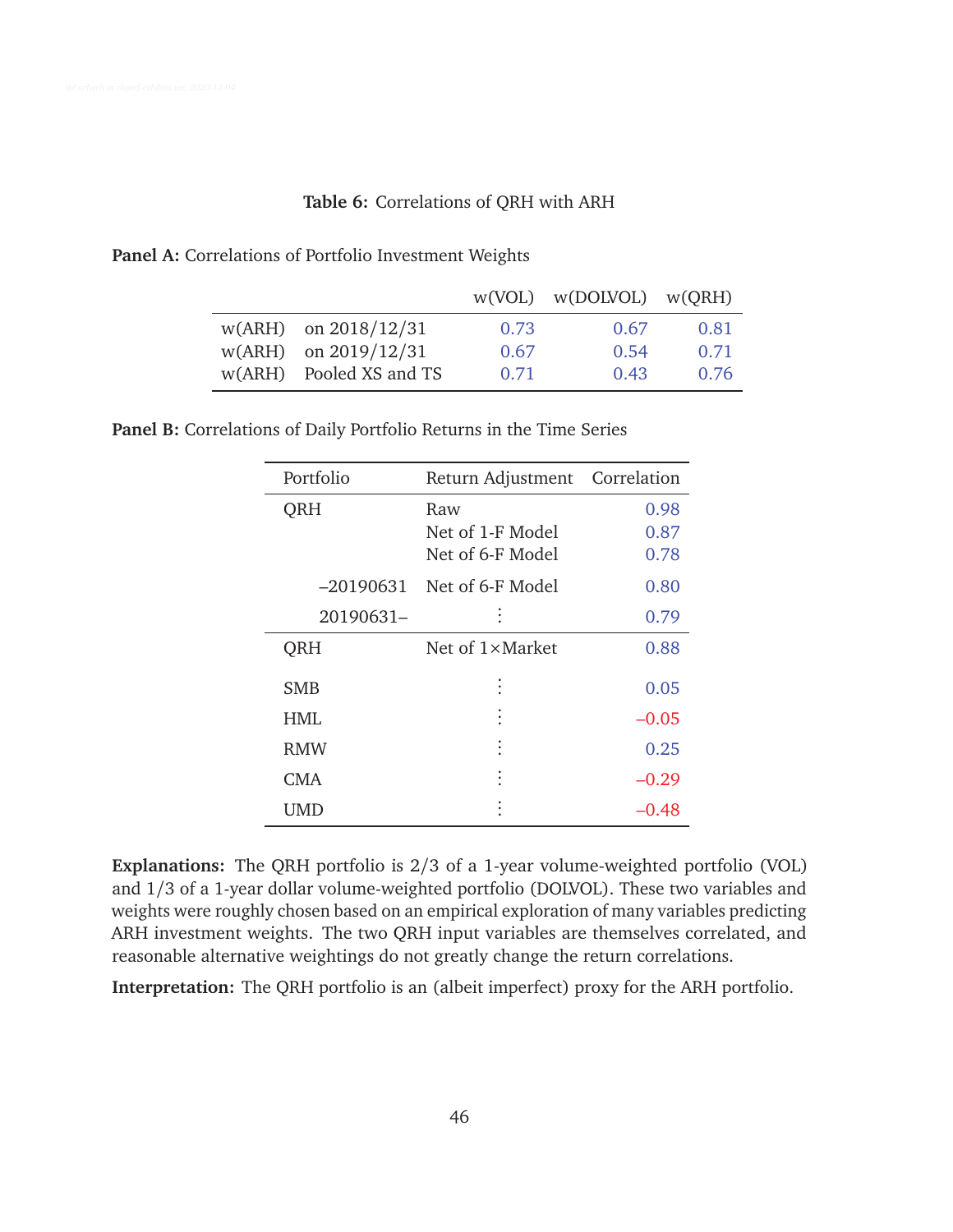**Table 6:** Correlations of QRH with ARH

**Panel A:** Correlations of Portfolio Investment Weights

| | | w(VOL) | w(DOLVOL) | w(QRH) |
|---|---|---|---|---|
| w(ARH) | on 2018/12/31 | 0.73 | 0.67 | 0.81 |
| w(ARH) | on 2019/12/31 | 0.67 | 0.54 | 0.71 |
| w(ARH) | Pooled XS and TS | 0.71 | 0.43 | 0.76 |

**Panel B:** Correlations of Daily Portfolio Returns in the Time Series

| Portfolio | Return Adjustment | Correlation |
|---|---|---|
| QRH | Raw | 0.98 |
| | Net of 1-F Model | 0.87 |
| | Net of 6-F Model | 0.78 |
| –20190631 | Net of 6-F Model | 0.80 |
| 20190631– | ⋮ | 0.79 |
| QRH | Net of 1×Market | 0.88 |
| SMB | ⋮ | 0.05 |
| HML | ⋮ | –0.05 |
| RMW | ⋮ | 0.25 |
| CMA | ⋮ | –0.29 |
| UMD | ⋮ | –0.48 |

**Explanations:** The QRH portfolio is 2/3 of a 1-year volume-weighted portfolio (VOL) and 1/3 of a 1-year dollar volume-weighted portfolio (DOLVOL). These two variables and weights were roughly chosen based on an empirical exploration of many variables predicting ARH investment weights. The two QRH input variables are themselves correlated, and reasonable alternative weightings do not greatly change the return correlations.

**Interpretation:** The QRH portfolio is an (albeit imperfect) proxy for the ARH portfolio.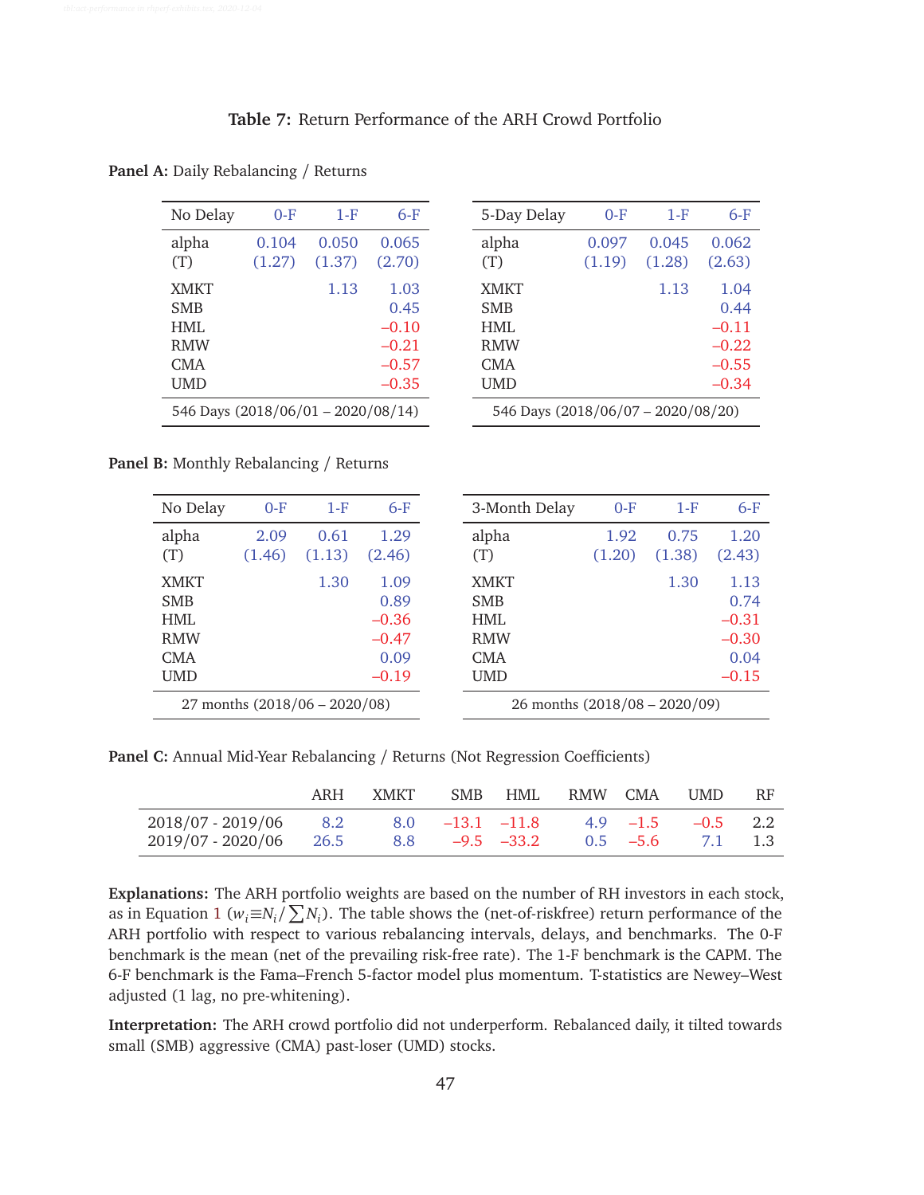**Table 7:** Return Performance of the ARH Crowd Portfolio

**Panel A:** Daily Rebalancing / Returns

| No Delay | 0-F | 1-F | 6-F |
|---|---|---|---|
| alpha | 0.104 | 0.050 | 0.065 |
| (T) | (1.27) | (1.37) | (2.70) |
| XMKT | | 1.13 | 1.03 |
| SMB | | | 0.45 |
| HML | | | –0.10 |
| RMW | | | –0.21 |
| CMA | | | –0.57 |
| UMD | | | –0.35 |
| 546 Days (2018/06/01 – 2020/08/14) | | | |

| 5-Day Delay | 0-F | 1-F | 6-F |
|---|---|---|---|
| alpha | 0.097 | 0.045 | 0.062 |
| (T) | (1.19) | (1.28) | (2.63) |
| XMKT | | 1.13 | 1.04 |
| SMB | | | 0.44 |
| HML | | | –0.11 |
| RMW | | | –0.22 |
| CMA | | | –0.55 |
| UMD | | | –0.34 |
| 546 Days (2018/06/07 – 2020/08/20) | | | |

**Panel B:** Monthly Rebalancing / Returns

| No Delay | 0-F | 1-F | 6-F |
|---|---|---|---|
| alpha | 2.09 | 0.61 | 1.29 |
| (T) | (1.46) | (1.13) | (2.46) |
| XMKT | | 1.30 | 1.09 |
| SMB | | | 0.89 |
| HML | | | –0.36 |
| RMW | | | –0.47 |
| CMA | | | 0.09 |
| UMD | | | –0.19 |
| 27 months (2018/06 – 2020/08) | | | |

| 3-Month Delay | 0-F | 1-F | 6-F |
|---|---|---|---|
| alpha | 1.92 | 0.75 | 1.20 |
| (T) | (1.20) | (1.38) | (2.43) |
| XMKT | | 1.30 | 1.13 |
| SMB | | | 0.74 |
| HML | | | –0.31 |
| RMW | | | –0.30 |
| CMA | | | 0.04 |
| UMD | | | –0.15 |
| 26 months (2018/08 – 2020/09) | | | |

**Panel C:** Annual Mid-Year Rebalancing / Returns (Not Regression Coefficients)

| | ARH | XMKT | SMB | HML | RMW | CMA | UMD | RF |
|---|---|---|---|---|---|---|---|---|
| 2018/07 - 2019/06 | 8.2 | 8.0 | –13.1 | –11.8 | 4.9 | –1.5 | –0.5 | 2.2 |
| 2019/07 - 2020/06 | 26.5 | 8.8 | –9.5 | –33.2 | 0.5 | –5.6 | 7.1 | 1.3 |

**Explanations:** The ARH portfolio weights are based on the number of RH investors in each stock, as in Equation 1 ($w_i \equiv N_i / \sum N_i$). The table shows the (net-of-riskfree) return performance of the ARH portfolio with respect to various rebalancing intervals, delays, and benchmarks. The 0-F benchmark is the mean (net of the prevailing risk-free rate). The 1-F benchmark is the CAPM. The 6-F benchmark is the Fama–French 5-factor model plus momentum. T-statistics are Newey–West adjusted (1 lag, no pre-whitening).

**Interpretation:** The ARH crowd portfolio did not underperform. Rebalanced daily, it tilted towards small (SMB) aggressive (CMA) past-loser (UMD) stocks.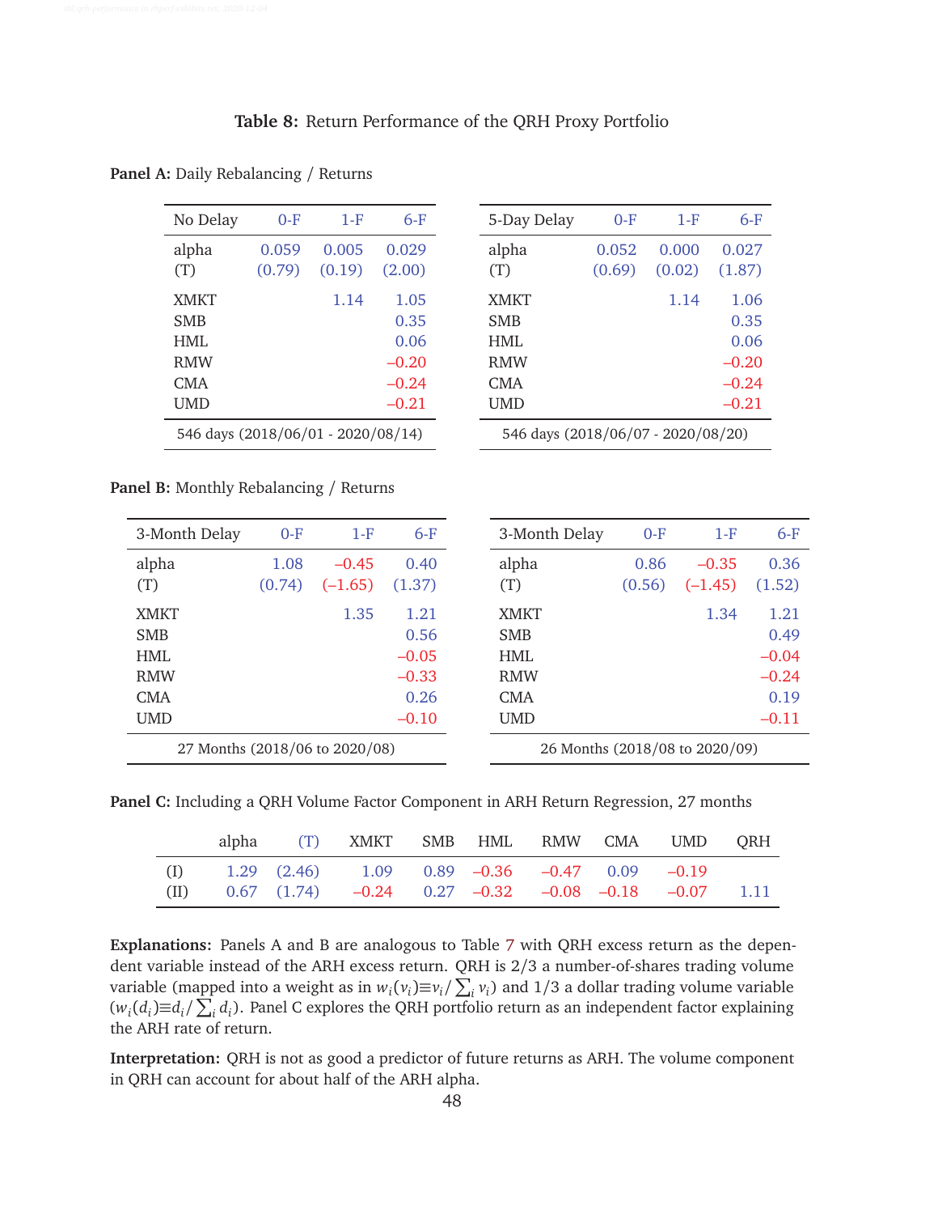**Table 8:** Return Performance of the QRH Proxy Portfolio

**Panel A:** Daily Rebalancing / Returns

| No Delay | 0-F | 1-F | 6-F |
|---|---|---|---|
| alpha | 0.059 | 0.005 | 0.029 |
| (T) | (0.79) | (0.19) | (2.00) |
| XMKT | | 1.14 | 1.05 |
| SMB | | | 0.35 |
| HML | | | 0.06 |
| RMW | | | –0.20 |
| CMA | | | –0.24 |
| UMD | | | –0.21 |
| 546 days (2018/06/01 - 2020/08/14) | | | |

| 5-Day Delay | 0-F | 1-F | 6-F |
|---|---|---|---|
| alpha | 0.052 | 0.000 | 0.027 |
| (T) | (0.69) | (0.02) | (1.87) |
| XMKT | | 1.14 | 1.06 |
| SMB | | | 0.35 |
| HML | | | 0.06 |
| RMW | | | –0.20 |
| CMA | | | –0.24 |
| UMD | | | –0.21 |
| 546 days (2018/06/07 - 2020/08/20) | | | |

**Panel B:** Monthly Rebalancing / Returns

| 3-Month Delay | 0-F | 1-F | 6-F |
|---|---|---|---|
| alpha | 1.08 | –0.45 | 0.40 |
| (T) | (0.74) | (–1.65) | (1.37) |
| XMKT | | 1.35 | 1.21 |
| SMB | | | 0.56 |
| HML | | | –0.05 |
| RMW | | | –0.33 |
| CMA | | | 0.26 |
| UMD | | | –0.10 |
| 27 Months (2018/06 to 2020/08) | | | |

| 3-Month Delay | 0-F | 1-F | 6-F |
|---|---|---|---|
| alpha | 0.86 | –0.35 | 0.36 |
| (T) | (0.56) | (–1.45) | (1.52) |
| XMKT | | 1.34 | 1.21 |
| SMB | | | 0.49 |
| HML | | | –0.04 |
| RMW | | | –0.24 |
| CMA | | | 0.19 |
| UMD | | | –0.11 |
| 26 Months (2018/08 to 2020/09) | | | |

**Panel C:** Including a QRH Volume Factor Component in ARH Return Regression, 27 months

| | alpha | (T) | XMKT | SMB | HML | RMW | CMA | UMD | QRH |
|---|---|---|---|---|---|---|---|---|---|
| (I) | 1.29 | (2.46) | 1.09 | 0.89 | –0.36 | –0.47 | 0.09 | –0.19 | |
| (II) | 0.67 | (1.74) | –0.24 | 0.27 | –0.32 | –0.08 | –0.18 | –0.07 | 1.11 |

**Explanations:** Panels A and B are analogous to Table 7 with QRH excess return as the dependent variable instead of the ARH excess return. QRH is 2/3 a number-of-shares trading volume variable (mapped into a weight as in $w_i(v_i) \equiv v_i / \sum_i v_i$) and 1/3 a dollar trading volume variable ($w_i(d_i) \equiv d_i / \sum_i d_i$). Panel C explores the QRH portfolio return as an independent factor explaining the ARH rate of return.

**Interpretation:** QRH is not as good a predictor of future returns as ARH. The volume component in QRH can account for about half of the ARH alpha.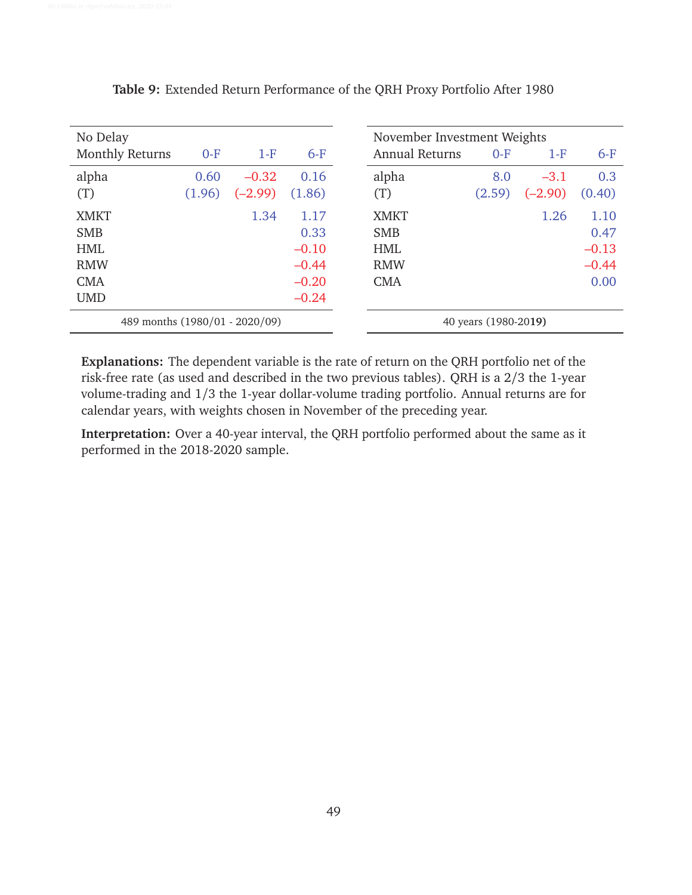**Table 9:** Extended Return Performance of the QRH Proxy Portfolio After 1980

| No Delay Monthly Returns | 0-F | 1-F | 6-F |
|---|---|---|---|
| alpha | 0.60 | –0.32 | 0.16 |
| (T) | (1.96) | (–2.99) | (1.86) |
| XMKT | | 1.34 | 1.17 |
| SMB | | | 0.33 |
| HML | | | –0.10 |
| RMW | | | –0.44 |
| CMA | | | –0.20 |
| UMD | | | –0.24 |
| 489 months (1980/01 - 2020/09) | | | |

| November Investment Weights Annual Returns | 0-F | 1-F | 6-F |
|---|---|---|---|
| alpha | 8.0 | –3.1 | 0.3 |
| (T) | (2.59) | (–2.90) | (0.40) |
| XMKT | | 1.26 | 1.10 |
| SMB | | | 0.47 |
| HML | | | –0.13 |
| RMW | | | –0.44 |
| CMA | | | 0.00 |
| 40 years (1980-2019) | | | |

**Explanations:** The dependent variable is the rate of return on the QRH portfolio net of the risk-free rate (as used and described in the two previous tables). QRH is a 2/3 the 1-year volume-trading and 1/3 the 1-year dollar-volume trading portfolio. Annual returns are for calendar years, with weights chosen in November of the preceding year.

**Interpretation:** Over a 40-year interval, the QRH portfolio performed about the same as it performed in the 2018-2020 sample.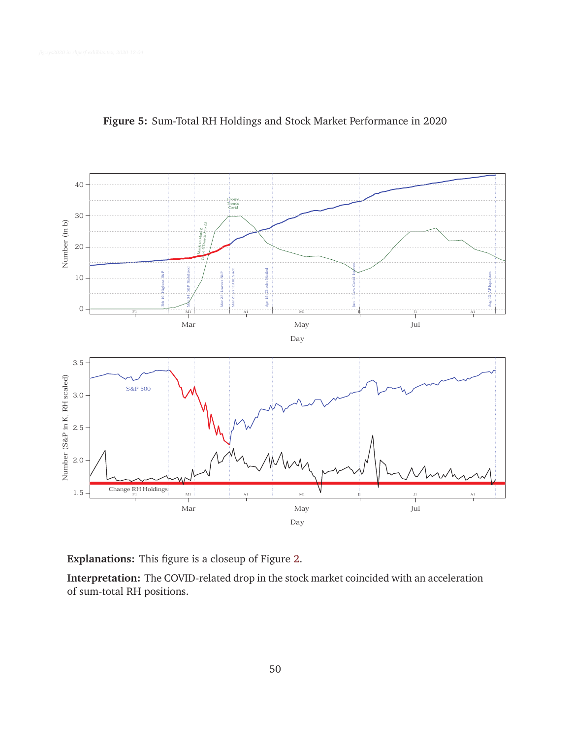**Figure 5:** Sum-Total RH Holdings and Stock Market Performance in 2020

**Explanations:** This figure is a closeup of Figure 2.

**Interpretation:** The COVID-related drop in the stock market coincided with an acceleration of sum-total RH positions.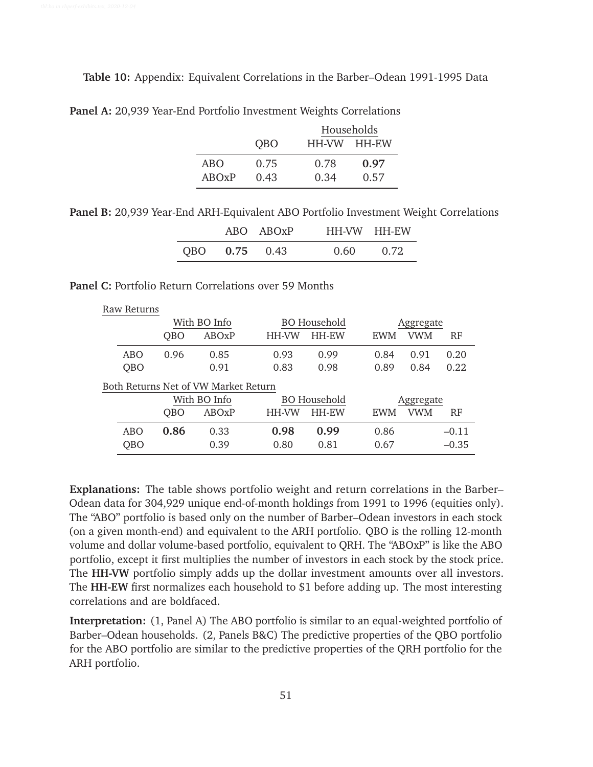**Table 10:** Appendix: Equivalent Correlations in the Barber–Odean 1991-1995 Data

**Panel A:** 20,939 Year-End Portfolio Investment Weights Correlations

| | | Households | |
|---|---|---|---|
| | QBO | HH-VW | HH-EW |
| ABO | 0.75 | 0.78 | **0.97** |
| ABOxP | 0.43 | 0.34 | 0.57 |

**Panel B:** 20,939 Year-End ARH-Equivalent ABO Portfolio Investment Weight Correlations

| | ABO | ABOxP | HH-VW | HH-EW |
|---|---|---|---|---|
| QBO | **0.75** | 0.43 | 0.60 | 0.72 |

**Panel C:** Portfolio Return Correlations over 59 Months

Raw Returns

| | With BO Info | | BO Household | | Aggregate | | |
|---|---|---|---|---|---|---|---|
| | QBO | ABOxP | HH-VW | HH-EW | EWM | VWM | RF |
| ABO | 0.96 | 0.85 | 0.93 | 0.99 | 0.84 | 0.91 | 0.20 |
| QBO | | 0.91 | 0.83 | 0.98 | 0.89 | 0.84 | 0.22 |

Both Returns Net of VW Market Return

| | With BO Info | | BO Household | | Aggregate | | |
|---|---|---|---|---|---|---|---|
| | QBO | ABOxP | HH-VW | HH-EW | EWM | VWM | RF |
| ABO | **0.86** | 0.33 | **0.98** | **0.99** | 0.86 | | –0.11 |
| QBO | | 0.39 | 0.80 | 0.81 | 0.67 | | –0.35 |

**Explanations:** The table shows portfolio weight and return correlations in the Barber–Odean data for 304,929 unique end-of-month holdings from 1991 to 1996 (equities only). The "ABO" portfolio is based only on the number of Barber–Odean investors in each stock (on a given month-end) and equivalent to the ARH portfolio. QBO is the rolling 12-month volume and dollar volume-based portfolio, equivalent to QRH. The "ABOxP" is like the ABO portfolio, except it first multiplies the number of investors in each stock by the stock price. The **HH-VW** portfolio simply adds up the dollar investment amounts over all investors. The **HH-EW** first normalizes each household to $1 before adding up. The most interesting correlations and are boldfaced.

**Interpretation:** (1, Panel A) The ABO portfolio is similar to an equal-weighted portfolio of Barber–Odean households. (2, Panels B&C) The predictive properties of the QBO portfolio for the ABO portfolio are similar to the predictive properties of the QRH portfolio for the ARH portfolio.